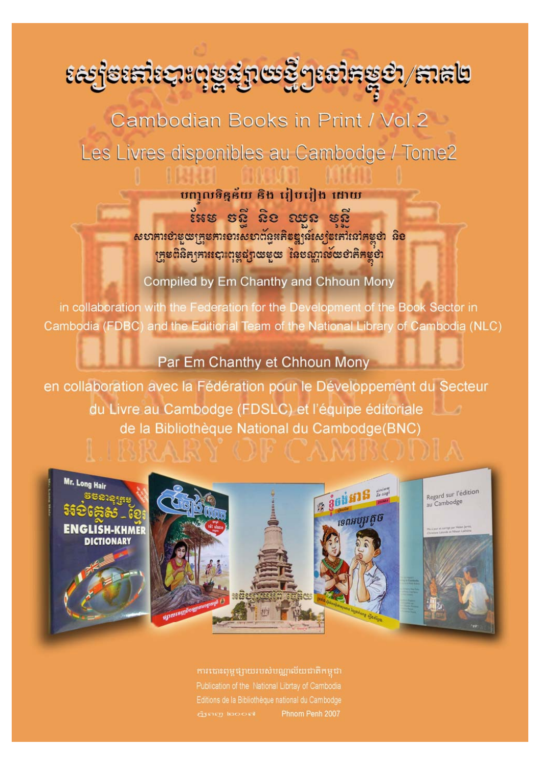# សៀវភៅបោះពុម្ពផ្សាយថ្មីៗនៅកម្ពុជា/ភាគ២

## Cambodian Books in Print / Vol.2

## Les Livres disponibles au Cambodge / Tome2

បញ្ចូលទិន្នន័យ និង រៀបរៀង ដោយ

អែម ចន្ធី និង ឈួន មុន្នី

សហការជាមួយក្រុមការងារសហព័ន្ធអភិវឌ្ឍន៍សៀវភៅនៅកម្ពុជា និង ក្រុមពិនិត្យការបោះពុម្ពផ្សាយមួយ នៃបណ្ណាល័យជាតិកម្ពុជា

Compiled by Em Chanthy and Chhoun Mony

in collaboration with the Federation for the Development of the Book Sector in Cambodia (FDBC) and the Editiorial Team of the National Library of Cambodia (NLC)

Par Em Chanthy et Chhoun Mony

en collaboration avec la Fédération pour le Développement du Secteur du Livre au Cambodge (FDSLC) et l'équipe éditoriale de la Bibliothèque National du Cambodge(BNC)

ការបោះពុម្ពផ្សាយរបស់បណ្ណាល័យជាតិកម្ពុជា

Publication of the National Libtray of Cambodia

Editions de la Bibliothèque national du Cambodge

ភ្នំពេញ ២០០៧ Phnom Penh 2007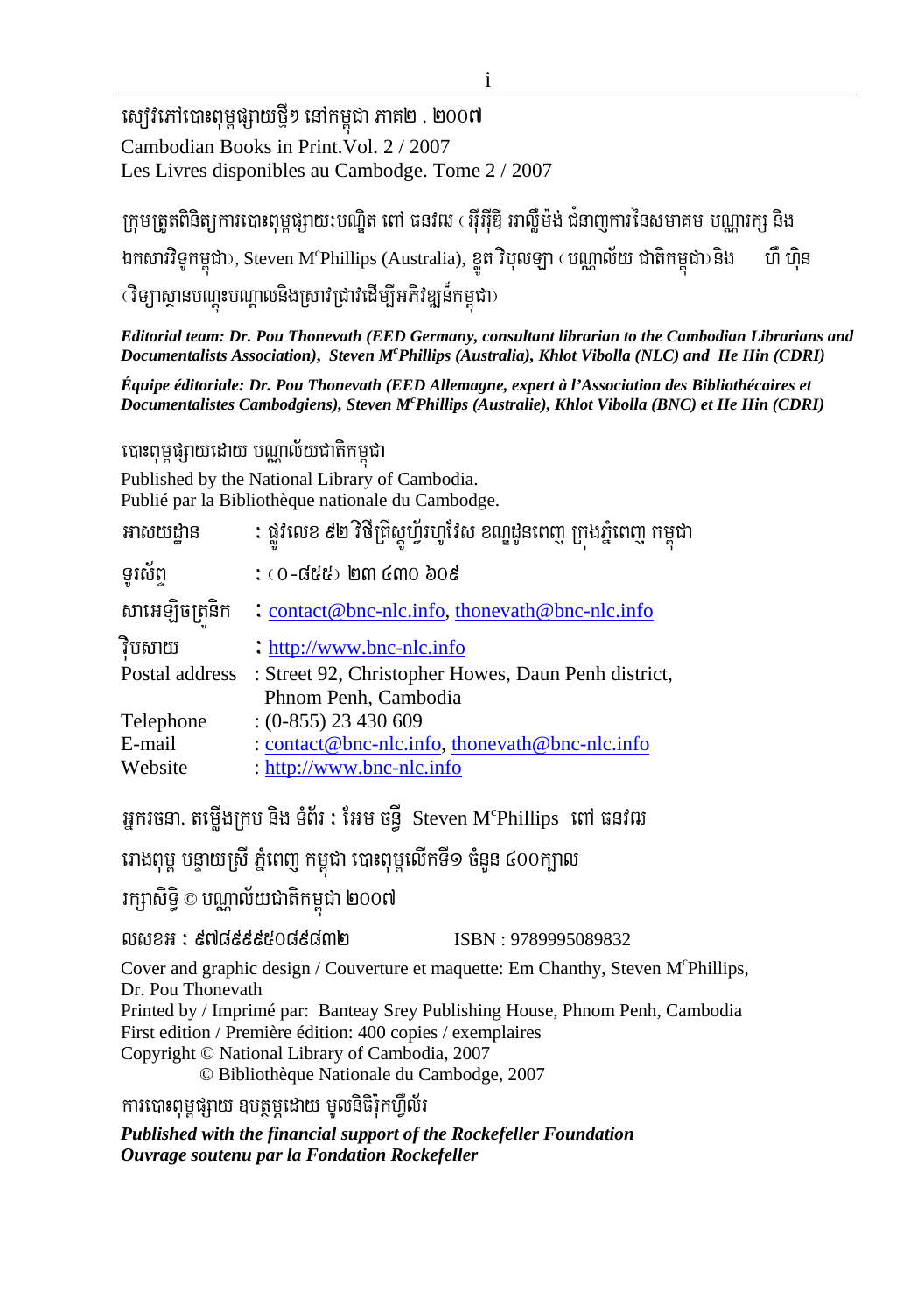សៀវភៅបោះពុម្ពផ្សាយថ្មីៗ នៅកម្ពុជា ភាគ២ . ២០០៧

Cambodian Books in Print.Vol. 2 / 2007

Les Livres disponibles au Cambodge. Tome 2 / 2007

ក្រុមត្រួតពិនិត្យការបោះពុម្ពផ្សាយៈបណ្ឌិត ពៅ ធនវឌ្ឍ (អ៊ីអ៊ីឌី អាល្លឺម៉ង់ ជំនាញការនៃសមាគម បណ្ណារក្ស និង ឯកសារវិទូកម្ពុជា), Steven M[c]Phillips (Australia), ខ្លូត វិបុលឡា (បណ្ណាល័យ ជាតិកម្ពុជា)និង ហ៊ី ហ៊ិន (វិទ្យាស្ថានបណ្តុះបណ្តាលនិងស្រាវជ្រាវដើម្បីអភិវឌ្ឍន៍កម្ពុជា)

***Editorial team: Dr. Pou Thonevath (EED Germany, consultant librarian to the Cambodian Librarians and Documentalists Association), Steven M[c]Phillips (Australia), Khlot Vibolla (NLC) and He Hin (CDRI)***

***Équipe éditoriale: Dr. Pou Thonevath (EED Allemagne, expert à l'Association des Bibliothécaires et Documentalistes Cambodgiens), Steven M[c]Phillips (Australie), Khlot Vibolla (BNC) et He Hin (CDRI)***

បោះពុម្ពផ្សាយដោយ បណ្ណាល័យជាតិកម្ពុជា

Published by the National Library of Cambodia.
Publié par la Bibliothèque nationale du Cambodge.

| | |
|---|---|
| អាសយដ្ឋាន | : ផ្លូវលេខ ៩២ វិថីគ្រីស្តូហ្វ័រហូវែស ខណ្ឌដូនពេញ ក្រុងភ្នំពេញ កម្ពុជា |
| ទូរស័ព្ទ | : (០-៨៥៥) ២៣ ៤៣០ ៦០៩ |
| សារអេឡិចត្រូនិក | : contact@bnc-nlc.info, thonevath@bnc-nlc.info |
| វ៉ិបសាយ | : http://www.bnc-nlc.info |
| Postal address | : Street 92, Christopher Howes, Daun Penh district, Phnom Penh, Cambodia |
| Telephone | : (0-855) 23 430 609 |
| E-mail | : contact@bnc-nlc.info, thonevath@bnc-nlc.info |
| Website | : http://www.bnc-nlc.info |

អ្នករចនា, តម្លើងក្រប និង ទំព័រ : អែម ចន្ធី Steven M[c]Phillips ពៅ ធនវឌ្ឍ

រោងពុម្ព បន្ទាយស្រី ភ្នំពេញ កម្ពុជា បោះពុម្ពលើកទី១ ចំនួន ៤០០ក្បាល

រក្សាសិទ្ធិ © បណ្ណាល័យជាតិកម្ពុជា ២០០៧

លេខអ : ៩៧៨៩៩៩៥០៨៩៨៣២ ISBN : 9789995089832

Cover and graphic design / Couverture et maquette: Em Chanthy, Steven M[c]Phillips, Dr. Pou Thonevath
Printed by / Imprimé par: Banteay Srey Publishing House, Phnom Penh, Cambodia
First edition / Première édition: 400 copies / exemplaires
Copyright © National Library of Cambodia, 2007
© Bibliothèque Nationale du Cambodge, 2007

ការបោះពុម្ពផ្សាយ ឧបត្ថម្ភដោយ មូលនិធិរ៉ុកហ្វឺល័រ

***Published with the financial support of the Rockefeller Foundation***
***Ouvrage soutenu par la Fondation Rockefeller***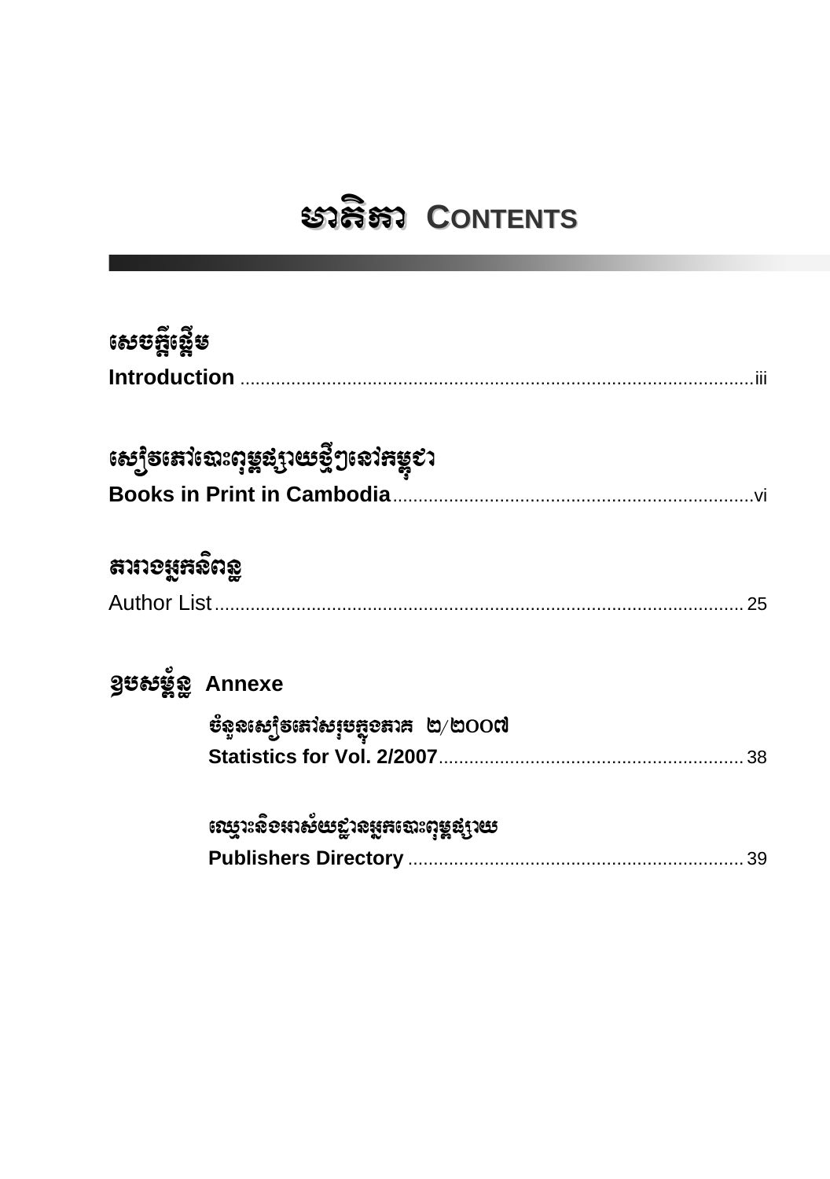# មាតិកា CONTENTS

**សេចក្តីផ្តើម**

**Introduction** .................................................................................................iii

**សៀវភៅបោះពុម្ពផ្សាយថ្មីៗនៅកម្ពុជា**

**Books in Print in Cambodia**.......................................................................vi

**តារាងអ្នកនិពន្ធ**

Author List........................................................................................................25

**ឧបសម្ព័ន្ធ Annexe**

> **ចំនួនសៀវភៅសរុបក្នុងភាគ ២/២០០៧**
>
> **Statistics for Vol. 2/2007**...........................................................38
>
> **ឈ្មោះនិងអាសយដ្ឋានអ្នកបោះពុម្ពផ្សាយ**
>
> **Publishers Directory** .................................................................39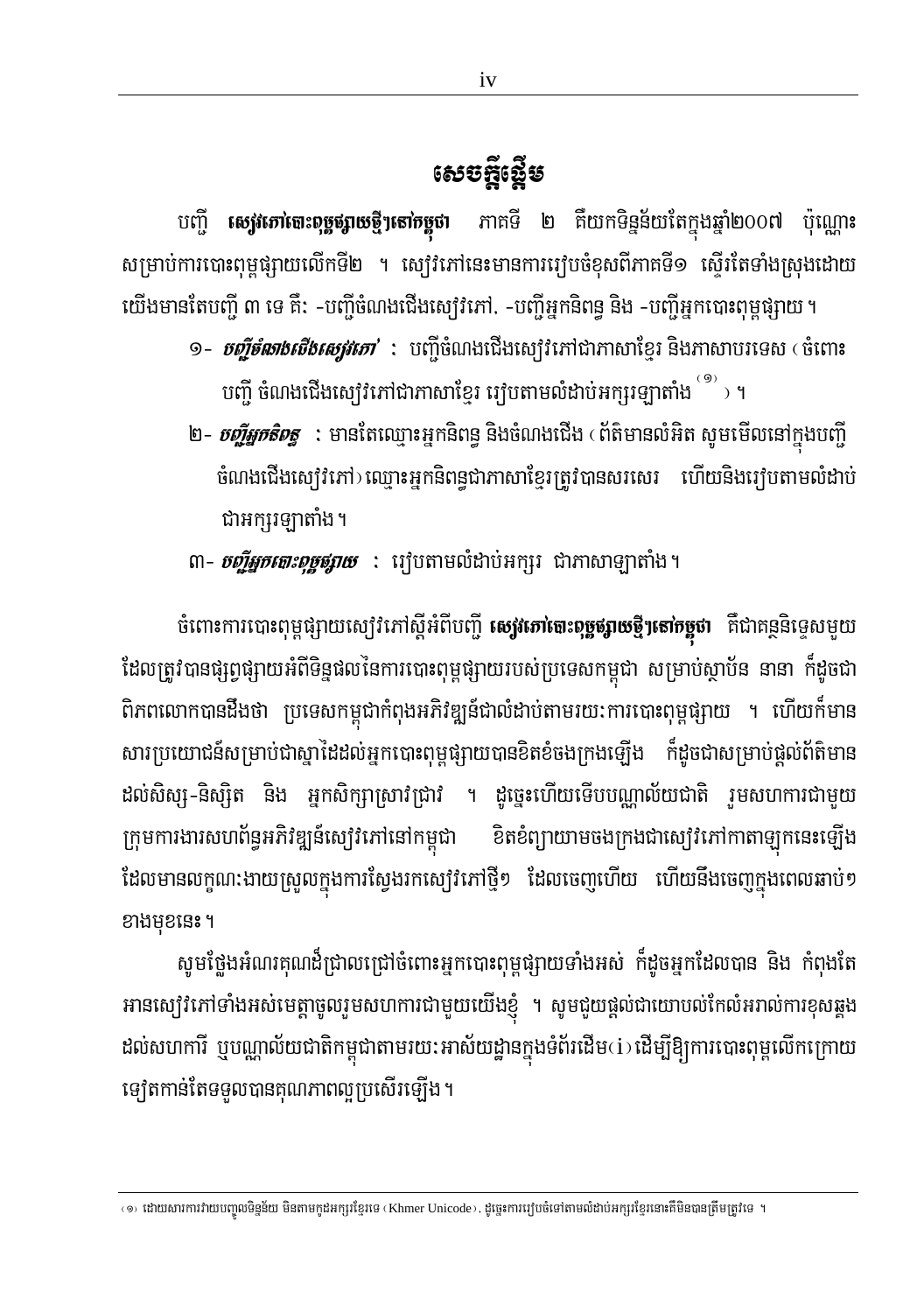# សេចក្តីផ្តើម

បញ្ជី ***សៀវភៅបោះពុម្ពផ្សាយថ្មីៗនៅកម្ពុជា*** ភាគទី ២ គឺយកទិន្នន័យតែក្នុងឆ្នាំ២០០៧ ប៉ុណ្ណោះ សម្រាប់ការបោះពុម្ពផ្សាយលើកទី២ ។ សៀវភៅនេះមានការរៀបចំខុសពីភាគទី១ ស្ទើរតែទាំងស្រុងដោយយើងមានតែបញ្ជី ៣ ទេ គឺៈ -បញ្ជីចំណងជើងសៀវភៅ, -បញ្ជីអ្នកនិពន្ធ និង -បញ្ជីអ្នកបោះពុម្ពផ្សាយ ។

១- ***បញ្ជីចំណងជើងសៀវភៅ*** ៈ បញ្ជីចំណងជើងសៀវភៅជាភាសាខ្មែរ និងភាសាបរទេស ( ចំពោះបញ្ជី ចំណងជើងសៀវភៅជាភាសាខ្មែរ រៀបតាមលំដាប់អក្សរឡាតាំង [១] ) ។

២- ***បញ្ជីអ្នកនិពន្ធ*** ៈ មានតែឈ្មោះអ្នកនិពន្ធ និងចំណងជើង ( ព័ត៌មានលំអិត សូមមើលនៅក្នុងបញ្ជីចំណងជើងសៀវភៅ) ឈ្មោះអ្នកនិពន្ធជាភាសាខ្មែរត្រូវបានសរសេរ ហើយនិងរៀបតាមលំដាប់ជាអក្សរឡាតាំង ។

៣- ***បញ្ជីអ្នកបោះពុម្ពផ្សាយ*** ៈ រៀបតាមលំដាប់អក្សរ ជាភាសាឡាតាំង ។

ចំពោះការបោះពុម្ពផ្សាយសៀវភៅស្តីអំពីបញ្ជី ***សៀវភៅបោះពុម្ពផ្សាយថ្មីៗនៅកម្ពុជា*** គឺជាគន្ថនិទ្ទេសមួយដែលត្រូវបានផ្សព្វផ្សាយអំពីទិន្នផលនៃការបោះពុម្ពផ្សាយរបស់ប្រទេសកម្ពុជា សម្រាប់ស្ថាប័ន នានា ក៏ដូចជាពិភពលោកបានដឹងថា ប្រទេសកម្ពុជាកំពុងអភិវឌ្ឍន៍ជាលំដាប់តាមរយៈការបោះពុម្ពផ្សាយ ។ ហើយក៏មានសារប្រយោជន៍សម្រាប់ជាស្ពានដែលដល់អ្នកបោះពុម្ពផ្សាយបានខិតខំចងក្រងឡើង ក៏ដូចជាសម្រាប់ផ្តល់ព័ត៌មានដល់សិស្ស-និស្សិត និង អ្នកសិក្សាស្រាវជ្រាវ ។ ដូច្នេះហើយទើបបណ្ណាល័យជាតិ រួមសហការជាមួយក្រុមការងារសហព័ន្ធអភិវឌ្ឍន៍សៀវភៅនៅកម្ពុជា ខិតខំព្យាយាមចងក្រងជាសៀវភៅកាតាឡុកនេះឡើង ដែលមានលក្ខណៈងាយស្រួលក្នុងការស្វែងរកសៀវភៅថ្មីៗ ដែលចេញហើយ ហើយនឹងចេញក្នុងពេលឆាប់ៗខាងមុខនេះ ។

សូមថ្លែងអំណរគុណដ៏ជ្រាលជ្រៅចំពោះអ្នកបោះពុម្ពផ្សាយទាំងអស់ ក៏ដូចអ្នកដែលបាន និង កំពុងតែអានសៀវភៅទាំងអស់មេត្តាចូលរួមសហការជាមួយយើងខ្ញុំ ។ សូមជួយផ្តល់ជាយោបល់កែលំអរាល់ការខុសឆ្គងដល់សហការី ឬបណ្ណាល័យជាតិកម្ពុជាតាមរយៈអាស័យដ្ឋានក្នុងទំព័រដើម(i)ដើម្បីឱ្យការបោះពុម្ពលើកក្រោយទៀតកាន់តែទទួលបានគុណភាពល្អប្រសើរឡើង ។

---

(១) ដោយសារការវាយបញ្ចូលទិន្នន័យ មិនតាមកូដអក្សរខ្មែរទេ (Khmer Unicode), ដូច្នេះការរៀបចំទៅតាមលំដាប់អក្សរខ្មែរនោះពុំមិនបានត្រឹមត្រូវទេ ។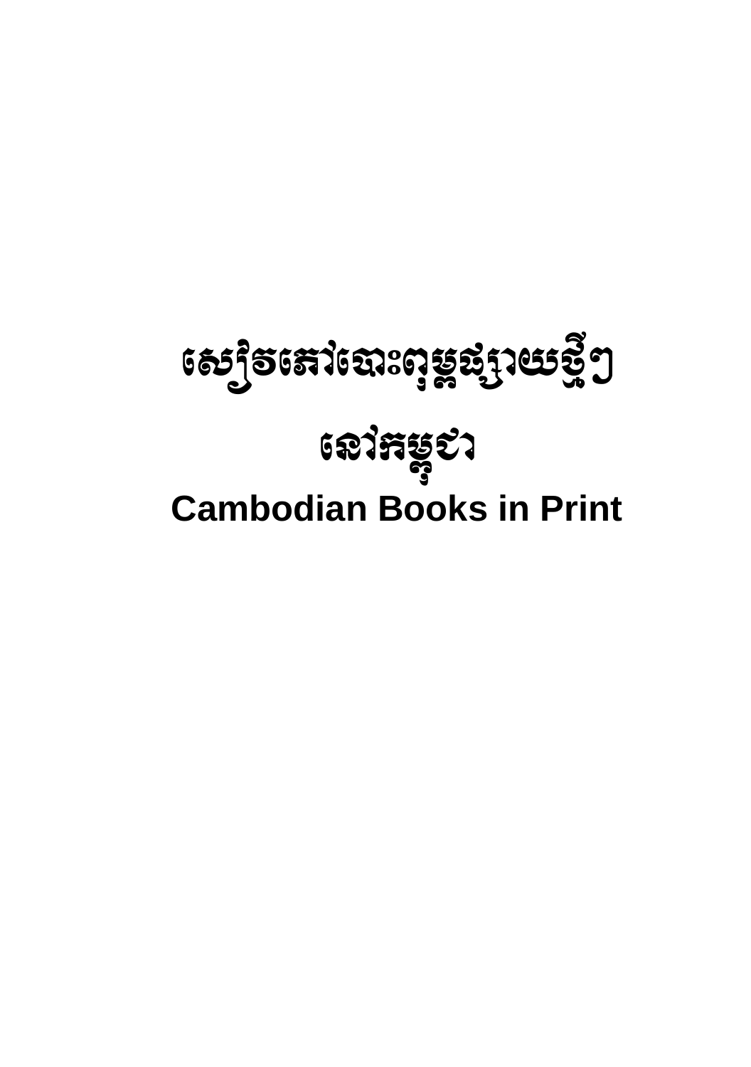# សៀវភៅបោះពុម្ពផ្សាយថ្មីៗ

# នៅកម្ពុជា

# Cambodian Books in Print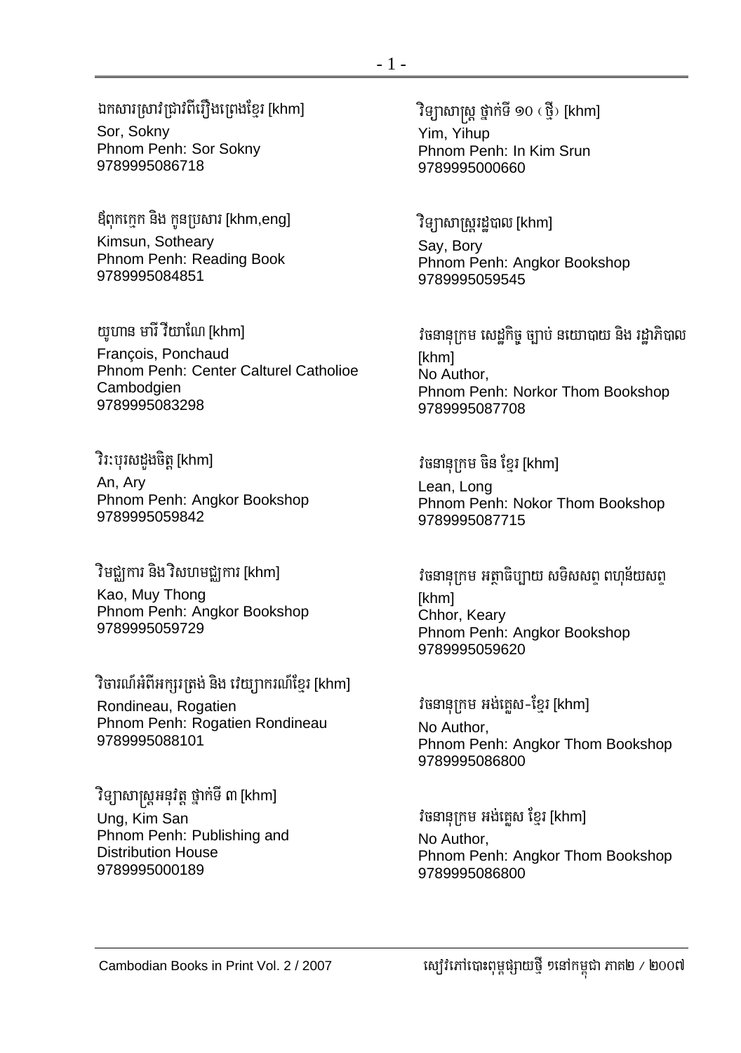ឯកសារស្រាវជ្រាវពីរឿងព្រេងខ្មែរ [khm]
Sor, Sokny
Phnom Penh: Sor Sokny
9789995086718

ឪពុកក្មេក និង កូនប្រសារ [khm,eng]
Kimsun, Sotheary
Phnom Penh: Reading Book
9789995084851

យូហាន មារី វីយាណែ [khm]
François, Ponchaud
Phnom Penh: Center Calturel Catholioe Cambodgien
9789995083298

វីរៈបុរសដួងចិត្ត [khm]
An, Ary
Phnom Penh: Angkor Bookshop
9789995059842

វិមជ្ឈការ និង វិសហមជ្ឈការ [khm]
Kao, Muy Thong
Phnom Penh: Angkor Bookshop
9789995059729

វិចារណ៍អំពីអក្សរត្រង់ និង វេយ្យាករណ៍ខ្មែរ [khm]
Rondineau, Rogatien
Phnom Penh: Rogatien Rondineau
9789995088101

វិទ្យាសាស្ត្រអនុវត្ត ថ្នាក់ទី ៣ [khm]
Ung, Kim San
Phnom Penh: Publishing and Distribution House
9789995000189

វិទ្យាសាស្ត្រ ថ្នាក់ទី ១០ (ថ្មី) [khm]
Yim, Yihup
Phnom Penh: In Kim Srun
9789995000660

វិទ្យាសាស្ត្ររដ្ឋបាល [khm]
Say, Bory
Phnom Penh: Angkor Bookshop
9789995059545

វចនានុក្រម សេដ្ឋកិច្ច ច្បាប់ នយោបាយ និង រដ្ឋាភិបាល [khm]
No Author,
Phnom Penh: Norkor Thom Bookshop
9789995087708

វចនានុក្រម ចិន ខ្មែរ [khm]
Lean, Long
Phnom Penh: Nokor Thom Bookshop
9789995087715

វចនានុក្រម អត្ថាធិប្បាយ សទិសសព្ទ ពហុន័យសព្ទ [khm]
Chhor, Keary
Phnom Penh: Angkor Bookshop
9789995059620

វចនានុក្រម អង់គ្លេស-ខ្មែរ [khm]
No Author,
Phnom Penh: Angkor Thom Bookshop
9789995086800

វចនានុក្រម អង់គ្លេស ខ្មែរ [khm]
No Author,
Phnom Penh: Angkor Thom Bookshop
9789995086800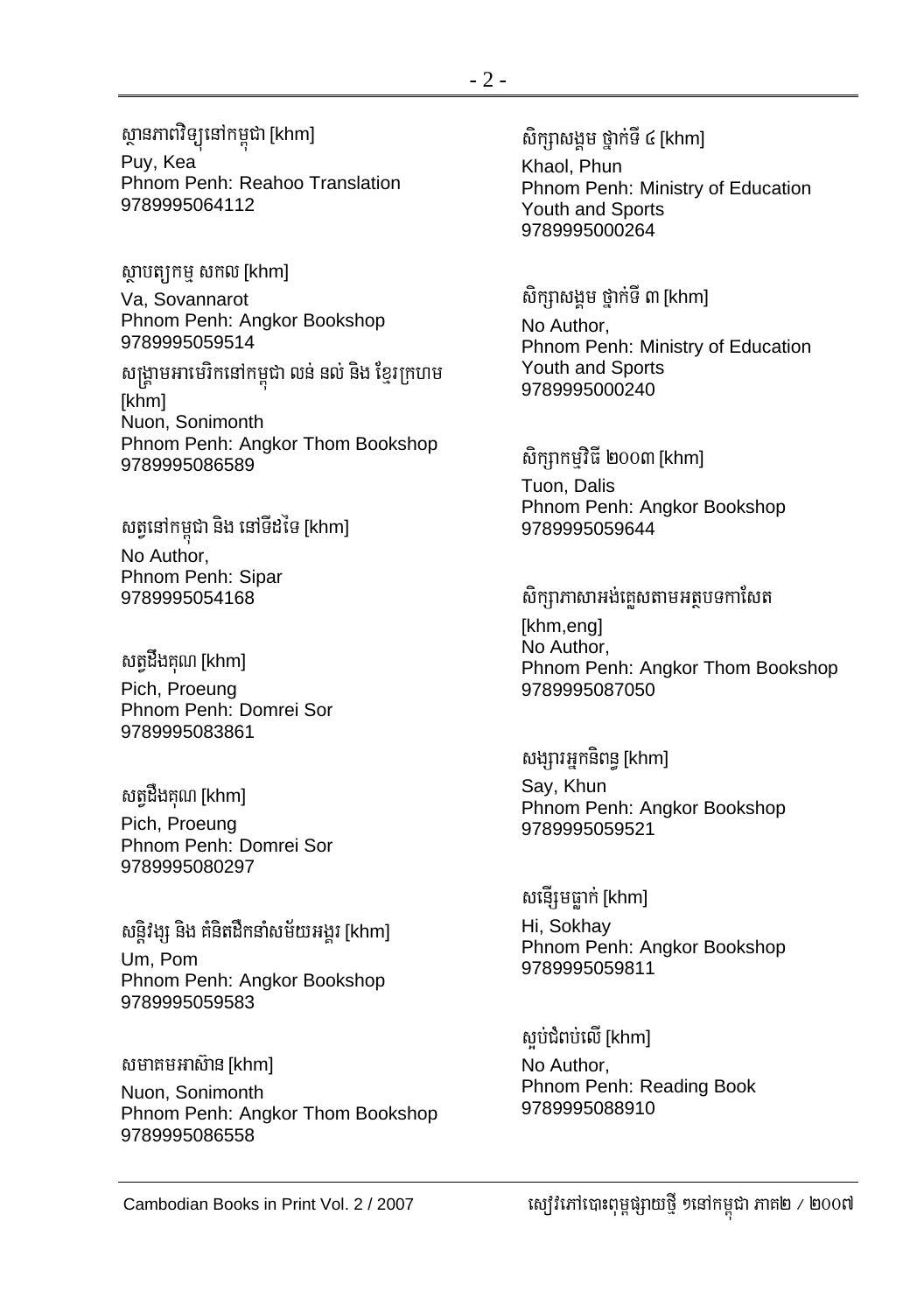ស្ថានភាពវិទ្យុនៅកម្ពុជា [khm]
Puy, Kea
Phnom Penh: Reahoo Translation
9789995064112

ស្ថាបត្យកម្ម សកល [khm]
Va, Sovannarot
Phnom Penh: Angkor Bookshop
9789995059514

សង្គ្រាមអាមេរិកនៅកម្ពុជា លន់ នល់ និង ខ្មែរក្រហម [khm]
Nuon, Sonimonth
Phnom Penh: Angkor Thom Bookshop
9789995086589

សត្វនៅកម្ពុជា និង នៅទីដទៃ [khm]
No Author,
Phnom Penh: Sipar
9789995054168

សត្វដឹងគុណ [khm]
Pich, Proeung
Phnom Penh: Domrei Sor
9789995083861

សត្វដឹងគុណ [khm]
Pich, Proeung
Phnom Penh: Domrei Sor
9789995080297

សន្តិវង្ស និង គំនិតដឹកនាំសម័យអង្គរ [khm]
Um, Pom
Phnom Penh: Angkor Bookshop
9789995059583

សមាគមអាស៊ាន [khm]
Nuon, Sonimonth
Phnom Penh: Angkor Thom Bookshop
9789995086558

សិក្សាសង្គម ថ្នាក់ទី ៤ [khm]
Khaol, Phun
Phnom Penh: Ministry of Education Youth and Sports
9789995000264

សិក្សាសង្គម ថ្នាក់ទី ៣ [khm]
No Author,
Phnom Penh: Ministry of Education Youth and Sports
9789995000240

សិក្សាកម្មវិធី ២០០៣ [khm]
Tuon, Dalis
Phnom Penh: Angkor Bookshop
9789995059644

សិក្សាភាសាអង់គ្លេសតាមអត្ថបទកាសែត [khm,eng]
No Author,
Phnom Penh: Angkor Thom Bookshop
9789995087050

សង្សារអ្នកនិពន្ធ [khm]
Say, Khun
Phnom Penh: Angkor Bookshop
9789995059521

សន្ទើរមធ្លាក់ [khm]
Hi, Sokhay
Phnom Penh: Angkor Bookshop
9789995059811

ស្អប់ជិតប់លើ [khm]
No Author,
Phnom Penh: Reading Book
9789995088910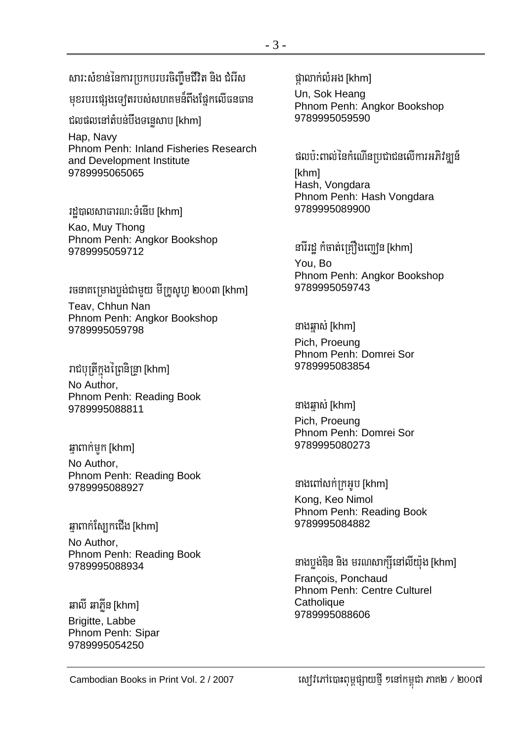សារៈសំខាន់នៃការប្រកបរបរចិញ្ចឹមជីវិត និង ជំរើសមុខរបរផ្សេងទៀតរបស់សហគមន៍ពឹងផ្អែកលើធនធានជលផលនៅតំបន់បឹងទន្លេសាប [khm]
Hap, Navy
Phnom Penh: Inland Fisheries Research and Development Institute
9789995065065

រដ្ឋបាលសាធារណៈទំនើប [khm]
Kao, Muy Thong
Phnom Penh: Angkor Bookshop
9789995059712

រចនាគម្រោងប្លង់ជាមួយ មីក្រូសូហ្វ ២០០៣ [khm]
Teav, Chhun Nan
Phnom Penh: Angkor Bookshop
9789995059798

រាជបុត្រីក្នុងព្រៃនិទ្រា [khm]
No Author,
Phnom Penh: Reading Book
9789995088811

ឆ្មាពាក់មួក [khm]
No Author,
Phnom Penh: Reading Book
9789995088927

ឆ្មាពាក់ស្បែកជើង [khm]
No Author,
Phnom Penh: Reading Book
9789995088934

ឆាលី ឆាភ្លីន [khm]
Brigitte, Labbe
Phnom Penh: Sipar
9789995054250

ផ្កាលាក់លំអង [khm]
Un, Sok Heang
Phnom Penh: Angkor Bookshop
9789995059590

ផលប៉ះពាល់នៃកំណើនប្រជាជនលើការអភិវឌ្ឍន៍ [khm]
Hash, Vongdara
Phnom Penh: Hash Vongdara
9789995089900

នារីរដ្ឋ កំចាត់គ្រឿងញៀន [khm]
You, Bo
Phnom Penh: Angkor Bookshop
9789995059743

នាងឆ្មាស់ [khm]
Pich, Proeung
Phnom Penh: Domrei Sor
9789995083854

នាងឆ្មាស់ [khm]
Pich, Proeung
Phnom Penh: Domrei Sor
9789995080273

នាងពៅសក់ក្រអូប [khm]
Kong, Keo Nimol
Phnom Penh: Reading Book
9789995084882

នាងប្លង់ឪន និង មរណសាក្សីនៅលីយ៉ុង [khm]
François, Ponchaud
Phnom Penh: Centre Culturel Catholique
9789995088606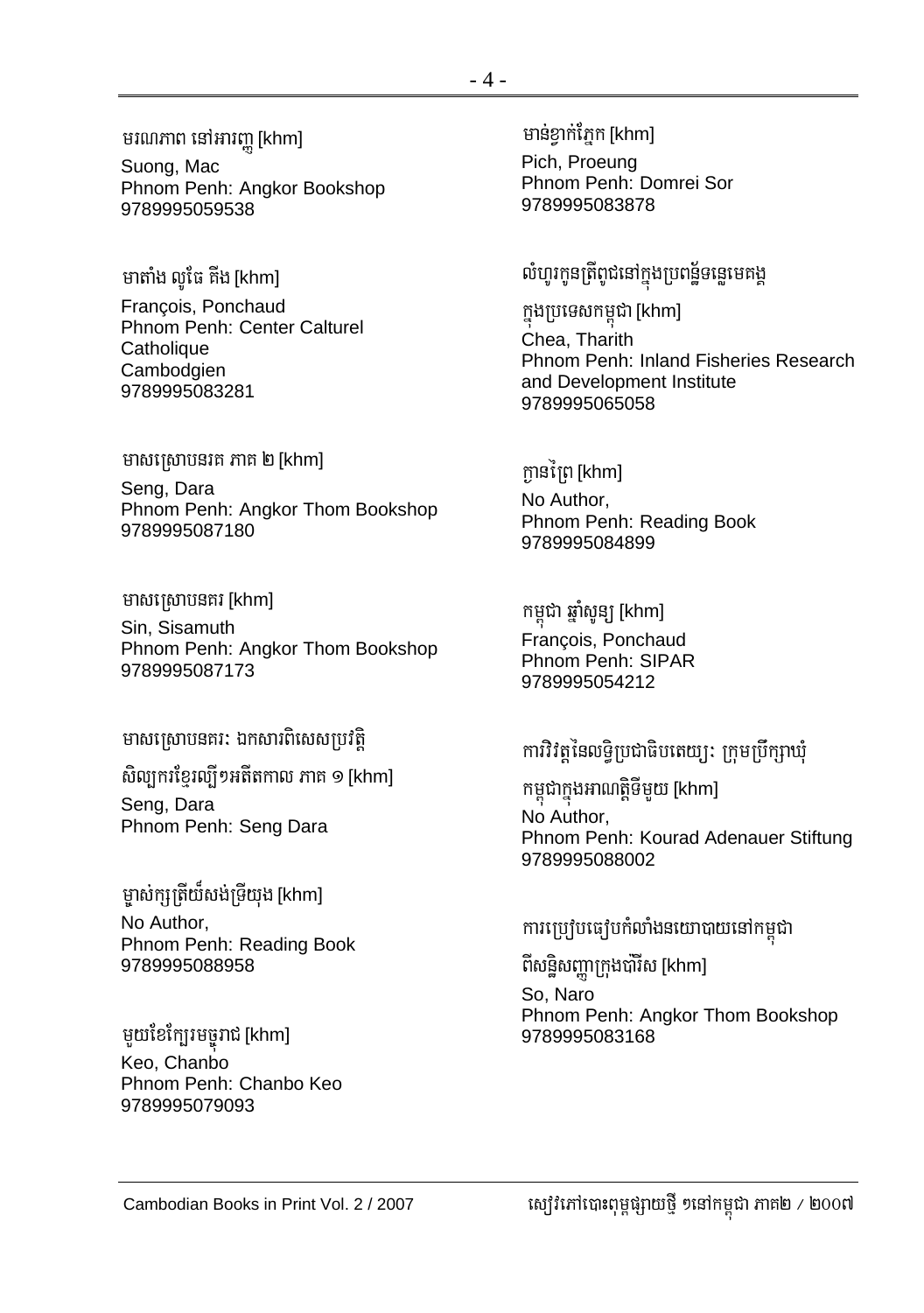មរណភាព នៅអារញ្ញ [khm]
Suong, Mac
Phnom Penh: Angkor Bookshop
9789995059538

មាតាំង លូផៃ តឹង [khm]
François, Ponchaud
Phnom Penh: Center Calturel Catholique Cambodgien
9789995083281

មាសស្រោបនរគ ភាគ ២ [khm]
Seng, Dara
Phnom Penh: Angkor Thom Bookshop
9789995087180

មាសស្រោបនគរ [khm]
Sin, Sisamuth
Phnom Penh: Angkor Thom Bookshop
9789995087173

មាសស្រោបនគរ: ឯកសារពិសេសប្រវត្តិសិល្បករខ្មែរល្បីៗអតីតកាល ភាគ ១ [khm]
Seng, Dara
Phnom Penh: Seng Dara

ម្ចាស់ក្សត្រីយ៍សង់ទ្រីយ៉ុង [khm]
No Author,
Phnom Penh: Reading Book
9789995088958

មួយខែក្បែរមច្ចុរាជ [khm]
Keo, Chanbo
Phnom Penh: Chanbo Keo
9789995079093

មាន់ខ្វាក់ភ្នែក [khm]
Pich, Proeung
Phnom Penh: Domrei Sor
9789995083878

លំហូរកូនត្រីពូជនៅក្នុងប្រព័ន្ធទន្លេមេគង្គក្នុងប្រទេសកម្ពុជា [khm]
Chea, Tharith
Phnom Penh: Inland Fisheries Research and Development Institute
9789995065058

ក្លាទព្រៃ [khm]
No Author,
Phnom Penh: Reading Book
9789995084899

កម្ពុជា ឆ្នាំសូន្យ [khm]
François, Ponchaud
Phnom Penh: SIPAR
9789995054212

ការវិវត្តនៃលទ្ធិប្រជាធិបតេយ្យ: ក្រុមប្រឹក្សាឃុំកម្ពុជាក្នុងអាណត្តិទីមួយ [khm]
No Author,
Phnom Penh: Kourad Adenauer Stiftung
9789995088002

ការប្រៀបធៀបកំលាំងនយោបាយនៅកម្ពុជាពីសន្ធិសញ្ញាក្រុងប៉ារីស [khm]
So, Naro
Phnom Penh: Angkor Thom Bookshop
9789995083168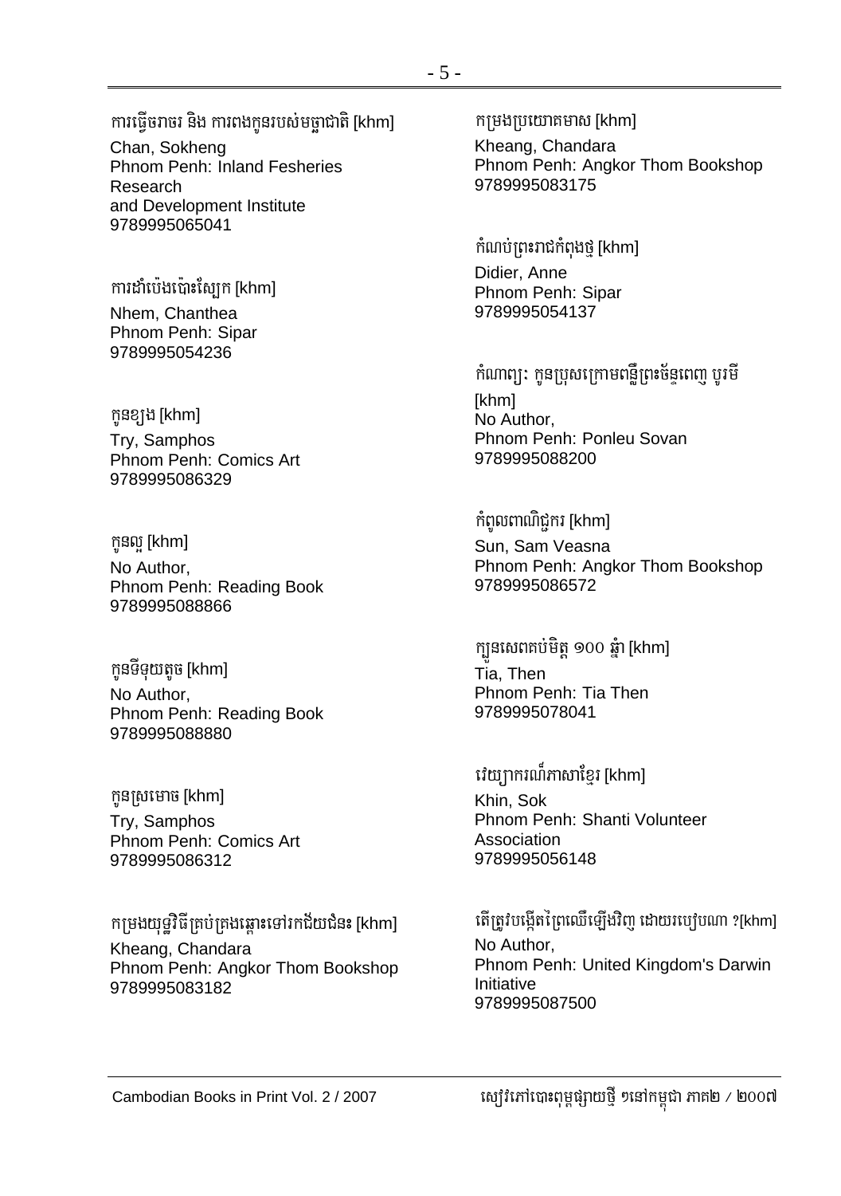ការធ្វើចរាចរ និង ការពេងកូនរបស់មច្ឆាជាតិ [khm]
Chan, Sokheng
Phnom Penh: Inland Fesheries Research and Development Institute
9789995065041

ការដាំប៉េងប៉ោះស្បែក [khm]
Nhem, Chanthea
Phnom Penh: Sipar
9789995054236

កូនខ្យង [khm]
Try, Samphos
Phnom Penh: Comics Art
9789995086329

កូនល្អ [khm]
No Author,
Phnom Penh: Reading Book
9789995088866

កូនទីទុយតូច [khm]
No Author,
Phnom Penh: Reading Book
9789995088880

កូនស្រមោច [khm]
Try, Samphos
Phnom Penh: Comics Art
9789995086312

កម្រងយុទ្ធវិធីគ្រប់គ្រងឆ្ពោះទៅរកជ័យជំនះ [khm]
Kheang, Chandara
Phnom Penh: Angkor Thom Bookshop
9789995083182

កម្រងប្រយោគមាស [khm]
Kheang, Chandara
Phnom Penh: Angkor Thom Bookshop
9789995083175

កំណប់ព្រះរាជកំពុងថ្ម [khm]
Didier, Anne
Phnom Penh: Sipar
9789995054137

កំណាព្យ: កូនប្រុសក្រោមពន្លឺព្រះច័ន្ទពេញ បូរមី [khm]
No Author,
Phnom Penh: Ponleu Sovan
9789995088200

កំពូលពាណិជ្ជករ [khm]
Sun, Sam Veasna
Phnom Penh: Angkor Thom Bookshop
9789995086572

ក្បួនសេពគប់មិត្ត ១០០ ឆ្នាំ [khm]
Tia, Then
Phnom Penh: Tia Then
9789995078041

វេយ្យាករណ៍ភាសាខ្មែរ [khm]
Khin, Sok
Phnom Penh: Shanti Volunteer Association
9789995056148

តើត្រូវបង្កើតព្រៃឈើឡើងវិញ ដោយរបៀបណា ?[khm]
No Author,
Phnom Penh: United Kingdom's Darwin Initiative
9789995087500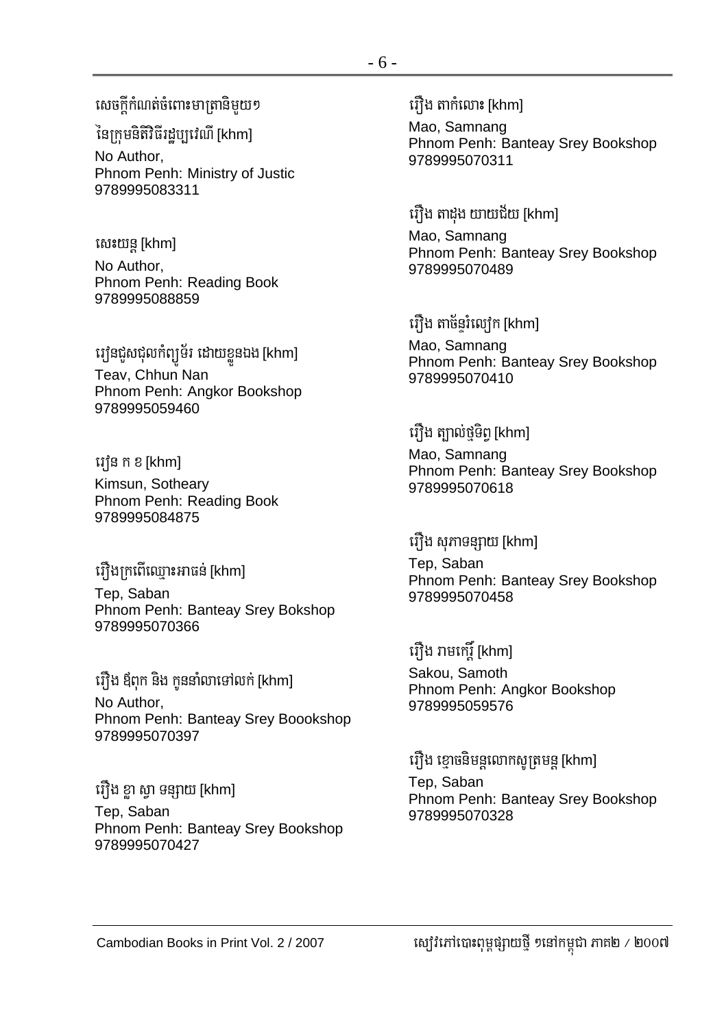សេចក្តីកំណត់ចំពោះមាត្រានិមួយៗ

នៃក្រុមនិតិវិធីរដ្ឋប្បវេណី [khm]

No Author,
Phnom Penh: Ministry of Justic
9789995083311

សេះយន្ត [khm]

No Author,
Phnom Penh: Reading Book
9789995088859

រៀនជួសជុលកំព្យូទ័រ ដោយខ្លួនឯង [khm]

Teav, Chhun Nan
Phnom Penh: Angkor Bookshop
9789995059460

រៀន ក ខ [khm]

Kimsun, Sotheary
Phnom Penh: Reading Book
9789995084875

រឿងក្រពើឈ្មោះអាធន់ [khm]

Tep, Saban
Phnom Penh: Banteay Srey Bokshop
9789995070366

រឿង ឪពុក និង កូននាំលាទៅលក់ [khm]

No Author,
Phnom Penh: Banteay Srey Boookshop
9789995070397

រឿង ខ្លា ស្វា ទន្សាយ [khm]

Tep, Saban
Phnom Penh: Banteay Srey Bookshop
9789995070427

រឿង តាកំលោះ [khm]

Mao, Samnang
Phnom Penh: Banteay Srey Bookshop
9789995070311

រឿង តាដុង យាយជ័យ [khm]

Mao, Samnang
Phnom Penh: Banteay Srey Bookshop
9789995070489

រឿង តាច័ន្ទរំល្បើក [khm]

Mao, Samnang
Phnom Penh: Banteay Srey Bookshop
9789995070410

រឿង ត្បាល់ថ្មទិព្វ [khm]

Mao, Samnang
Phnom Penh: Banteay Srey Bookshop
9789995070618

រឿង សុភាទន្សាយ [khm]

Tep, Saban
Phnom Penh: Banteay Srey Bookshop
9789995070458

រឿង រាមកេរ្តិ៍ [khm]

Sakou, Samoth
Phnom Penh: Angkor Bookshop
9789995059576

រឿង ខ្មោចនិមន្តលោកសូត្រមន្ត [khm]

Tep, Saban
Phnom Penh: Banteay Srey Bookshop
9789995070328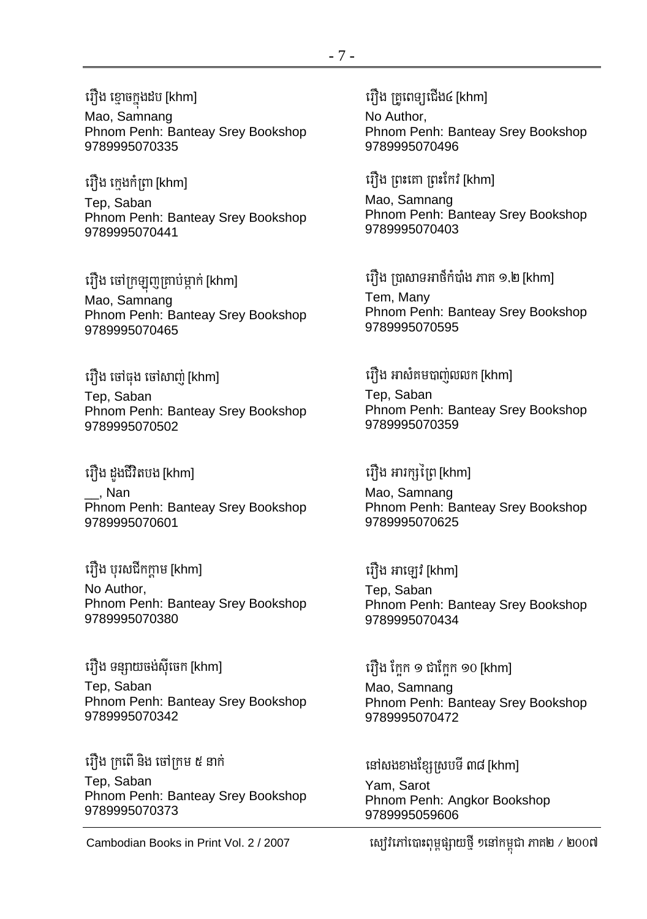រឿង ខ្មោចក្នុងដប [khm]
Mao, Samnang
Phnom Penh: Banteay Srey Bookshop
9789995070335

រឿង ក្មេងកំព្រា [khm]
Tep, Saban
Phnom Penh: Banteay Srey Bookshop
9789995070441

រឿង ចៅក្រឡញគ្រាប់ម្នាក់ [khm]
Mao, Samnang
Phnom Penh: Banteay Srey Bookshop
9789995070465

រឿង ចៅធុង ចៅសាញ់ [khm]
Tep, Saban
Phnom Penh: Banteay Srey Bookshop
9789995070502

រឿង ដួងជីវិតបង [khm]
__, Nan
Phnom Penh: Banteay Srey Bookshop
9789995070601

រឿង បុរសជីកក្ដាម [khm]
No Author,
Phnom Penh: Banteay Srey Bookshop
9789995070380

រឿង ទន្សាយចង់ស៊ីចេក [khm]
Tep, Saban
Phnom Penh: Banteay Srey Bookshop
9789995070342

រឿង ក្រពើ និង ចៅក្រម ៥ នាក់
Tep, Saban
Phnom Penh: Banteay Srey Bookshop
9789995070373

រឿង គ្រូពេទ្យជើង៤ [khm]
No Author,
Phnom Penh: Banteay Srey Bookshop
9789995070496

រឿង ព្រះគោ ព្រះកែវ [khm]
Mao, Samnang
Phnom Penh: Banteay Srey Bookshop
9789995070403

រឿង ប្រាសាទអាថ៌កំបាំង ភាគ ១,២ [khm]
Tem, Many
Phnom Penh: Banteay Srey Bookshop
9789995070595

រឿង អាសំគមបាញ់លលក [khm]
Tep, Saban
Phnom Penh: Banteay Srey Bookshop
9789995070359

រឿង អារក្សព្រៃ [khm]
Mao, Samnang
Phnom Penh: Banteay Srey Bookshop
9789995070625

រឿង អាឡេវ [khm]
Tep, Saban
Phnom Penh: Banteay Srey Bookshop
9789995070434

រឿង ក្អែក ១ ជាក្អែក ១០ [khm]
Mao, Samnang
Phnom Penh: Banteay Srey Bookshop
9789995070472

នៅសងខាងខ្សែស្របទី ៣៨ [khm]
Yam, Sarot
Phnom Penh: Angkor Bookshop
9789995059606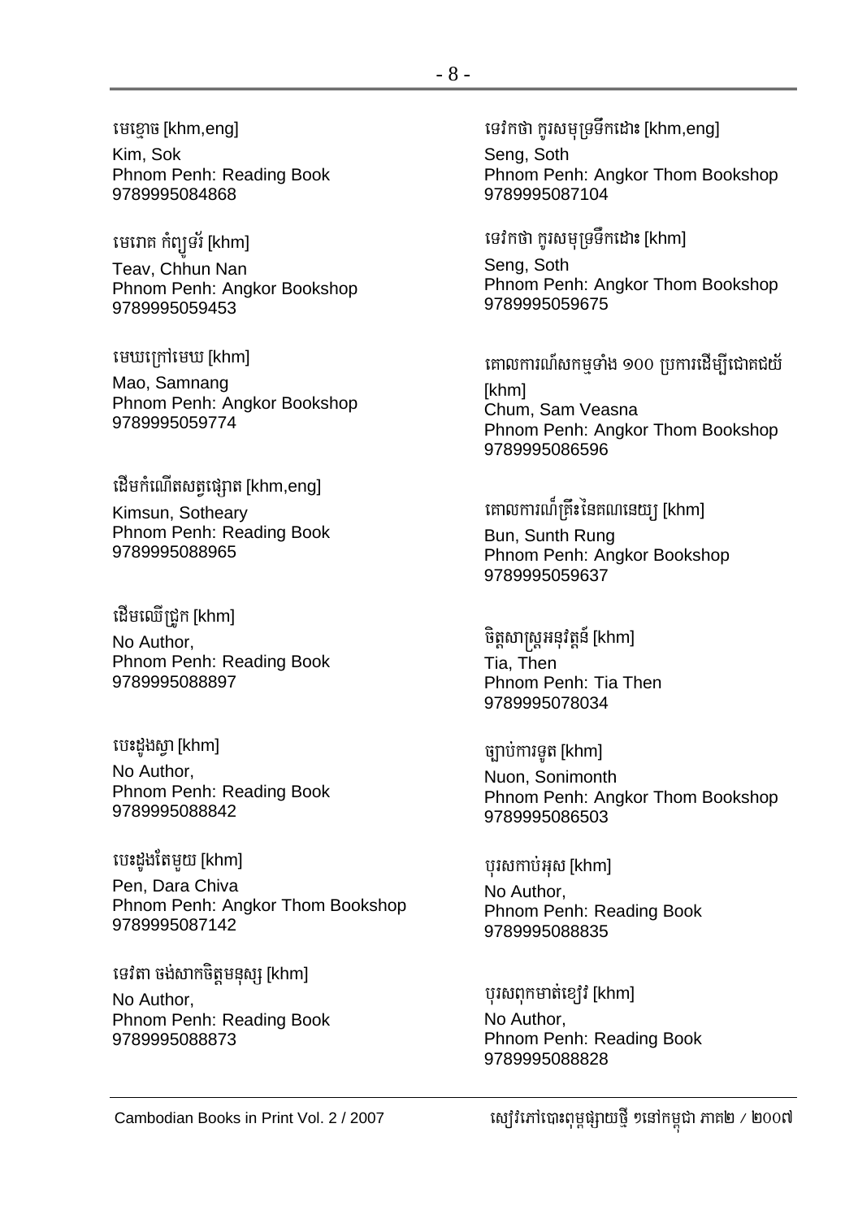មេខ្មោច [khm,eng]
Kim, Sok
Phnom Penh: Reading Book
9789995084868

មេរោគ កំព្យូទ័រ [khm]
Teav, Chhun Nan
Phnom Penh: Angkor Bookshop
9789995059453

មេឃក្រៅមេឃ [khm]
Mao, Samnang
Phnom Penh: Angkor Bookshop
9789995059774

ដើមកំណើតសត្វផ្សោត [khm,eng]
Kimsun, Sotheary
Phnom Penh: Reading Book
9789995088965

ដើមឈើជ្រូក [khm]
No Author,
Phnom Penh: Reading Book
9789995088897

បេះដូងស្វា [khm]
No Author,
Phnom Penh: Reading Book
9789995088842

បេះដូងតែមួយ [khm]
Pen, Dara Chiva
Phnom Penh: Angkor Thom Bookshop
9789995087142

ទេវតា ចង់សាកចិត្តមនុស្ស [khm]
No Author,
Phnom Penh: Reading Book
9789995088873

ទេវកថា កូរសមុទ្រទឹកដោះ [khm,eng]
Seng, Soth
Phnom Penh: Angkor Thom Bookshop
9789995087104

ទេវកថា កូរសមុទ្រទឹកដោះ [khm]
Seng, Soth
Phnom Penh: Angkor Thom Bookshop
9789995059675

គោលការណ៍សកម្មទាំង ១០០ ប្រការដើម្បីជោគជ័យ [khm]
Chum, Sam Veasna
Phnom Penh: Angkor Thom Bookshop
9789995086596

គោលការណ៍គ្រឹះនៃគណនេយ្យ [khm]
Bun, Sunth Rung
Phnom Penh: Angkor Bookshop
9789995059637

ចិត្តសាស្ត្រអនុវត្តន៍ [khm]
Tia, Then
Phnom Penh: Tia Then
9789995078034

ច្បាប់ការទូត [khm]
Nuon, Sonimonth
Phnom Penh: Angkor Thom Bookshop
9789995086503

បុរសកាប់អុស [khm]
No Author,
Phnom Penh: Reading Book
9789995088835

បុរសពុកមាត់ខៀវ [khm]
No Author,
Phnom Penh: Reading Book
9789995088828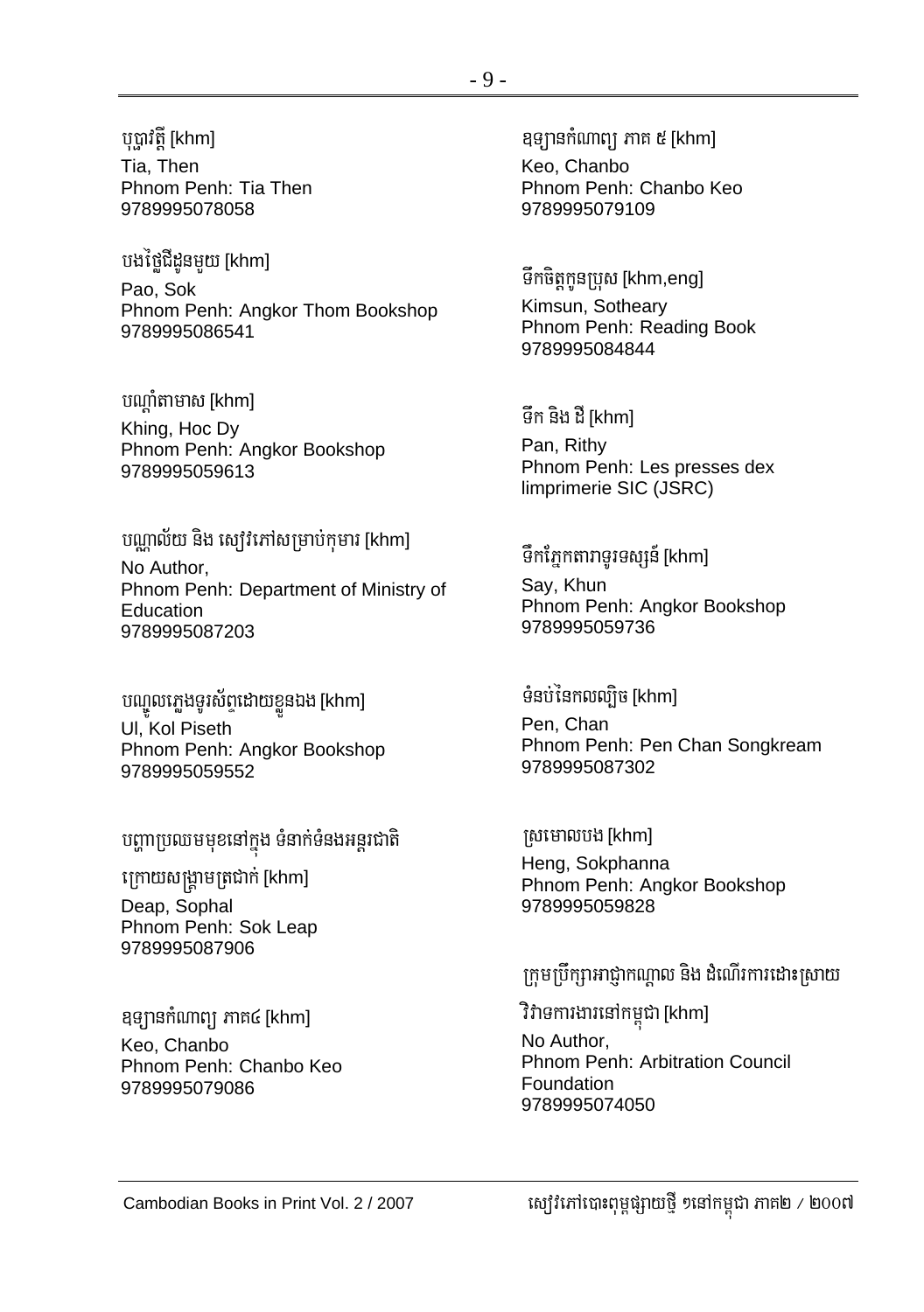បុប្ផាវត្តី [khm]
Tia, Then
Phnom Penh: Tia Then
9789995078058

បងថ្លៃជីដូនមួយ [khm]
Pao, Sok
Phnom Penh: Angkor Thom Bookshop
9789995086541

បណ្ដាំតាមាស [khm]
Khing, Hoc Dy
Phnom Penh: Angkor Bookshop
9789995059613

បណ្ណាល័យ និង សៀវភៅសម្រាប់កុមារ [khm]
No Author,
Phnom Penh: Department of Ministry of Education
9789995087203

បណ្ដូលភ្លេងទូរស័ព្ទដោយខ្លួនឯង [khm]
Ul, Kol Piseth
Phnom Penh: Angkor Bookshop
9789995059552

បញ្ហាប្រឈមមុខនៅក្នុង ទំនាក់ទំនងអន្តរជាតិក្រោយសង្គ្រាមត្រជាក់ [khm]
Deap, Sophal
Phnom Penh: Sok Leap
9789995087906

ឧទ្យានកំណាព្យ ភាគ៤ [khm]
Keo, Chanbo
Phnom Penh: Chanbo Keo
9789995079086

ឧទ្យានកំណាព្យ ភាគ ៥ [khm]
Keo, Chanbo
Phnom Penh: Chanbo Keo
9789995079109

ទឹកចិត្តកូនប្រុស [khm,eng]
Kimsun, Sotheary
Phnom Penh: Reading Book
9789995084844

ទឹក និង ដី [khm]
Pan, Rithy
Phnom Penh: Les presses dex limprimerie SIC (JSRC)

ទឹកភ្នែកតារាទូរទស្សន៍ [khm]
Say, Khun
Phnom Penh: Angkor Bookshop
9789995059736

ទំនប់នៃកលល្បិច [khm]
Pen, Chan
Phnom Penh: Pen Chan Songkream
9789995087302

ស្រមោលបង [khm]
Heng, Sokphanna
Phnom Penh: Angkor Bookshop
9789995059828

ក្រុមប្រឹក្សាអាជ្ញាកណ្ដាល និង ដំណើរការដោះស្រាយវិវាទការងារនៅកម្ពុជា [khm]
No Author,
Phnom Penh: Arbitration Council Foundation
9789995074050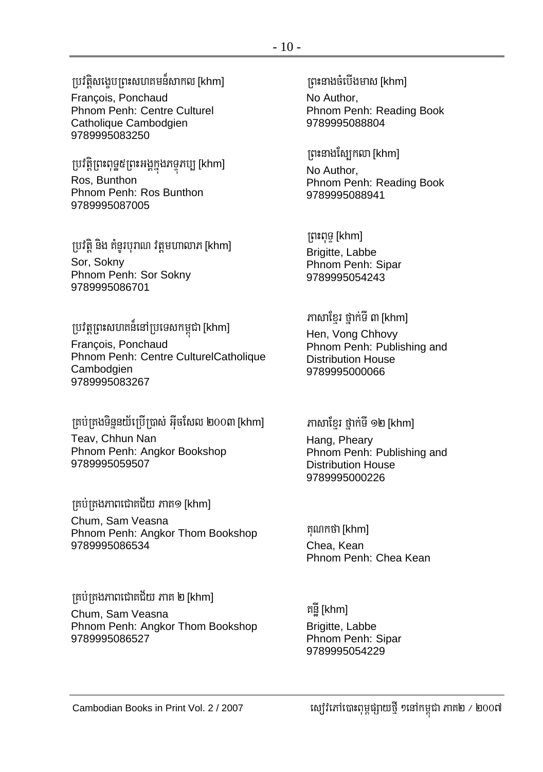ប្រវត្តិសង្ខេបព្រះសហគមន៍សាកល [khm]
François, Ponchaud
Phnom Penh: Centre Culturel Catholique Cambodgien
9789995083250

ប្រវត្តិព្រះពុទ្ធ៥ព្រះអង្គក្នុងភទ្ទកប្ប [khm]
Ros, Bunthon
Phnom Penh: Ros Bunthon
9789995087005

ប្រវត្តិ និង គំនូរបុរាណ វត្តមហាលាភ [khm]
Sor, Sokny
Phnom Penh: Sor Sokny
9789995086701

ប្រវត្តព្រះសហគន៍នៅប្រទេសកម្ពុជា [khm]
François, Ponchaud
Phnom Penh: Centre CulturelCatholique Cambodgien
9789995083267

គ្រប់គ្រងទិន្នន័យប្រើប្រាស់ អ៊ីចសែល ២០០៣ [khm]
Teav, Chhun Nan
Phnom Penh: Angkor Bookshop
9789995059507

គ្រប់គ្រងភាពជោគជ័យ ភាគ១ [khm]
Chum, Sam Veasna
Phnom Penh: Angkor Thom Bookshop
9789995086534

គ្រប់គ្រងភាពជោគជ័យ ភាគ ២ [khm]
Chum, Sam Veasna
Phnom Penh: Angkor Thom Bookshop
9789995086527

ព្រះនាងចំបើងមាស [khm]
No Author,
Phnom Penh: Reading Book
9789995088804

ព្រះនាងស្បៃកលា [khm]
No Author,
Phnom Penh: Reading Book
9789995088941

ព្រះពុទ្ធ [khm]
Brigitte, Labbe
Phnom Penh: Sipar
9789995054243

ភាសាខ្មែរ ថ្នាក់ទី ៣ [khm]
Hen, Vong Chhovy
Phnom Penh: Publishing and Distribution House
9789995000066

ភាសាខ្មែរ ថ្នាក់ទី ១២ [khm]
Hang, Pheary
Phnom Penh: Publishing and Distribution House
9789995000226

គុណកថា [khm]
Chea, Kean
Phnom Penh: Chea Kean

គន្ធី [khm]
Brigitte, Labbe
Phnom Penh: Sipar
9789995054229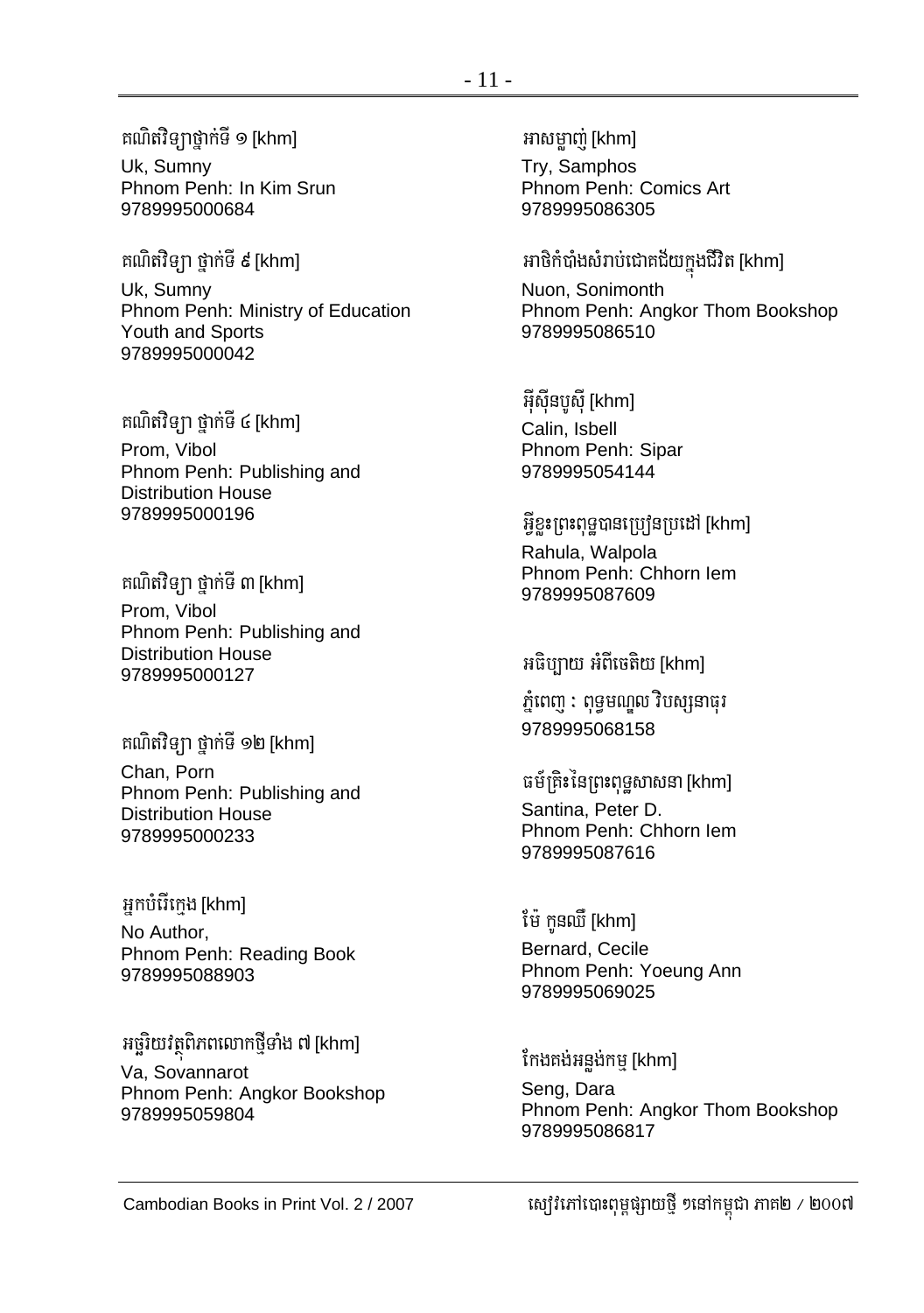គណិតវិទ្យាថ្នាក់ទី ១ [khm]
Uk, Sumny
Phnom Penh: In Kim Srun
9789995000684

គណិតវិទ្យា ថ្នាក់ទី ៩ [khm]
Uk, Sumny
Phnom Penh: Ministry of Education Youth and Sports
9789995000042

គណិតវិទ្យា ថ្នាក់ទី ៤ [khm]
Prom, Vibol
Phnom Penh: Publishing and Distribution House
9789995000196

គណិតវិទ្យា ថ្នាក់ទី ៣ [khm]
Prom, Vibol
Phnom Penh: Publishing and Distribution House
9789995000127

គណិតវិទ្យា ថ្នាក់ទី ១២ [khm]
Chan, Porn
Phnom Penh: Publishing and Distribution House
9789995000233

អ្នកបំរើក្មេង [khm]
No Author,
Phnom Penh: Reading Book
9789995088903

អច្ឆរិយវត្ថុពិភពលោកថ្មីទាំង ៧ [khm]
Va, Sovannarot
Phnom Penh: Angkor Bookshop
9789995059804

អាសម្លាញ់ [khm]
Try, Samphos
Phnom Penh: Comics Art
9789995086305

អាថិកំបាំងសំរាប់ជោគជ័យក្នុងជីវិត [khm]
Nuon, Sonimonth
Phnom Penh: Angkor Thom Bookshop
9789995086510

អ៊ីស៊ីនបូស៊ី [khm]
Calin, Isbell
Phnom Penh: Sipar
9789995054144

អ្វីខ្លះព្រះពុទ្ធបានប្រៀនប្រដៅ [khm]
Rahula, Walpola
Phnom Penh: Chhorn Iem
9789995087609

អធិប្បាយ អំពីចេតិយ [khm]
ភ្នំពេញ : ពុទ្ធមណ្ឌល វិបស្សនាធុរ
9789995068158

ធម៌គ្រិះនៃព្រះពុទ្ធសាសនា [khm]
Santina, Peter D.
Phnom Penh: Chhorn Iem
9789995087616

ម៉ែ កូនឈើ [khm]
Bernard, Cecile
Phnom Penh: Yoeung Ann
9789995069025

កែងគង់អន្លង់កម្ម [khm]
Seng, Dara
Phnom Penh: Angkor Thom Bookshop
9789995086817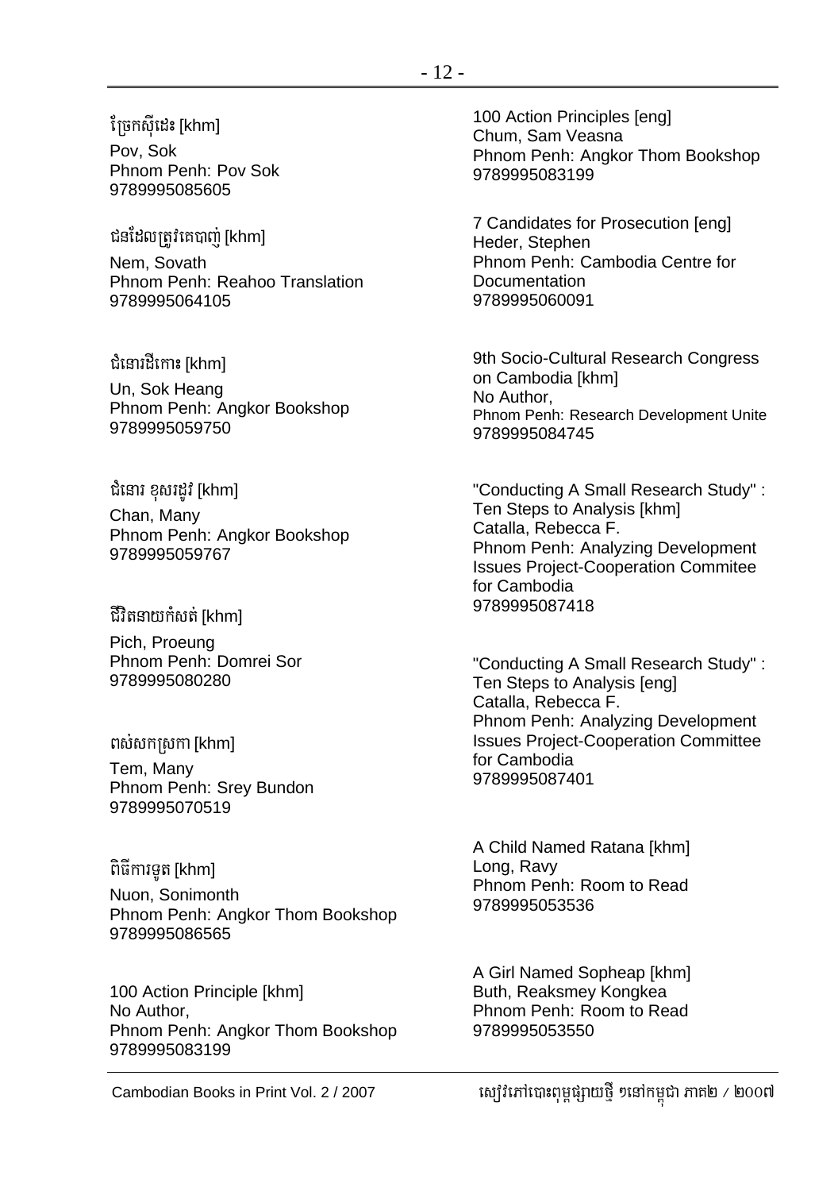ច្រែកស៊ីដេះ [khm]
Pov, Sok
Phnom Penh: Pov Sok
9789995085605

ជនដែលត្រូវគេបាញ់ [khm]
Nem, Sovath
Phnom Penh: Reahoo Translation
9789995064105

ជំនោរដីកោះ [khm]
Un, Sok Heang
Phnom Penh: Angkor Bookshop
9789995059750

ជំនោរ ខុសរដូវ [khm]
Chan, Many
Phnom Penh: Angkor Bookshop
9789995059767

ជីវិតនាយកំសត់ [khm]
Pich, Proeung
Phnom Penh: Domrei Sor
9789995080280

ពស់សកស្រកា [khm]
Tem, Many
Phnom Penh: Srey Bundon
9789995070519

ពិធីការទូត [khm]
Nuon, Sonimonth
Phnom Penh: Angkor Thom Bookshop
9789995086565

100 Action Principle [khm]
No Author,
Phnom Penh: Angkor Thom Bookshop
9789995083199

100 Action Principles [eng]
Chum, Sam Veasna
Phnom Penh: Angkor Thom Bookshop
9789995083199

7 Candidates for Prosecution [eng]
Heder, Stephen
Phnom Penh: Cambodia Centre for Documentation
9789995060091

9th Socio-Cultural Research Congress on Cambodia [khm]
No Author,
Phnom Penh: Research Development Unite
9789995084745

"Conducting A Small Research Study" : Ten Steps to Analysis [khm]
Catalla, Rebecca F.
Phnom Penh: Analyzing Development Issues Project-Cooperation Commitee for Cambodia
9789995087418

"Conducting A Small Research Study" : Ten Steps to Analysis [eng]
Catalla, Rebecca F.
Phnom Penh: Analyzing Development Issues Project-Cooperation Committee for Cambodia
9789995087401

A Child Named Ratana [khm]
Long, Ravy
Phnom Penh: Room to Read
9789995053536

A Girl Named Sopheap [khm]
Buth, Reaksmey Kongkea
Phnom Penh: Room to Read
9789995053550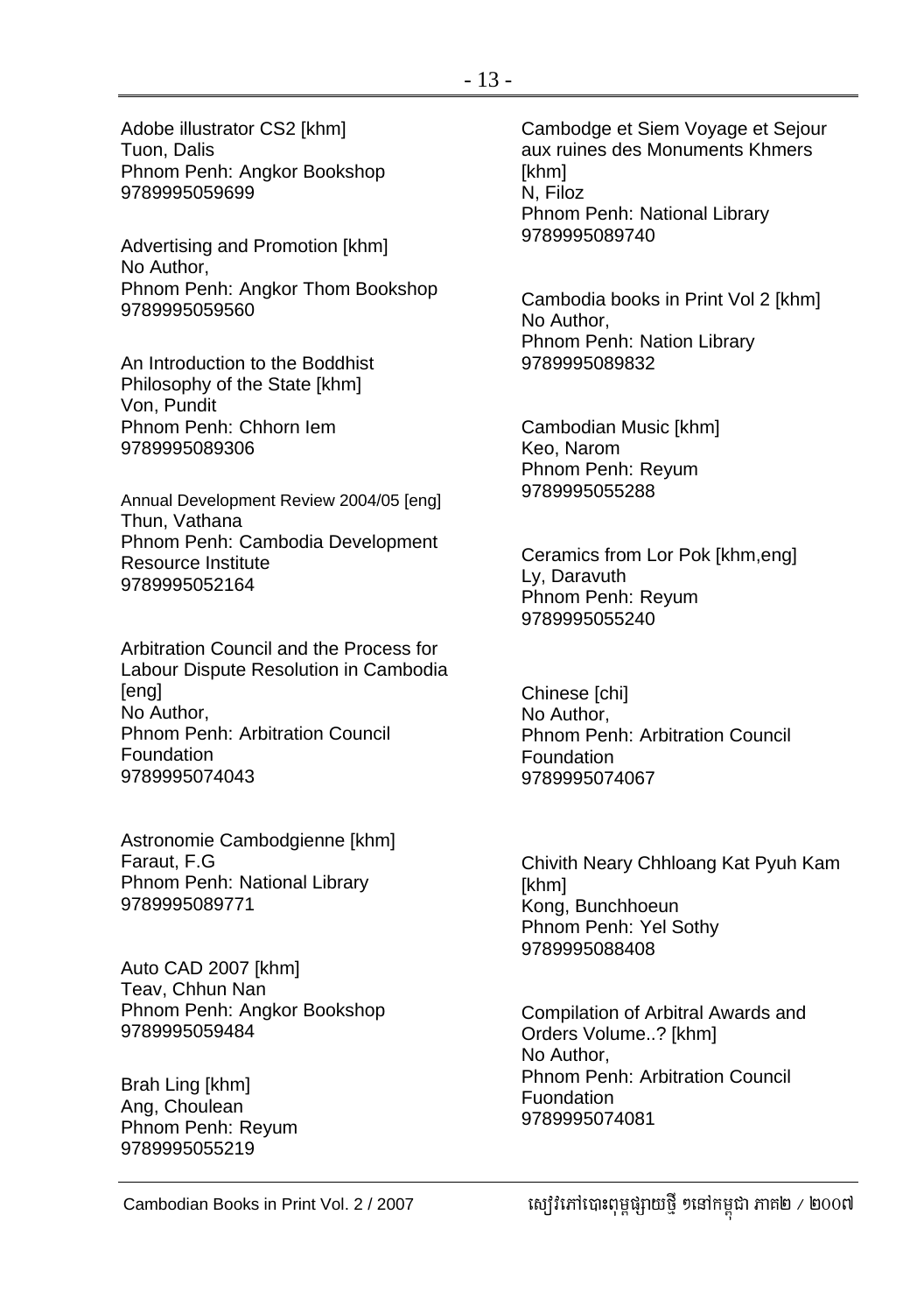Adobe illustrator CS2 [khm]
Tuon, Dalis
Phnom Penh: Angkor Bookshop
9789995059699

Advertising and Promotion [khm]
No Author,
Phnom Penh: Angkor Thom Bookshop
9789995059560

An Introduction to the Boddhist Philosophy of the State [khm]
Von, Pundit
Phnom Penh: Chhorn Iem
9789995089306

Annual Development Review 2004/05 [eng]
Thun, Vathana
Phnom Penh: Cambodia Development Resource Institute
9789995052164

Arbitration Council and the Process for Labour Dispute Resolution in Cambodia [eng]
No Author,
Phnom Penh: Arbitration Council Foundation
9789995074043

Astronomie Cambodgienne [khm]
Faraut, F.G
Phnom Penh: National Library
9789995089771

Auto CAD 2007 [khm]
Teav, Chhun Nan
Phnom Penh: Angkor Bookshop
9789995059484

Brah Ling [khm]
Ang, Choulean
Phnom Penh: Reyum
9789995055219

Cambodge et Siem Voyage et Sejour aux ruines des Monuments Khmers [khm]
N, Filoz
Phnom Penh: National Library
9789995089740

Cambodia books in Print Vol 2 [khm]
No Author,
Phnom Penh: Nation Library
9789995089832

Cambodian Music [khm]
Keo, Narom
Phnom Penh: Reyum
9789995055288

Ceramics from Lor Pok [khm,eng]
Ly, Daravuth
Phnom Penh: Reyum
9789995055240

Chinese [chi]
No Author,
Phnom Penh: Arbitration Council Foundation
9789995074067

Chivith Neary Chhloang Kat Pyuh Kam [khm]
Kong, Bunchhoeun
Phnom Penh: Yel Sothy
9789995088408

Compilation of Arbitral Awards and Orders Volume..? [khm]
No Author,
Phnom Penh: Arbitration Council Fuondation
9789995074081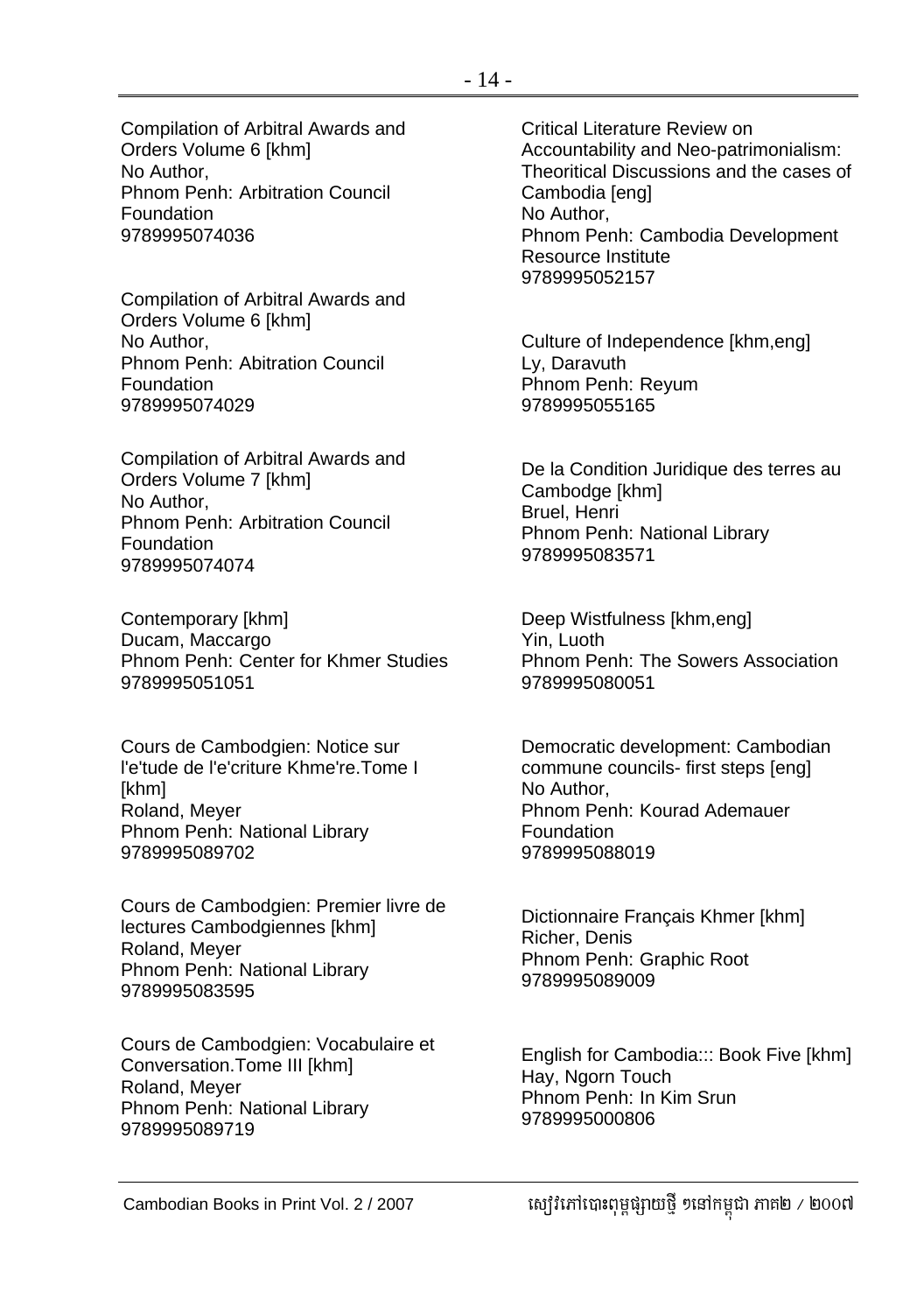Compilation of Arbitral Awards and Orders Volume 6 [khm]
No Author,
Phnom Penh: Arbitration Council Foundation
9789995074036

Compilation of Arbitral Awards and Orders Volume 6 [khm]
No Author,
Phnom Penh: Abitration Council Foundation
9789995074029

Compilation of Arbitral Awards and Orders Volume 7 [khm]
No Author,
Phnom Penh: Arbitration Council Foundation
9789995074074

Contemporary [khm]
Ducam, Maccargo
Phnom Penh: Center for Khmer Studies
9789995051051

Cours de Cambodgien: Notice sur l'e'tude de l'e'criture Khme're.Tome I [khm]
Roland, Meyer
Phnom Penh: National Library
9789995089702

Cours de Cambodgien: Premier livre de lectures Cambodgiennes [khm]
Roland, Meyer
Phnom Penh: National Library
9789995083595

Cours de Cambodgien: Vocabulaire et Conversation.Tome III [khm]
Roland, Meyer
Phnom Penh: National Library
9789995089719

Critical Literature Review on Accountability and Neo-patrimonialism: Theoritical Discussions and the cases of Cambodia [eng]
No Author,
Phnom Penh: Cambodia Development Resource Institute
9789995052157

Culture of Independence [khm,eng]
Ly, Daravuth
Phnom Penh: Reyum
9789995055165

De la Condition Juridique des terres au Cambodge [khm]
Bruel, Henri
Phnom Penh: National Library
9789995083571

Deep Wistfulness [khm,eng]
Yin, Luoth
Phnom Penh: The Sowers Association
9789995080051

Democratic development: Cambodian commune councils- first steps [eng]
No Author,
Phnom Penh: Kourad Ademauer Foundation
9789995088019

Dictionnaire Français Khmer [khm]
Richer, Denis
Phnom Penh: Graphic Root
9789995089009

English for Cambodia::: Book Five [khm]
Hay, Ngorn Touch
Phnom Penh: In Kim Srun
9789995000806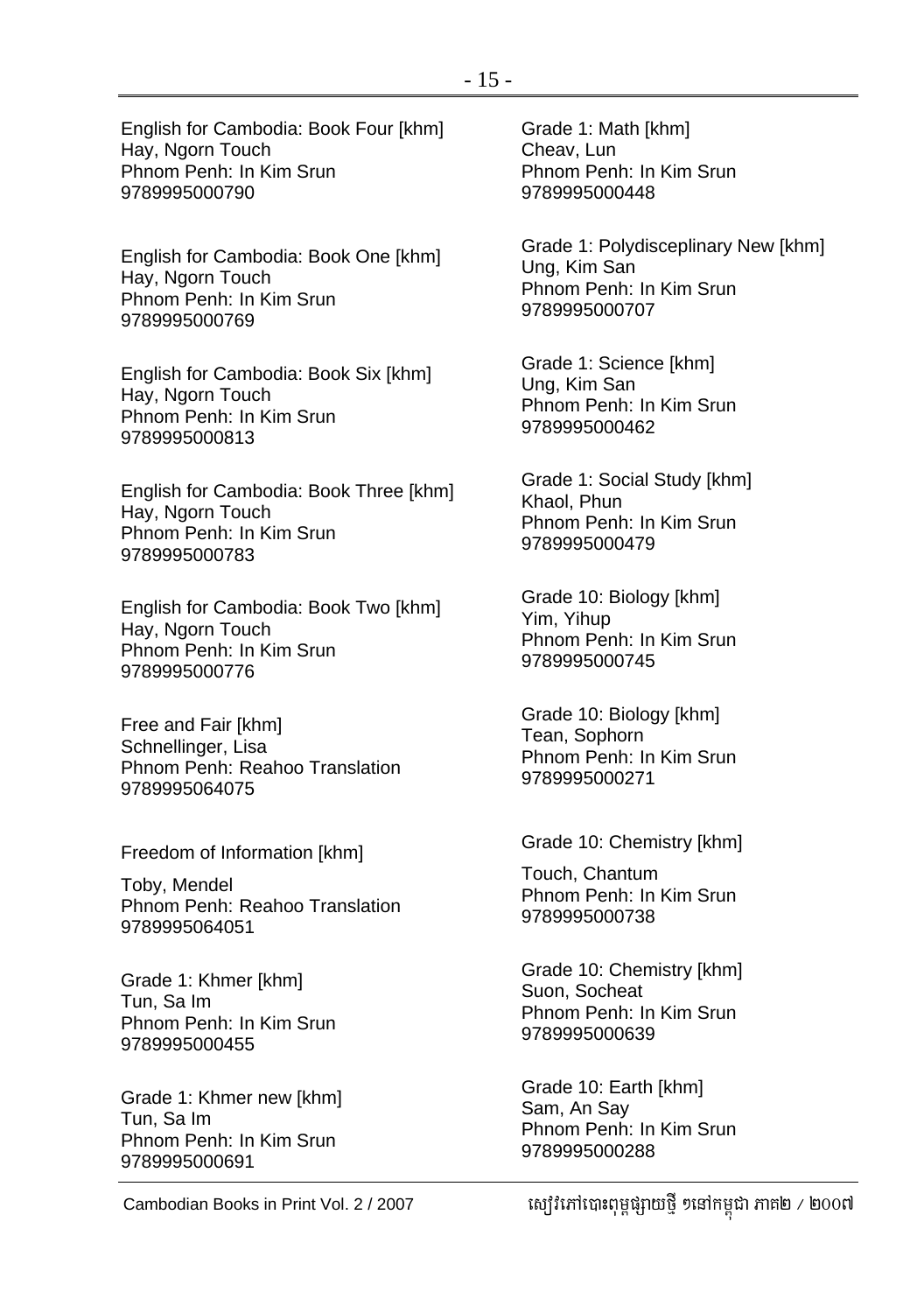English for Cambodia: Book Four [khm]
Hay, Ngorn Touch
Phnom Penh: In Kim Srun
9789995000790

English for Cambodia: Book One [khm]
Hay, Ngorn Touch
Phnom Penh: In Kim Srun
9789995000769

English for Cambodia: Book Six [khm]
Hay, Ngorn Touch
Phnom Penh: In Kim Srun
9789995000813

English for Cambodia: Book Three [khm]
Hay, Ngorn Touch
Phnom Penh: In Kim Srun
9789995000783

English for Cambodia: Book Two [khm]
Hay, Ngorn Touch
Phnom Penh: In Kim Srun
9789995000776

Free and Fair [khm]
Schnellinger, Lisa
Phnom Penh: Reahoo Translation
9789995064075

Freedom of Information [khm]

Toby, Mendel
Phnom Penh: Reahoo Translation
9789995064051

Grade 1: Khmer [khm]
Tun, Sa Im
Phnom Penh: In Kim Srun
9789995000455

Grade 1: Khmer new [khm]
Tun, Sa Im
Phnom Penh: In Kim Srun
9789995000691

Grade 1: Math [khm]
Cheav, Lun
Phnom Penh: In Kim Srun
9789995000448

Grade 1: Polydisceplinary New [khm]
Ung, Kim San
Phnom Penh: In Kim Srun
9789995000707

Grade 1: Science [khm]
Ung, Kim San
Phnom Penh: In Kim Srun
9789995000462

Grade 1: Social Study [khm]
Khaol, Phun
Phnom Penh: In Kim Srun
9789995000479

Grade 10: Biology [khm]
Yim, Yihup
Phnom Penh: In Kim Srun
9789995000745

Grade 10: Biology [khm]
Tean, Sophorn
Phnom Penh: In Kim Srun
9789995000271

Grade 10: Chemistry [khm]

Touch, Chantum
Phnom Penh: In Kim Srun
9789995000738

Grade 10: Chemistry [khm]
Suon, Socheat
Phnom Penh: In Kim Srun
9789995000639

Grade 10: Earth [khm]
Sam, An Say
Phnom Penh: In Kim Srun
9789995000288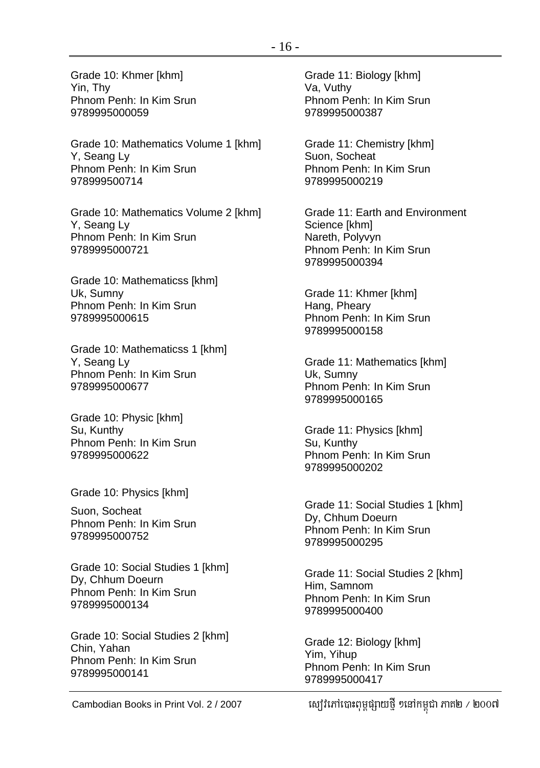Grade 10: Khmer [khm]
Yin, Thy
Phnom Penh: In Kim Srun
9789995000059

Grade 10: Mathematics Volume 1 [khm]
Y, Seang Ly
Phnom Penh: In Kim Srun
978999500714

Grade 10: Mathematics Volume 2 [khm]
Y, Seang Ly
Phnom Penh: In Kim Srun
9789995000721

Grade 10: Mathematicss [khm]
Uk, Sumny
Phnom Penh: In Kim Srun
9789995000615

Grade 10: Mathematicss 1 [khm]
Y, Seang Ly
Phnom Penh: In Kim Srun
9789995000677

Grade 10: Physic [khm]
Su, Kunthy
Phnom Penh: In Kim Srun
9789995000622

Grade 10: Physics [khm]
Suon, Socheat
Phnom Penh: In Kim Srun
9789995000752

Grade 10: Social Studies 1 [khm]
Dy, Chhum Doeurn
Phnom Penh: In Kim Srun
9789995000134

Grade 10: Social Studies 2 [khm]
Chin, Yahan
Phnom Penh: In Kim Srun
9789995000141

Grade 11: Biology [khm]
Va, Vuthy
Phnom Penh: In Kim Srun
9789995000387

Grade 11: Chemistry [khm]
Suon, Socheat
Phnom Penh: In Kim Srun
9789995000219

Grade 11: Earth and Environment Science [khm]
Nareth, Polyvyn
Phnom Penh: In Kim Srun
9789995000394

Grade 11: Khmer [khm]
Hang, Pheary
Phnom Penh: In Kim Srun
9789995000158

Grade 11: Mathematics [khm]
Uk, Sumny
Phnom Penh: In Kim Srun
9789995000165

Grade 11: Physics [khm]
Su, Kunthy
Phnom Penh: In Kim Srun
9789995000202

Grade 11: Social Studies 1 [khm]
Dy, Chhum Doeurn
Phnom Penh: In Kim Srun
9789995000295

Grade 11: Social Studies 2 [khm]
Him, Samnom
Phnom Penh: In Kim Srun
9789995000400

Grade 12: Biology [khm]
Yim, Yihup
Phnom Penh: In Kim Srun
9789995000417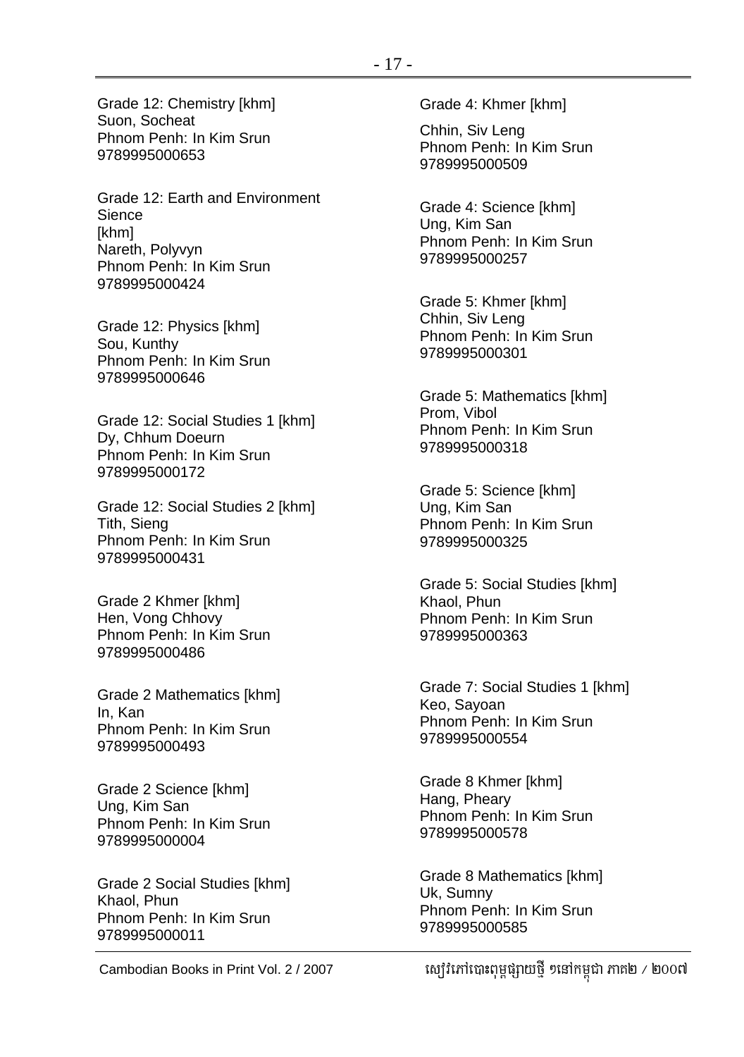Grade 12: Chemistry [khm]
Suon, Socheat
Phnom Penh: In Kim Srun
9789995000653

Grade 12: Earth and Environment Sience
[khm]
Nareth, Polyvyn
Phnom Penh: In Kim Srun
9789995000424

Grade 12: Physics [khm]
Sou, Kunthy
Phnom Penh: In Kim Srun
9789995000646

Grade 12: Social Studies 1 [khm]
Dy, Chhum Doeurn
Phnom Penh: In Kim Srun
9789995000172

Grade 12: Social Studies 2 [khm]
Tith, Sieng
Phnom Penh: In Kim Srun
9789995000431

Grade 2 Khmer [khm]
Hen, Vong Chhovy
Phnom Penh: In Kim Srun
9789995000486

Grade 2 Mathematics [khm]
In, Kan
Phnom Penh: In Kim Srun
9789995000493

Grade 2 Science [khm]
Ung, Kim San
Phnom Penh: In Kim Srun
9789995000004

Grade 2 Social Studies [khm]
Khaol, Phun
Phnom Penh: In Kim Srun
9789995000011

Grade 4: Khmer [khm]
Chhin, Siv Leng
Phnom Penh: In Kim Srun
9789995000509

Grade 4: Science [khm]
Ung, Kim San
Phnom Penh: In Kim Srun
9789995000257

Grade 5: Khmer [khm]
Chhin, Siv Leng
Phnom Penh: In Kim Srun
9789995000301

Grade 5: Mathematics [khm]
Prom, Vibol
Phnom Penh: In Kim Srun
9789995000318

Grade 5: Science [khm]
Ung, Kim San
Phnom Penh: In Kim Srun
9789995000325

Grade 5: Social Studies [khm]
Khaol, Phun
Phnom Penh: In Kim Srun
9789995000363

Grade 7: Social Studies 1 [khm]
Keo, Sayoan
Phnom Penh: In Kim Srun
9789995000554

Grade 8 Khmer [khm]
Hang, Pheary
Phnom Penh: In Kim Srun
9789995000578

Grade 8 Mathematics [khm]
Uk, Sumny
Phnom Penh: In Kim Srun
9789995000585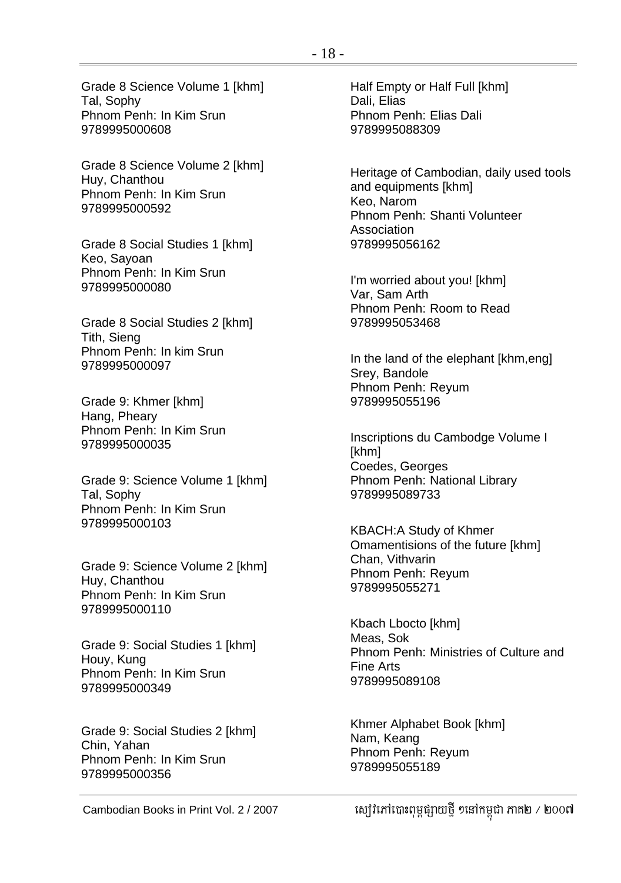Grade 8 Science Volume 1 [khm]
Tal, Sophy
Phnom Penh: In Kim Srun
9789995000608

Grade 8 Science Volume 2 [khm]
Huy, Chanthou
Phnom Penh: In Kim Srun
9789995000592

Grade 8 Social Studies 1 [khm]
Keo, Sayoan
Phnom Penh: In Kim Srun
9789995000080

Grade 8 Social Studies 2 [khm]
Tith, Sieng
Phnom Penh: In kim Srun
9789995000097

Grade 9: Khmer [khm]
Hang, Pheary
Phnom Penh: In Kim Srun
9789995000035

Grade 9: Science Volume 1 [khm]
Tal, Sophy
Phnom Penh: In Kim Srun
9789995000103

Grade 9: Science Volume 2 [khm]
Huy, Chanthou
Phnom Penh: In Kim Srun
9789995000110

Grade 9: Social Studies 1 [khm]
Houy, Kung
Phnom Penh: In Kim Srun
9789995000349

Grade 9: Social Studies 2 [khm]
Chin, Yahan
Phnom Penh: In Kim Srun
9789995000356

Half Empty or Half Full [khm]
Dali, Elias
Phnom Penh: Elias Dali
9789995088309

Heritage of Cambodian, daily used tools and equipments [khm]
Keo, Narom
Phnom Penh: Shanti Volunteer Association
9789995056162

I'm worried about you! [khm]
Var, Sam Arth
Phnom Penh: Room to Read
9789995053468

In the land of the elephant [khm,eng]
Srey, Bandole
Phnom Penh: Reyum
9789995055196

Inscriptions du Cambodge Volume I [khm]
Coedes, Georges
Phnom Penh: National Library
9789995089733

KBACH:A Study of Khmer Omamentisions of the future [khm]
Chan, Vithvarin
Phnom Penh: Reyum
9789995055271

Kbach Lbocto [khm]
Meas, Sok
Phnom Penh: Ministries of Culture and Fine Arts
9789995089108

Khmer Alphabet Book [khm]
Nam, Keang
Phnom Penh: Reyum
9789995055189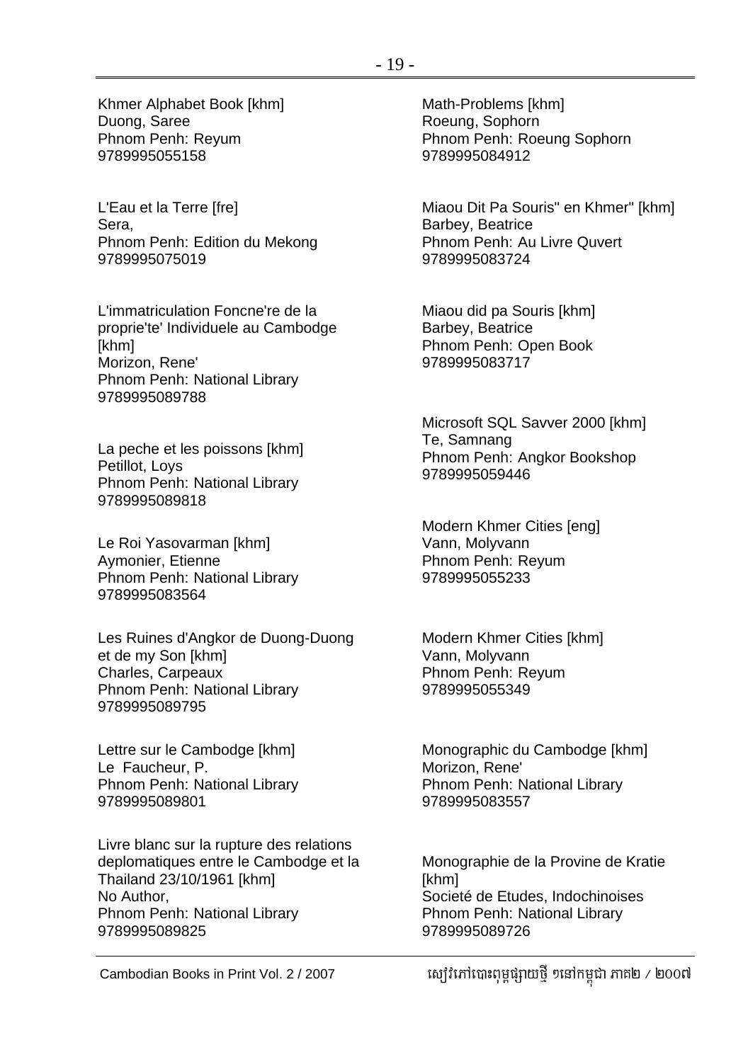Khmer Alphabet Book [khm]
Duong, Saree
Phnom Penh: Reyum
9789995055158

L'Eau et la Terre [fre]
Sera,
Phnom Penh: Edition du Mekong
9789995075019

L'immatriculation Foncne're de la proprie'te' Individuele au Cambodge [khm]
Morizon, Rene'
Phnom Penh: National Library
9789995089788

La peche et les poissons [khm]
Petillot, Loys
Phnom Penh: National Library
9789995089818

Le Roi Yasovarman [khm]
Aymonier, Etienne
Phnom Penh: National Library
9789995083564

Les Ruines d'Angkor de Duong-Duong et de my Son [khm]
Charles, Carpeaux
Phnom Penh: National Library
9789995089795

Lettre sur le Cambodge [khm]
Le Faucheur, P.
Phnom Penh: National Library
9789995089801

Livre blanc sur la rupture des relations deplomatiques entre le Cambodge et la Thailand 23/10/1961 [khm]
No Author,
Phnom Penh: National Library
9789995089825

Math-Problems [khm]
Roeung, Sophorn
Phnom Penh: Roeung Sophorn
9789995084912

Miaou Dit Pa Souris" en Khmer" [khm]
Barbey, Beatrice
Phnom Penh: Au Livre Quvert
9789995083724

Miaou did pa Souris [khm]
Barbey, Beatrice
Phnom Penh: Open Book
9789995083717

Microsoft SQL Savver 2000 [khm]
Te, Samnang
Phnom Penh: Angkor Bookshop
9789995059446

Modern Khmer Cities [eng]
Vann, Molyvann
Phnom Penh: Reyum
9789995055233

Modern Khmer Cities [khm]
Vann, Molyvann
Phnom Penh: Reyum
9789995055349

Monographic du Cambodge [khm]
Morizon, Rene'
Phnom Penh: National Library
9789995083557

Monographie de la Provine de Kratie [khm]
Societé de Etudes, Indochinoises
Phnom Penh: National Library
9789995089726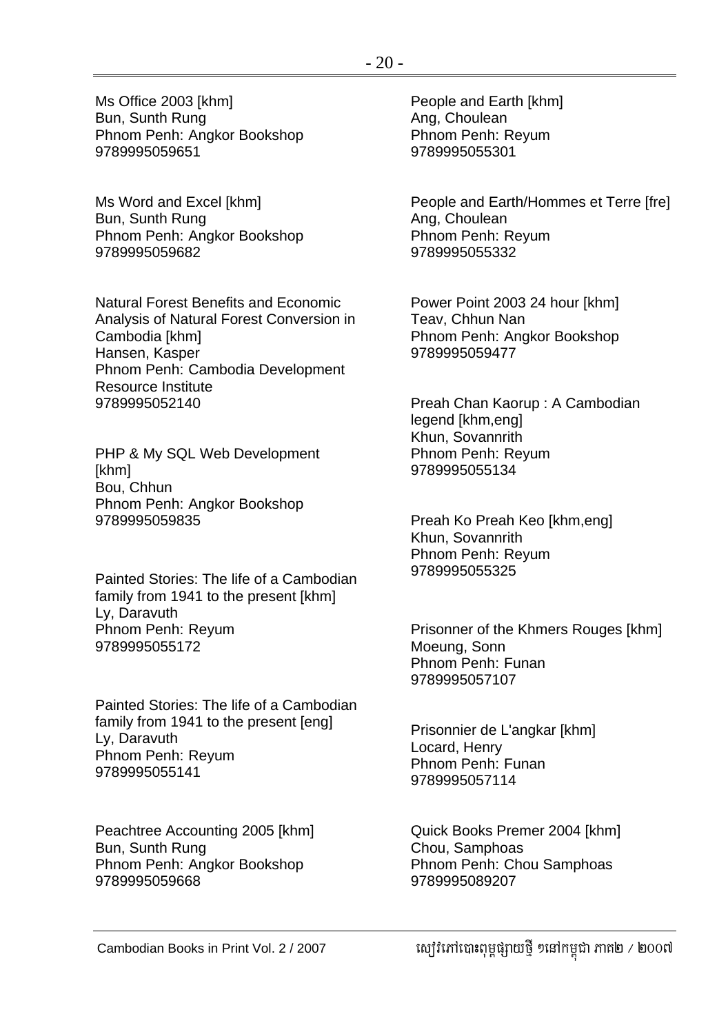Ms Office 2003 [khm]
Bun, Sunth Rung
Phnom Penh: Angkor Bookshop
9789995059651

Ms Word and Excel [khm]
Bun, Sunth Rung
Phnom Penh: Angkor Bookshop
9789995059682

Natural Forest Benefits and Economic Analysis of Natural Forest Conversion in Cambodia [khm]
Hansen, Kasper
Phnom Penh: Cambodia Development Resource Institute
9789995052140

PHP & My SQL Web Development [khm]
Bou, Chhun
Phnom Penh: Angkor Bookshop
9789995059835

Painted Stories: The life of a Cambodian family from 1941 to the present [khm]
Ly, Daravuth
Phnom Penh: Reyum
9789995055172

Painted Stories: The life of a Cambodian family from 1941 to the present [eng]
Ly, Daravuth
Phnom Penh: Reyum
9789995055141

Peachtree Accounting 2005 [khm]
Bun, Sunth Rung
Phnom Penh: Angkor Bookshop
9789995059668

People and Earth [khm]
Ang, Choulean
Phnom Penh: Reyum
9789995055301

People and Earth/Hommes et Terre [fre]
Ang, Choulean
Phnom Penh: Reyum
9789995055332

Power Point 2003 24 hour [khm]
Teav, Chhun Nan
Phnom Penh: Angkor Bookshop
9789995059477

Preah Chan Kaorup : A Cambodian legend [khm,eng]
Khun, Sovannrith
Phnom Penh: Reyum
9789995055134

Preah Ko Preah Keo [khm,eng]
Khun, Sovannrith
Phnom Penh: Reyum
9789995055325

Prisonner of the Khmers Rouges [khm]
Moeung, Sonn
Phnom Penh: Funan
9789995057107

Prisonnier de L'angkar [khm]
Locard, Henry
Phnom Penh: Funan
9789995057114

Quick Books Premer 2004 [khm]
Chou, Samphoas
Phnom Penh: Chou Samphoas
9789995089207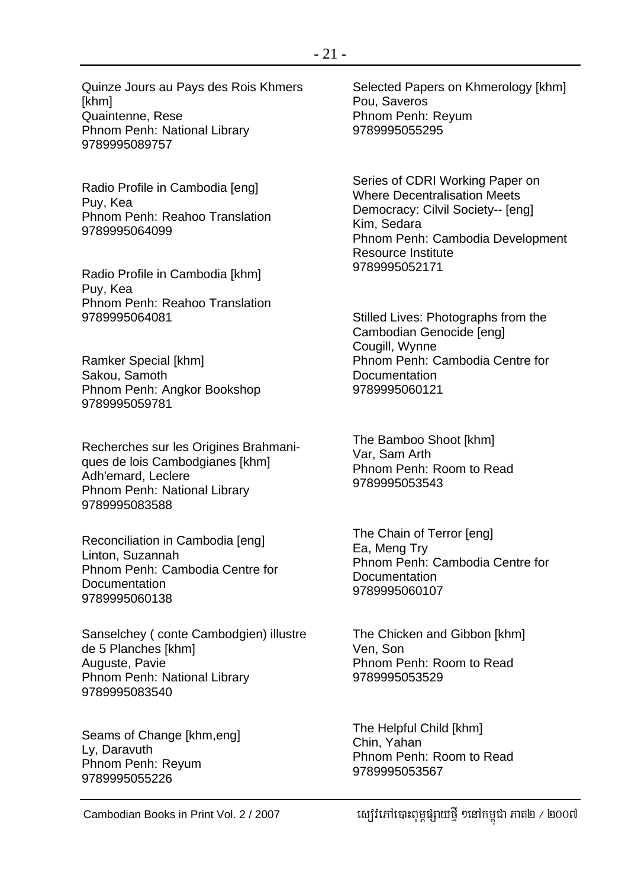Quinze Jours au Pays des Rois Khmers [khm]
Quaintenne, Rese
Phnom Penh: National Library
9789995089757

Radio Profile in Cambodia [eng]
Puy, Kea
Phnom Penh: Reahoo Translation
9789995064099

Radio Profile in Cambodia [khm]
Puy, Kea
Phnom Penh: Reahoo Translation
9789995064081

Ramker Special [khm]
Sakou, Samoth
Phnom Penh: Angkor Bookshop
9789995059781

Recherches sur les Origines Brahmaniques de lois Cambodgianes [khm]
Adh'emard, Leclere
Phnom Penh: National Library
9789995083588

Reconciliation in Cambodia [eng]
Linton, Suzannah
Phnom Penh: Cambodia Centre for Documentation
9789995060138

Sanselchey ( conte Cambodgien) illustre de 5 Planches [khm]
Auguste, Pavie
Phnom Penh: National Library
9789995083540

Seams of Change [khm,eng]
Ly, Daravuth
Phnom Penh: Reyum
9789995055226

Selected Papers on Khmerology [khm]
Pou, Saveros
Phnom Penh: Reyum
9789995055295

Series of CDRI Working Paper on Where Decentralisation Meets Democracy: Cilvil Society-- [eng]
Kim, Sedara
Phnom Penh: Cambodia Development Resource Institute
9789995052171

Stilled Lives: Photographs from the Cambodian Genocide [eng]
Cougill, Wynne
Phnom Penh: Cambodia Centre for Documentation
9789995060121

The Bamboo Shoot [khm]
Var, Sam Arth
Phnom Penh: Room to Read
9789995053543

The Chain of Terror [eng]
Ea, Meng Try
Phnom Penh: Cambodia Centre for Documentation
9789995060107

The Chicken and Gibbon [khm]
Ven, Son
Phnom Penh: Room to Read
9789995053529

The Helpful Child [khm]
Chin, Yahan
Phnom Penh: Room to Read
9789995053567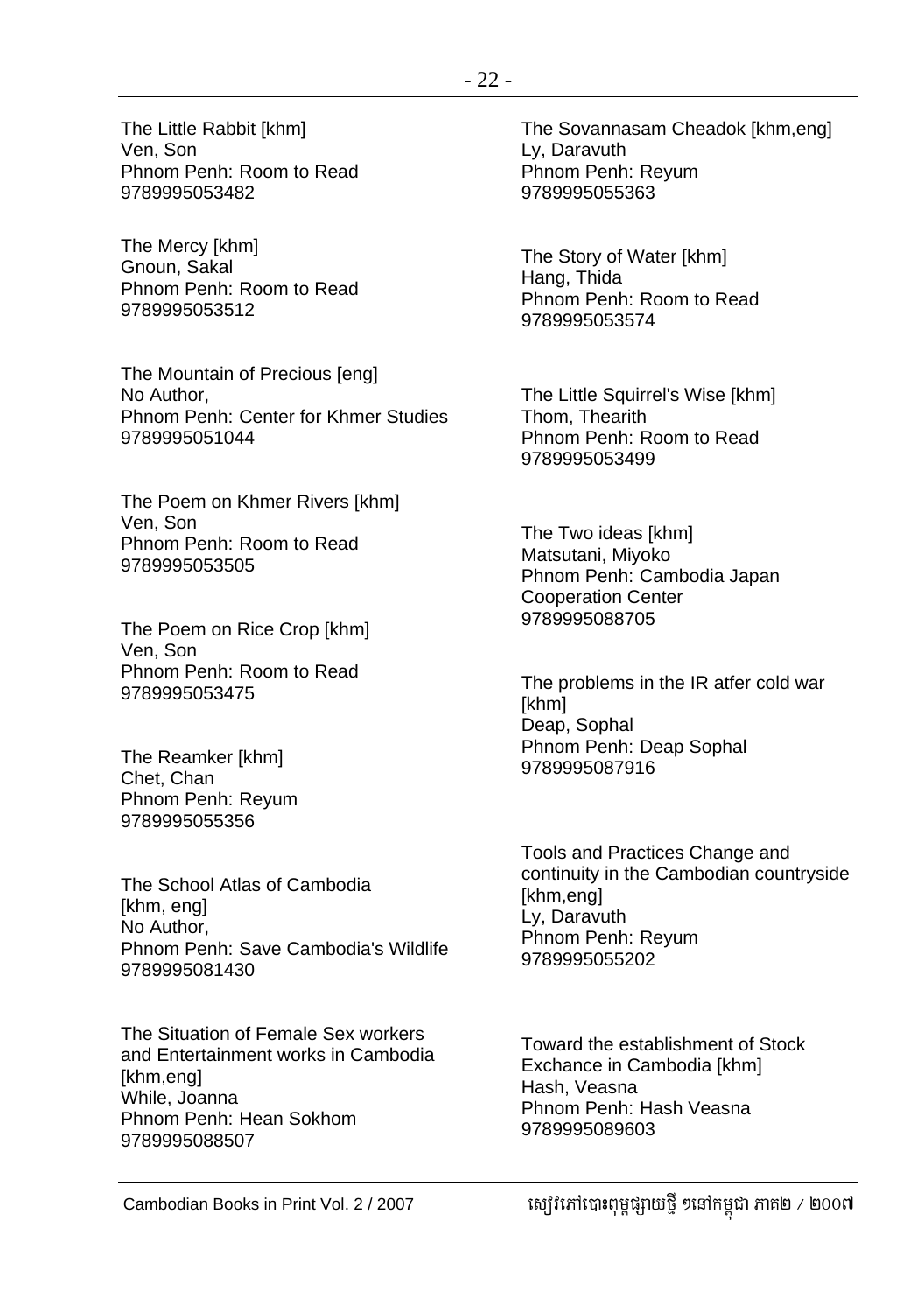The Little Rabbit [khm]
Ven, Son
Phnom Penh: Room to Read
9789995053482

The Mercy [khm]
Gnoun, Sakal
Phnom Penh: Room to Read
9789995053512

The Mountain of Precious [eng]
No Author,
Phnom Penh: Center for Khmer Studies
9789995051044

The Poem on Khmer Rivers [khm]
Ven, Son
Phnom Penh: Room to Read
9789995053505

The Poem on Rice Crop [khm]
Ven, Son
Phnom Penh: Room to Read
9789995053475

The Reamker [khm]
Chet, Chan
Phnom Penh: Reyum
9789995055356

The School Atlas of Cambodia [khm, eng]
No Author,
Phnom Penh: Save Cambodia's Wildlife
9789995081430

The Situation of Female Sex workers and Entertainment works in Cambodia [khm,eng]
While, Joanna
Phnom Penh: Hean Sokhom
9789995088507

The Sovannasam Cheadok [khm,eng]
Ly, Daravuth
Phnom Penh: Reyum
9789995055363

The Story of Water [khm]
Hang, Thida
Phnom Penh: Room to Read
9789995053574

The Little Squirrel's Wise [khm]
Thom, Thearith
Phnom Penh: Room to Read
9789995053499

The Two ideas [khm]
Matsutani, Miyoko
Phnom Penh: Cambodia Japan Cooperation Center
9789995088705

The problems in the IR atfer cold war [khm]
Deap, Sophal
Phnom Penh: Deap Sophal
9789995087916

Tools and Practices Change and continuity in the Cambodian countryside [khm,eng]
Ly, Daravuth
Phnom Penh: Reyum
9789995055202

Toward the establishment of Stock Exchance in Cambodia [khm]
Hash, Veasna
Phnom Penh: Hash Veasna
9789995089603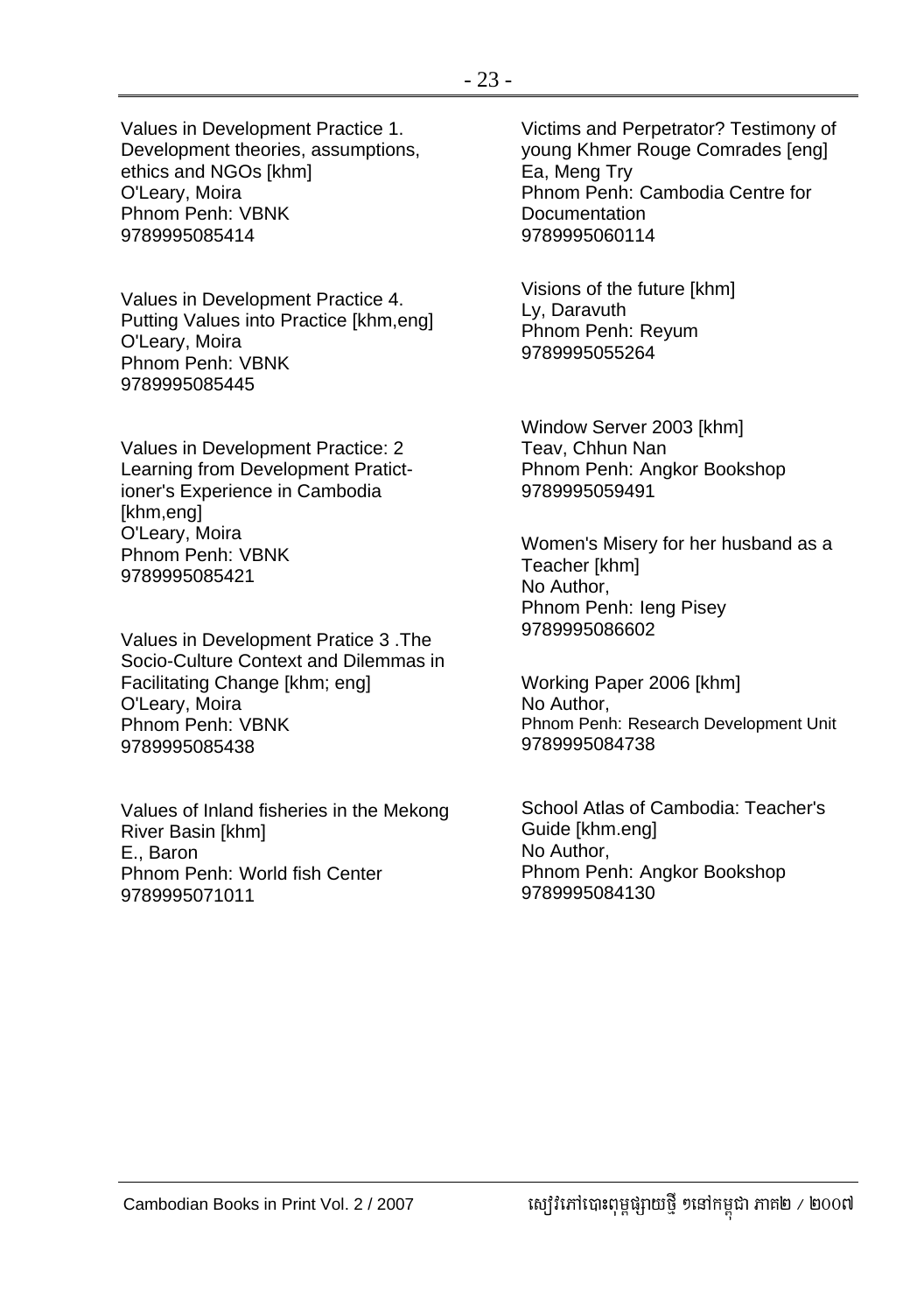Values in Development Practice 1. Development theories, assumptions, ethics and NGOs [khm]
O'Leary, Moira
Phnom Penh: VBNK
9789995085414

Values in Development Practice 4. Putting Values into Practice [khm,eng]
O'Leary, Moira
Phnom Penh: VBNK
9789995085445

Values in Development Practice: 2 Learning from Development Pratict-ioner's Experience in Cambodia [khm,eng]
O'Leary, Moira
Phnom Penh: VBNK
9789995085421

Values in Development Pratice 3 .The Socio-Culture Context and Dilemmas in Facilitating Change [khm; eng]
O'Leary, Moira
Phnom Penh: VBNK
9789995085438

Values of Inland fisheries in the Mekong River Basin [khm]
E., Baron
Phnom Penh: World fish Center
9789995071011

Victims and Perpetrator? Testimony of young Khmer Rouge Comrades [eng]
Ea, Meng Try
Phnom Penh: Cambodia Centre for Documentation
9789995060114

Visions of the future [khm]
Ly, Daravuth
Phnom Penh: Reyum
9789995055264

Window Server 2003 [khm]
Teav, Chhun Nan
Phnom Penh: Angkor Bookshop
9789995059491

Women's Misery for her husband as a Teacher [khm]
No Author,
Phnom Penh: Ieng Pisey
9789995086602

Working Paper 2006 [khm]
No Author,
Phnom Penh: Research Development Unit
9789995084738

School Atlas of Cambodia: Teacher's Guide [khm.eng]
No Author,
Phnom Penh: Angkor Bookshop
9789995084130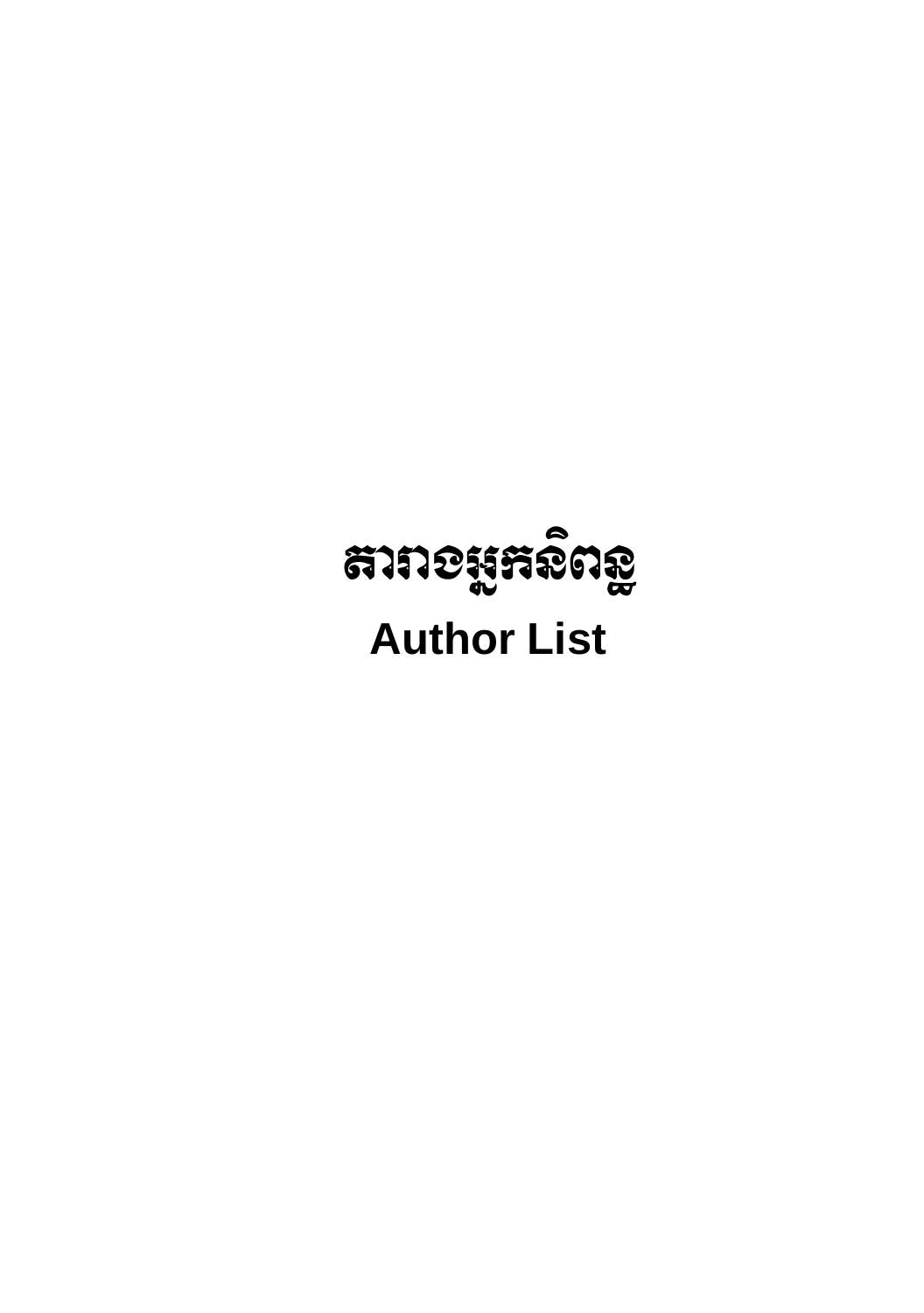# តារាងអ្នកនិពន្ធ

# Author List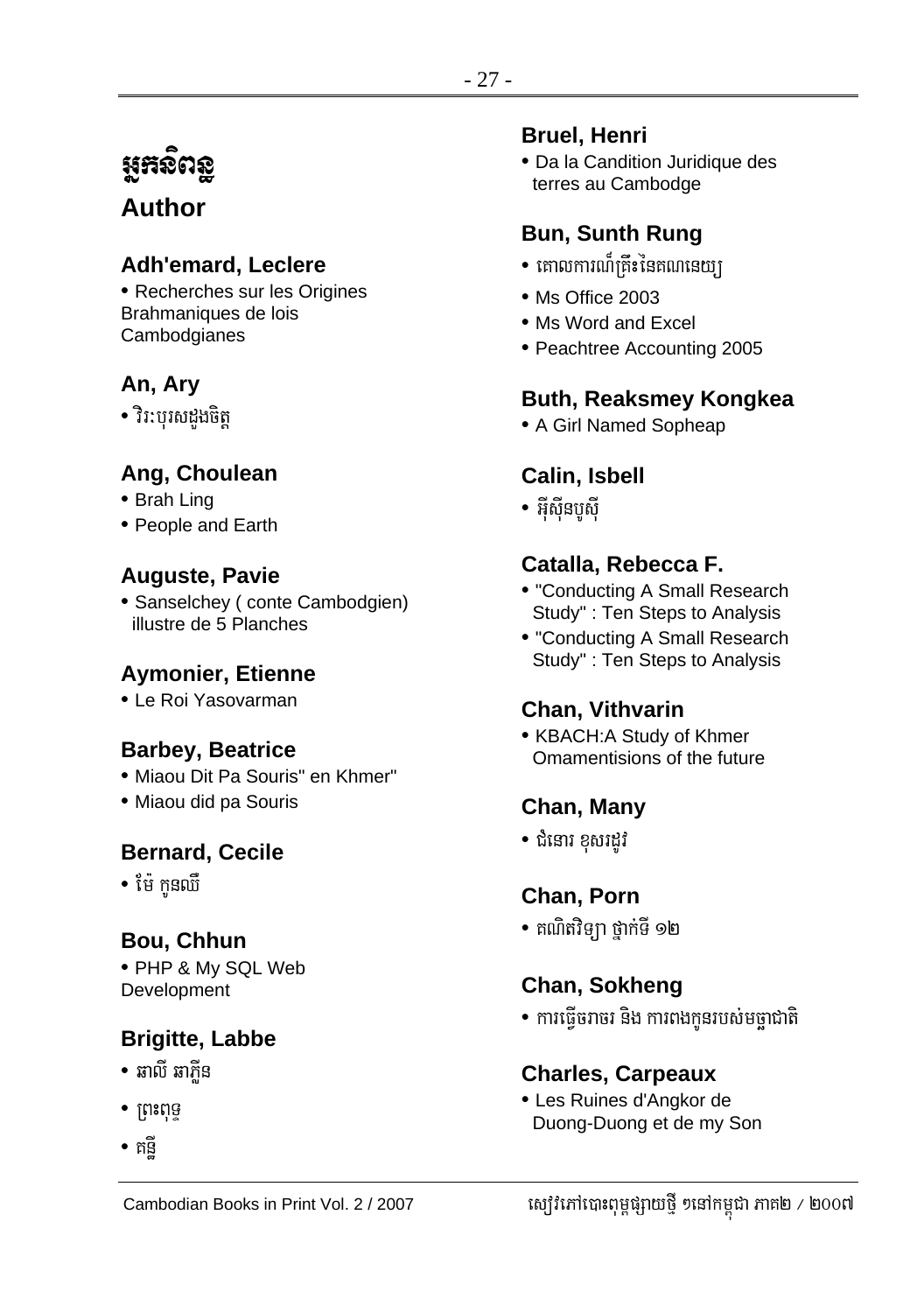# អ្នកនិពន្ធ
# Author

### Adh'emard, Leclere
- Recherches sur les Origines Brahmaniques de lois Cambodgianes

### An, Ary
- វិរៈបុរសដួងចិត្ត

### Ang, Choulean
- Brah Ling
- People and Earth

### Auguste, Pavie
- Sanselchey ( conte Cambodgien) illustre de 5 Planches

### Aymonier, Etienne
- Le Roi Yasovarman

### Barbey, Beatrice
- Miaou Dit Pa Souris" en Khmer"
- Miaou did pa Souris

### Bernard, Cecile
- ម៉ៃ កូនឈើ

### Bou, Chhun
- PHP & My SQL Web Development

### Brigitte, Labbe
- ឆាលី ឆាភ្លីន
- ព្រះពុទ្ធ
- គន្ធី

### Bruel, Henri
- Da la Candition Juridique des terres au Cambodge

### Bun, Sunth Rung
- គោលការណ៍គ្រឹះនៃគណនេយ្យ
- Ms Office 2003
- Ms Word and Excel
- Peachtree Accounting 2005

### Buth, Reaksmey Kongkea
- A Girl Named Sopheap

### Calin, Isbell
- អ៊ីស៊ីនបូស៊ី

### Catalla, Rebecca F.
- "Conducting A Small Research Study" : Ten Steps to Analysis
- "Conducting A Small Research Study" : Ten Steps to Analysis

### Chan, Vithvarin
- KBACH:A Study of Khmer Omamentisions of the future

### Chan, Many
- ជំនោរ ខុសរដូវ

### Chan, Porn
- គណិតវិទ្យា ថ្នាក់ទី ១២

### Chan, Sokheng
- ការធ្វើចរាចរ និង ការពងកូនរបស់មច្ឆាជាតិ

### Charles, Carpeaux
- Les Ruines d'Angkor de Duong-Duong et de my Son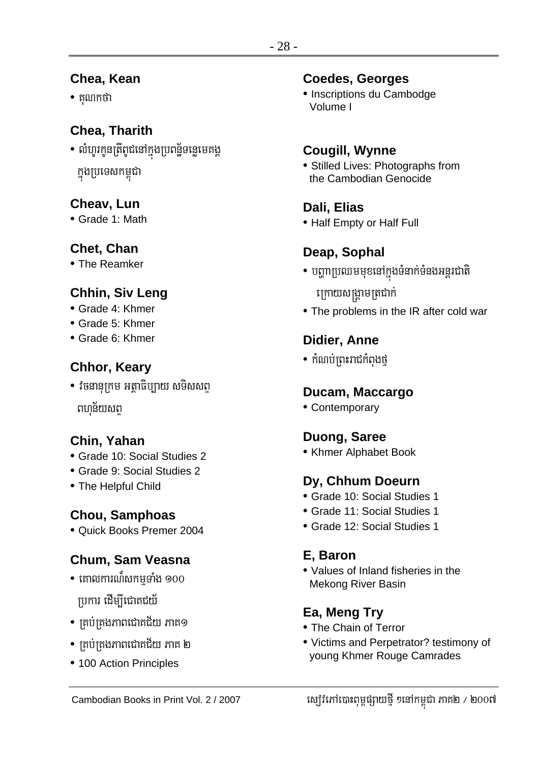### Chea, Kean

- គុណកថា

### Chea, Tharith

- លំហូរកូនត្រីពូជនៅក្នុងប្រពន្ធ័ទន្លេមេគង្គ ក្នុងប្រទេសកម្ពុជា

### Cheav, Lun

- Grade 1: Math

### Chet, Chan

- The Reamker

### Chhin, Siv Leng

- Grade 4: Khmer
- Grade 5: Khmer
- Grade 6: Khmer

### Chhor, Keary

- វចនានុក្រម អត្ថាធិប្បាយ សទិសសព្ទ ពហុន័យសព្ទ

### Chin, Yahan

- Grade 10: Social Studies 2
- Grade 9: Social Studies 2
- The Helpful Child

### Chou, Samphoas

- Quick Books Premer 2004

### Chum, Sam Veasna

- គោលការណ៍សកម្មទាំង ១០០ ប្រការ ដើម្បីជោគជ័យ
- គ្រប់គ្រងភាពជោគជ័យ ភាគ១
- គ្រប់គ្រងភាពជោគជ័យ ភាគ ២
- 100 Action Principles

### Coedes, Georges

- Inscriptions du Cambodge Volume I

### Cougill, Wynne

- Stilled Lives: Photographs from the Cambodian Genocide

### Dali, Elias

- Half Empty or Half Full

### Deap, Sophal

- បញ្ហាប្រឈមមុខនៅក្នុងទំនាក់ទំនងអន្តរជាតិ ក្រោយសង្គ្រាមត្រជាក់
- The problems in the IR after cold war

### Didier, Anne

- កំណប់ព្រះរាជកំពុងថ្ម

### Ducam, Maccargo

- Contemporary

### Duong, Saree

- Khmer Alphabet Book

### Dy, Chhum Doeurn

- Grade 10: Social Studies 1
- Grade 11: Social Studies 1
- Grade 12: Social Studies 1

### E, Baron

- Values of Inland fisheries in the Mekong River Basin

### Ea, Meng Try

- The Chain of Terror
- Victims and Perpetrator? testimony of young Khmer Rouge Camrades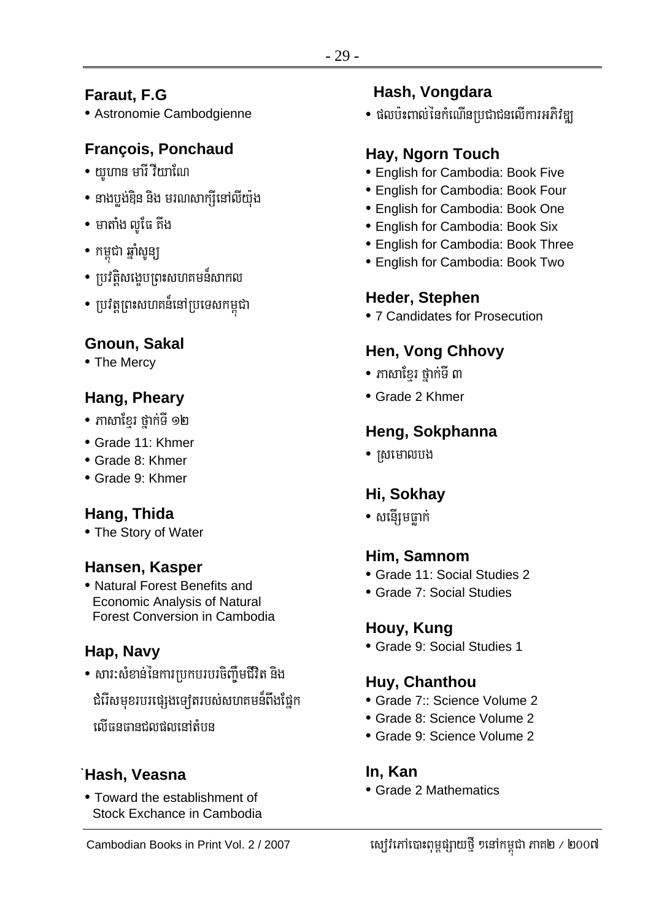## Faraut, F.G

- Astronomie Cambodgienne

## François, Ponchaud

- យូហាន មារី វីយាណៃ
- នាងប្លង់ឌិន និង មរណសាក្សីនៅលីយ៉ុង
- មាតាំង លូថៃ គីង
- កម្ពុជា ឆ្នាំសូន្យ
- ប្រវត្តិសង្ខេបព្រះសហគមន៍សាកល
- ប្រវត្តព្រះសហគន៍នៅប្រទេសកម្ពុជា

## Gnoun, Sakal

- The Mercy

## Hang, Pheary

- ភាសាខ្មែរ ថ្នាក់ទី ១២
- Grade 11: Khmer
- Grade 8: Khmer
- Grade 9: Khmer

## Hang, Thida

- The Story of Water

## Hansen, Kasper

- Natural Forest Benefits and Economic Analysis of Natural Forest Conversion in Cambodia

## Hap, Navy

- សារៈសំខាន់នៃការប្រកបរបរចិញ្ចឹមជីវិត និង ជំរើសមុខរបរផ្សេងទៀតរបស់សហគមន៍ពឹងផ្អែក លើធនធានជលផលនៅតំបន

## Hash, Veasna

- Toward the establishment of Stock Exchance in Cambodia

## Hash, Vongdara

- ផលប៉ះពាល់នៃកំណើនប្រជាជនលើការអភិវឌ្ឍ

## Hay, Ngorn Touch

- English for Cambodia: Book Five
- English for Cambodia: Book Four
- English for Cambodia: Book One
- English for Cambodia: Book Six
- English for Cambodia: Book Three
- English for Cambodia: Book Two

## Heder, Stephen

- 7 Candidates for Prosecution

## Hen, Vong Chhovy

- ភាសាខ្មែរ ថ្នាក់ទី ៣
- Grade 2 Khmer

## Heng, Sokphanna

- ស្រមោលបង

## Hi, Sokhay

- សន្សើមធ្លាក់

## Him, Samnom

- Grade 11: Social Studies 2
- Grade 7: Social Studies

## Houy, Kung

- Grade 9: Social Studies 1

## Huy, Chanthou

- Grade 7:: Science Volume 2
- Grade 8: Science Volume 2
- Grade 9: Science Volume 2

## In, Kan

- Grade 2 Mathematics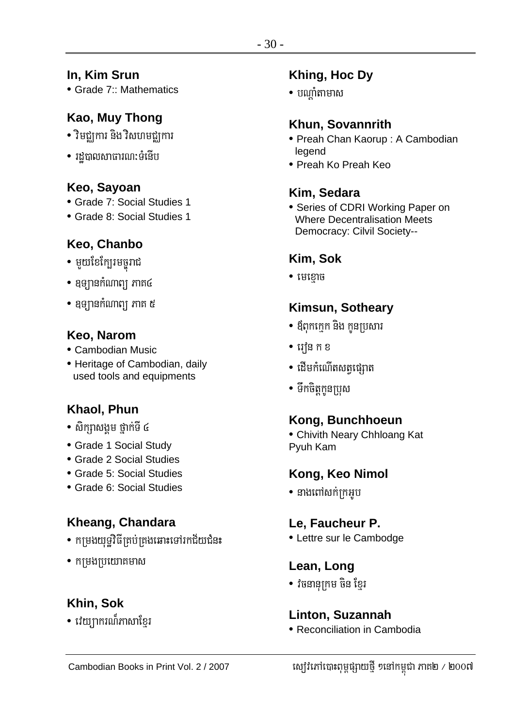## In, Kim Srun

- Grade 7:: Mathematics

## Kao, Muy Thong

- វិមជ្ឈការ និងវិសហមជ្ឈការ
- រដ្ឋបាលសាធារណៈទំនើប

## Keo, Sayoan

- Grade 7: Social Studies 1
- Grade 8: Social Studies 1

## Keo, Chanbo

- មួយខែក្បែរមច្ចុរាជ
- ឧទ្យានកំណាព្យ ភាគ៤
- ឧទ្យានកំណាព្យ ភាគ ៥

## Keo, Narom

- Cambodian Music
- Heritage of Cambodian, daily used tools and equipments

## Khaol, Phun

- សិក្សាសង្គម ថ្នាក់ទី ៤
- Grade 1 Social Study
- Grade 2 Social Studies
- Grade 5: Social Studies
- Grade 6: Social Studies

## Kheang, Chandara

- កម្រងយុទ្ធវិធីគ្រប់គ្រងឆោះទៅរកជ័យជំនះ
- កម្រងប្រយោគមាស

## Khin, Sok

- វេយ្យាករណ៍ភាសាខ្មែរ

## Khing, Hoc Dy

- បណ្តាំតាមាស

## Khun, Sovannrith

- Preah Chan Kaorup : A Cambodian legend
- Preah Ko Preah Keo

## Kim, Sedara

- Series of CDRI Working Paper on Where Decentralisation Meets Democracy: Cilvil Society--

## Kim, Sok

- មេខ្មោច

## Kimsun, Sotheary

- ឪពុកក្មេក និង កូនប្រសារ
- រៀន ក ខ
- ដើមកំណើតសត្វផ្សោត
- ទឹកចិត្តកូនប្រុស

## Kong, Bunchhoeun

- Chivith Neary Chhloang Kat Pyuh Kam

## Kong, Keo Nimol

- នាងពៅសក់ក្រអូប

## Le, Faucheur P.

- Lettre sur le Cambodge

## Lean, Long

- វចនានុក្រម ចិន ខ្មែរ

## Linton, Suzannah

- Reconciliation in Cambodia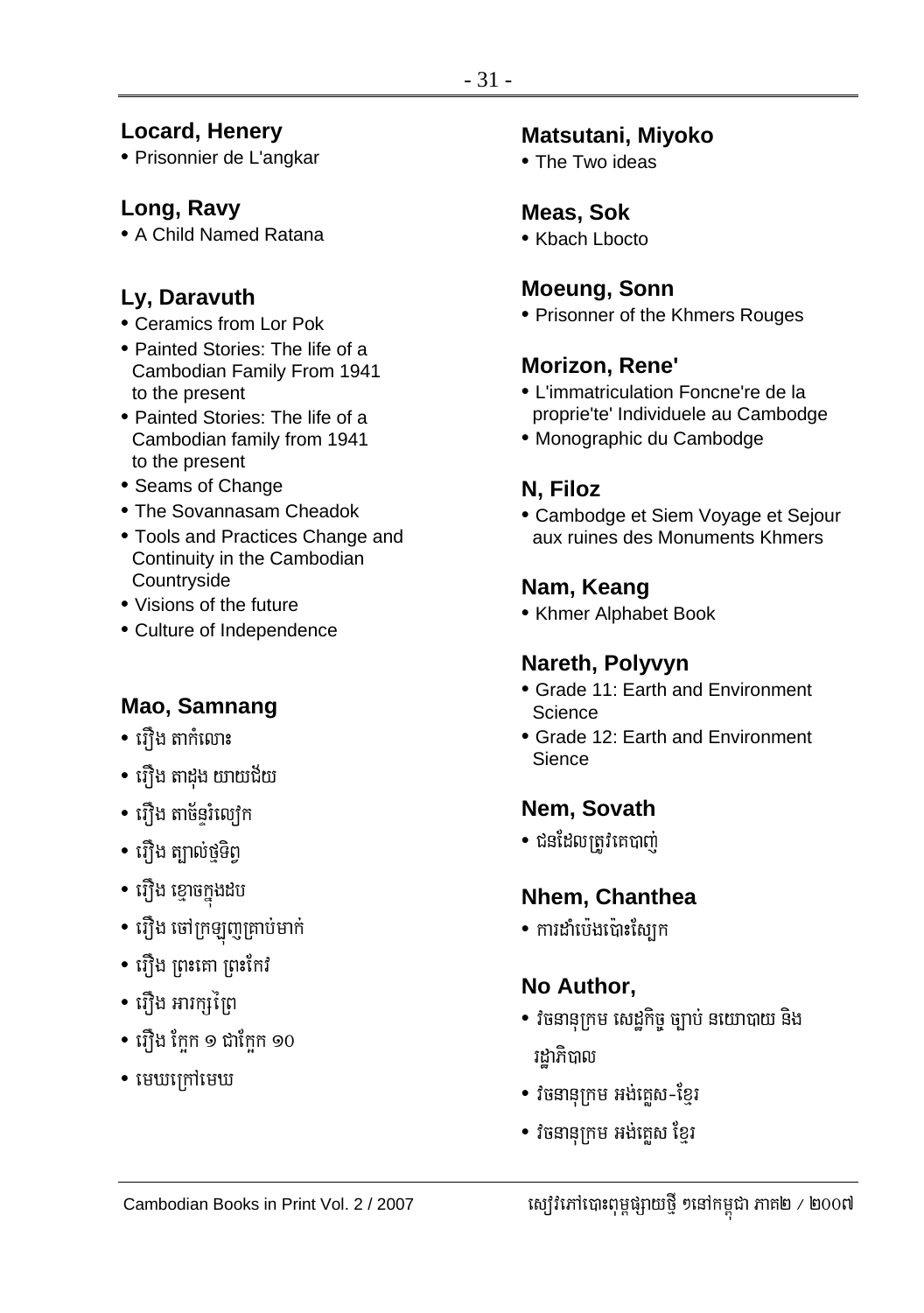## Locard, Henery

- Prisonnier de L'angkar

## Long, Ravy

- A Child Named Ratana

## Ly, Daravuth

- Ceramics from Lor Pok
- Painted Stories: The life of a Cambodian Family From 1941 to the present
- Painted Stories: The life of a Cambodian family from 1941 to the present
- Seams of Change
- The Sovannasam Cheadok
- Tools and Practices Change and Continuity in the Cambodian Countryside
- Visions of the future
- Culture of Independence

## Mao, Samnang

- រឿង តាកំលោះ
- រឿង តាដុង យាយជ័យ
- រឿង តាច័ន្ទរំលៀក
- រឿង ត្បាល់ថ្មទិព្វ
- រឿង ខ្មោចក្នុងដប
- រឿង ចៅក្រឡញ្ញក្រាប់មាក់
- រឿង ព្រះគោ ព្រះកែវ
- រឿង អារក្សព្រៃ
- រឿង ក្អែក ១ ជាក្អែក ១០
- មេឃក្រោមេឃ

## Matsutani, Miyoko

- The Two ideas

## Meas, Sok

- Kbach Lbocto

## Moeung, Sonn

- Prisonner of the Khmers Rouges

## Morizon, Rene'

- L'immatriculation Foncne're de la proprie'te' Individuele au Cambodge
- Monographic du Cambodge

## N, Filoz

- Cambodge et Siem Voyage et Sejour aux ruines des Monuments Khmers

## Nam, Keang

- Khmer Alphabet Book

## Nareth, Polyvyn

- Grade 11: Earth and Environment Science
- Grade 12: Earth and Environment Sience

## Nem, Sovath

- ជនដែលត្រូវគេបាញ់

## Nhem, Chanthea

- ការដាំប៉េងប៉ោះស្បែក

## No Author,

- វចនានុក្រម សេដ្ឋកិច្ច ច្បាប់ នយោបាយ និង រដ្ឋាភិបាល
- វចនានុក្រម អង់គ្លេស-ខ្មែរ
- វចនានុក្រម អង់គ្លេស ខ្មែរ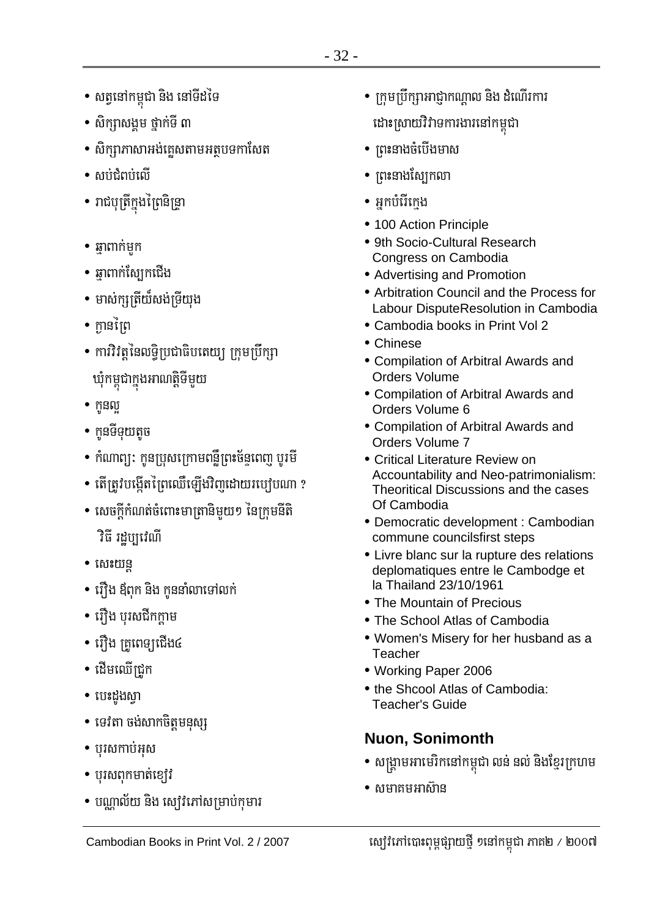- សត្វនៅកម្ពុជា និង នៅទីដទៃ
- សិក្សាសង្គម ថ្នាក់ទី ៣
- សិក្សាភាសាអង់គ្លេសតាមអត្ថបទកាសែត
- សប់ជិតប់លើ
- រាជបុត្រីក្នុងព្រៃនិទ្រា
- ឆ្មាពាក់មួក
- ឆ្មាពាក់ស្បែកជើង
- មាស់ក្សត្រីយ៍សង់ទ្រីយុង
- ក្មានព្រៃ
- ការវិវត្តនៃលទ្ធិប្រជាធិបតេយ្យ ក្រុមប្រឹក្សាឃុំកម្ពុជាក្នុងអាណត្តិទីមួយ
- កូនល្អ
- កូនទីទុយតូច
- កំណាព្យៈ កូនប្រុសក្រោមពន្លឺព្រះច័ន្ទពេញ បូរមី
- តើត្រូវបង្កើតព្រៃឈើឡើងវិញដោយរបៀបណា ?
- សេចក្តីកំណត់ចំពោះមាត្រានិមួយៗ នៃក្រុមនីតិវិធី រដ្ឋប្បវេណី
- សេះយន្ត
- រឿង ឪពុក និង កូនទាំលាទៅលក់
- រឿង បុរសជីកក្តាម
- រឿង គ្រូពេទ្យជើង៤
- ដើមឈើជ្រូក
- បេះដូងស្វា
- ទេវតា ចង់សាកចិត្តមនុស្ស
- បុរសកាប់អុស
- បុរសពុកមាត់ខៀវ
- បណ្ណាល័យ និង សៀវភៅសម្រាប់កុមារ
- ក្រុមប្រឹក្សាអាជ្ញាកណ្តាល និង ដំណើរការដោះស្រាយវិវាទការងារនៅកម្ពុជា
- ព្រះនាងចំបើងមាស
- ព្រះនាងស្បែកលា
- អ្នកបំរើក្មេង
- 100 Action Principle
- 9th Socio-Cultural Research Congress on Cambodia
- Advertising and Promotion
- Arbitration Council and the Process for Labour DisputeResolution in Cambodia
- Cambodia books in Print Vol 2
- Chinese
- Compilation of Arbitral Awards and Orders Volume
- Compilation of Arbitral Awards and Orders Volume 6
- Compilation of Arbitral Awards and Orders Volume 7
- Critical Literature Review on Accountability and Neo-patrimonialism: Theoritical Discussions and the cases Of Cambodia
- Democratic development : Cambodian commune councilsfirst steps
- Livre blanc sur la rupture des relations deplomatiques entre le Cambodge et la Thailand 23/10/1961
- The Mountain of Precious
- The School Atlas of Cambodia
- Women's Misery for her husband as a Teacher
- Working Paper 2006
- the Shcool Atlas of Cambodia: Teacher's Guide

### Nuon, Sonimonth

- សង្គ្រាមអាមេរិកនៅកម្ពុជា លន់ នល់ និងខ្មែរក្រហម
- សមាគមអាស៊ាន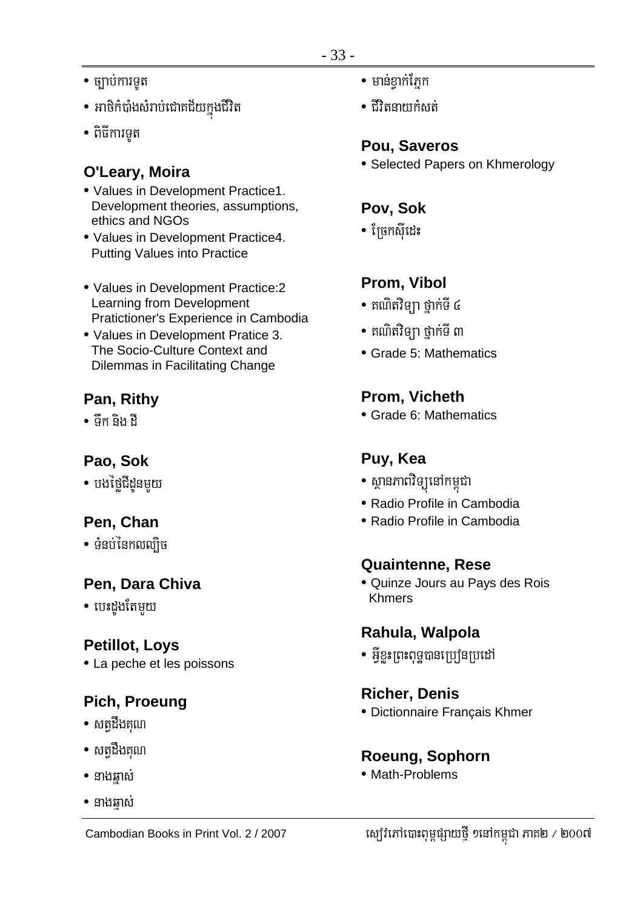- ច្បាប់ការទូត
- អាថិកំបាំងសំរាប់ជោគជ័យក្នុងជីវិត
- ពិធីការទូត

## O'Leary, Moira

- Values in Development Practice1. Development theories, assumptions, ethics and NGOs
- Values in Development Practice4. Putting Values into Practice
- Values in Development Practice:2 Learning from Development Pratictioner's Experience in Cambodia
- Values in Development Pratice 3. The Socio-Culture Context and Dilemmas in Facilitating Change

## Pan, Rithy

- ទឹក និង ដី

## Pao, Sok

- បងថ្លៃដីដូនមួយ

## Pen, Chan

- ទំនប់នៃកលល្បិច

## Pen, Dara Chiva

- បេះដូងតែមួយ

## Petillot, Loys

- La peche et les poissons

## Pich, Proeung

- សត្វដឹងគុណ
- សត្វដឹងគុណ
- នាងឆ្មាស់
- នាងឆ្មាស់
- មាន់ខ្វាក់ភ្នែក
- ជីវិតនាយកំសត់

## Pou, Saveros

- Selected Papers on Khmerology

## Pov, Sok

- ច្រែកស៊ីដេះ

## Prom, Vibol

- គណិតវិទ្យា ថ្នាក់ទី ៤
- គណិតវិទ្យា ថ្នាក់ទី ៣
- Grade 5: Mathematics

## Prom, Vicheth

- Grade 6: Mathematics

## Puy, Kea

- ស្ថានភាពវិទ្យុនៅកម្ពុជា
- Radio Profile in Cambodia
- Radio Profile in Cambodia

## Quaintenne, Rese

- Quinze Jours au Pays des Rois Khmers

## Rahula, Walpola

- អ្វីខ្លះព្រះពុទ្ធបានប្រៀនប្រដៅ

## Richer, Denis

- Dictionnaire Français Khmer

## Roeung, Sophorn

- Math-Problems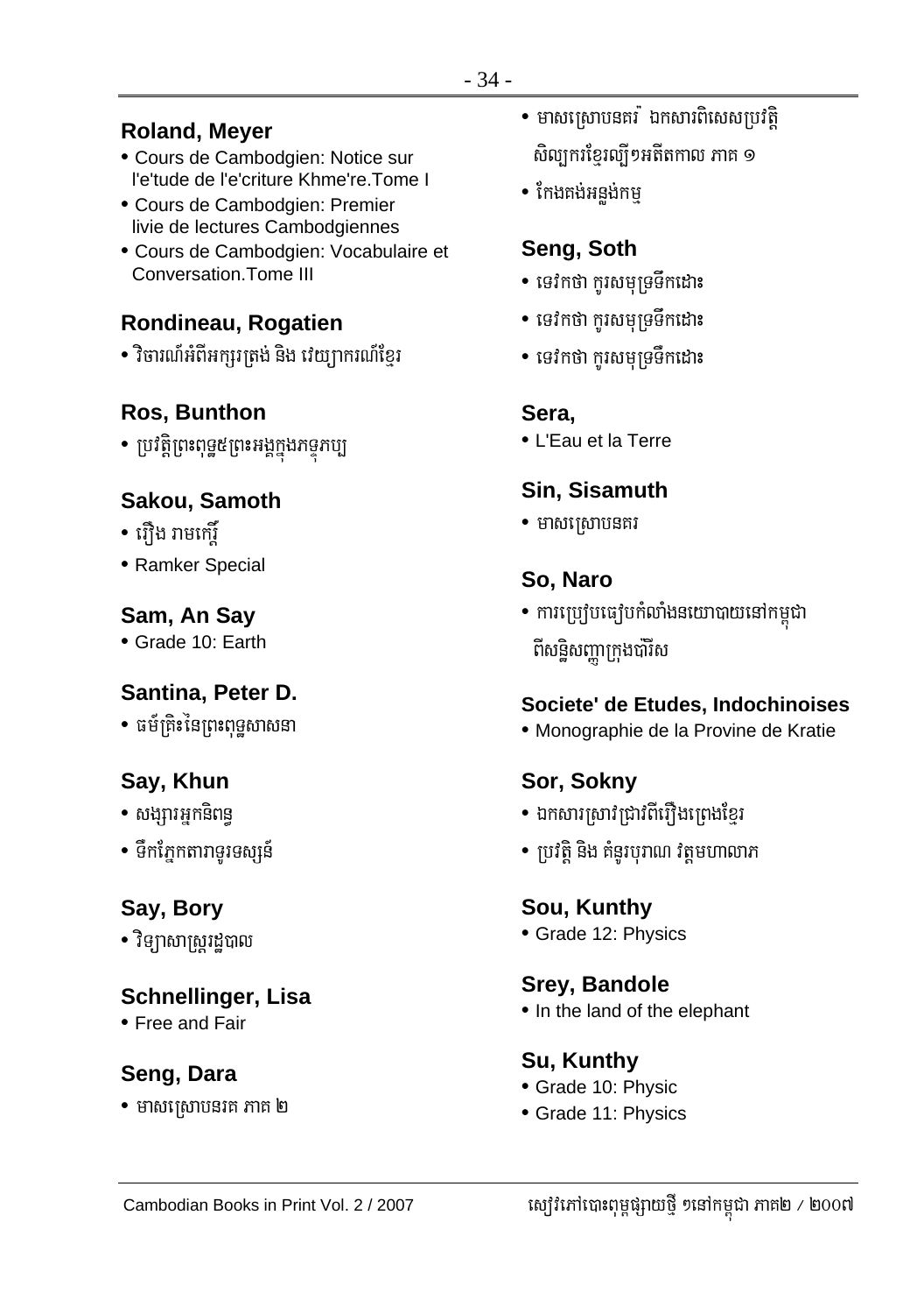## Roland, Meyer

- Cours de Cambodgien: Notice sur l'e'tude de l'e'criture Khme're.Tome I
- Cours de Cambodgien: Premier livie de lectures Cambodgiennes
- Cours de Cambodgien: Vocabulaire et Conversation.Tome III

## Rondineau, Rogatien

- វិចារណ៍អំពីអក្សរត្រង់ និង វេយ្យាករណ៍ខ្មែរ

## Ros, Bunthon

- ប្រវត្តិព្រះពុទ្ធ៥ព្រះអង្គក្នុងភទ្ទកប្ប

## Sakou, Samoth

- រឿង រាមកេរ្តិ៍
- Ramker Special

## Sam, An Say

- Grade 10: Earth

## Santina, Peter D.

- ធម៌ត្រិះនៃព្រះពុទ្ធសាសនា

## Say, Khun

- សង្សារអ្នកនិពន្ធ
- ទឹកភ្នែកតារាទូរទស្សន៍

## Say, Bory

- វិទ្យាសាស្ត្ររដ្ឋបាល

## Schnellinger, Lisa

- Free and Fair

## Seng, Dara

- មាសស្រោបនរគ ភាគ ២
- មាសស្រោបនគរ ឯកសារពិសេសប្រវត្តិសិល្បករខ្មែរល្បីៗអតីតកាល ភាគ ១
- កែងគង់អន្លង់កម្ម

## Seng, Soth

- ទេវកថា កូរសមុទ្រទឹកដោះ
- ទេវកថា កូរសមុទ្រទឹកដោះ
- ទេវកថា កូរសមុទ្រទឹកដោះ

## Sera,

- L'Eau et la Terre

## Sin, Sisamuth

- មាសស្រោបនគរ

## So, Naro

- ការប្រៀបធៀបកំលាំងនយោបាយនៅកម្ពុជាពីសន្និសញ្ញាក្រុងប៉ារីស

## Societe' de Etudes, Indochinoises

- Monographie de la Provine de Kratie

## Sor, Sokny

- ឯកសារស្រាវជ្រាវពីរឿងព្រេងខ្មែរ
- ប្រវត្តិ និង គំនូរបុរាណ វត្តមហាលាភ

## Sou, Kunthy

- Grade 12: Physics

## Srey, Bandole

- In the land of the elephant

## Su, Kunthy

- Grade 10: Physic
- Grade 11: Physics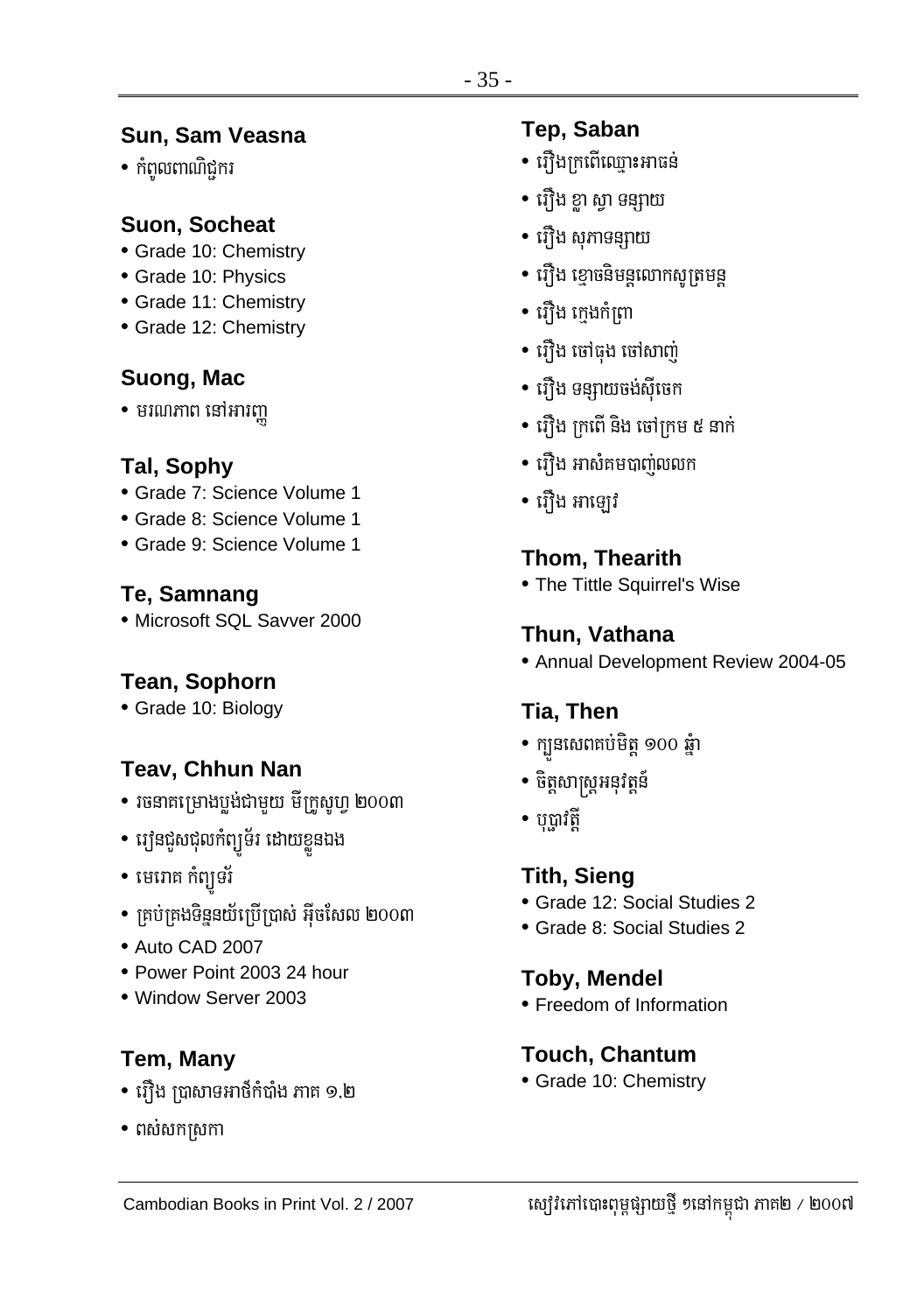### Sun, Sam Veasna

- កំពូលពាណិជ្ជករ

### Suon, Socheat

- Grade 10: Chemistry
- Grade 10: Physics
- Grade 11: Chemistry
- Grade 12: Chemistry

### Suong, Mac

- មរណភាព នៅអារញ្ញ

### Tal, Sophy

- Grade 7: Science Volume 1
- Grade 8: Science Volume 1
- Grade 9: Science Volume 1

### Te, Samnang

- Microsoft SQL Savver 2000

### Tean, Sophorn

- Grade 10: Biology

### Teav, Chhun Nan

- រចនាគម្រោងប្លង់ជាមួយ មីក្រូសូហ្វ ២០០៣
- រៀនជួសជុលកំព្យូទ័រ ដោយខ្លួនឯង
- មេរោគ កំព្យូទ័រ
- គ្រប់គ្រងទិន្នន័យប្រើប្រាស់ អ៊ិចសែល ២០០៣
- Auto CAD 2007
- Power Point 2003 24 hour
- Window Server 2003

### Tem, Many

- រឿង ប្រាសាទអាថ៌កំបាំង ភាគ ១,២
- ពស់សកស្រកា

### Tep, Saban

- រឿងក្រពើឈ្មោះអាធន់
- រឿង ខ្លា ស្វា ទន្សាយ
- រឿង សុភាទន្សាយ
- រឿង ខ្មោចនិមន្តលោកសូត្រមន្ត
- រឿង ក្មេងកំព្រា
- រឿង ចៅធុង ចៅសាញ់
- រឿង ទន្សាយចង់ស៊ីចេក
- រឿង ក្រពើ និង ចៅក្រម ៥ នាក់
- រឿង អាសំគមបាញ់លលក
- រឿង អាឡេវ

### Thom, Thearith

- The Tittle Squirrel's Wise

### Thun, Vathana

- Annual Development Review 2004-05

### Tia, Then

- ក្បួនសេពគប់មិត្ត ១០០ ឆ្នាំ
- ចិត្តសាស្ត្រអនុវត្តន៍
- បុប្ផាវត្តី

### Tith, Sieng

- Grade 12: Social Studies 2
- Grade 8: Social Studies 2

### Toby, Mendel

- Freedom of Information

### Touch, Chantum

- Grade 10: Chemistry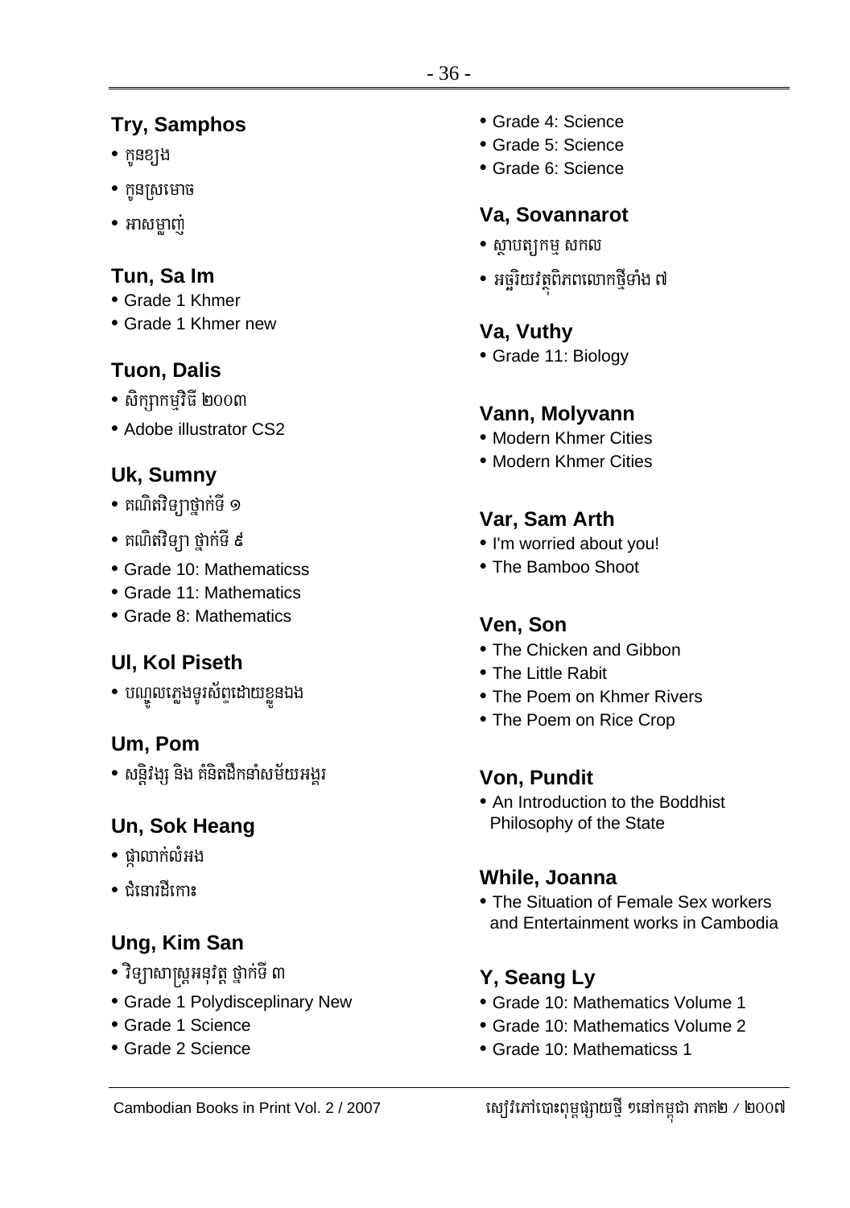## Try, Samphos

- កូនខ្យង
- កូនស្រមោច
- អាសម្លាញ់

## Tun, Sa Im

- Grade 1 Khmer
- Grade 1 Khmer new

## Tuon, Dalis

- សិក្សាកម្មវិធី ២០០៣
- Adobe illustrator CS2

## Uk, Sumny

- គណិតវិទ្យាថ្នាក់ទី ១
- គណិតវិទ្យា ថ្នាក់ទី ៩
- Grade 10: Mathematicss
- Grade 11: Mathematics
- Grade 8: Mathematics

## Ul, Kol Piseth

- បណ្តុលភ្លេងទូរស័ព្ទដោយខ្លួនឯង

## Um, Pom

- សន្តិវង្ស និង គំនិតដឹកនាំសម័យអង្គរ

## Un, Sok Heang

- ផ្កាលាក់លំអង
- ជំនោរដីកោះ

## Ung, Kim San

- វិទ្យាសាស្ត្រអនុវត្ត ថ្នាក់ទី ៣
- Grade 1 Polydisceplinary New
- Grade 1 Science
- Grade 2 Science
- Grade 4: Science
- Grade 5: Science
- Grade 6: Science

## Va, Sovannarot

- ស្ថាបត្យកម្ម សកល
- អច្ឆរិយវត្ថុពិភពលោកថ្មីទាំង ៧

## Va, Vuthy

- Grade 11: Biology

## Vann, Molyvann

- Modern Khmer Cities
- Modern Khmer Cities

## Var, Sam Arth

- I'm worried about you!
- The Bamboo Shoot

## Ven, Son

- The Chicken and Gibbon
- The Little Rabit
- The Poem on Khmer Rivers
- The Poem on Rice Crop

## Von, Pundit

- An Introduction to the Boddhist Philosophy of the State

## While, Joanna

- The Situation of Female Sex workers and Entertainment works in Cambodia

## Y, Seang Ly

- Grade 10: Mathematics Volume 1
- Grade 10: Mathematics Volume 2
- Grade 10: Mathematicss 1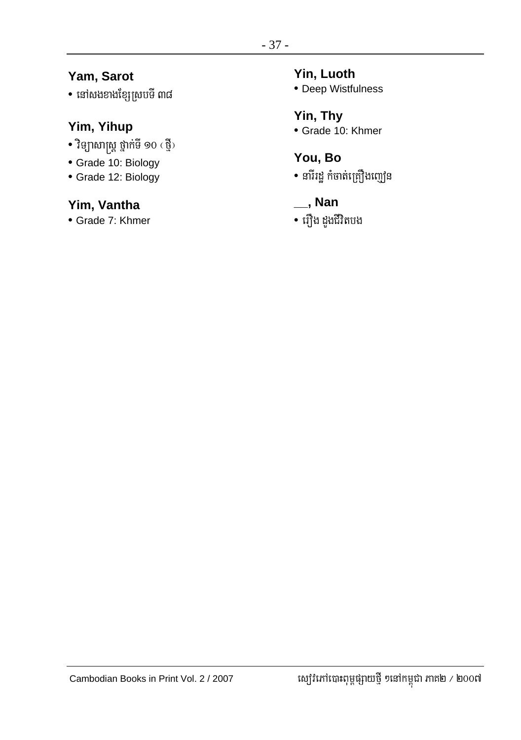## Yam, Sarot

- នៅសងខាងខ្សែស្របទី ៣៨

## Yim, Yihup

- វិទ្យាសាស្ត្រ ថ្នាក់ទី ១០ (ថ្មី)
- Grade 10: Biology
- Grade 12: Biology

## Yim, Vantha

- Grade 7: Khmer

## Yin, Luoth

- Deep Wistfulness

## Yin, Thy

- Grade 10: Khmer

## You, Bo

- នារីរដ្ឋ កំចាត់គ្រឿងញៀន

## __, Nan

- រឿង ដួងជីវិតបង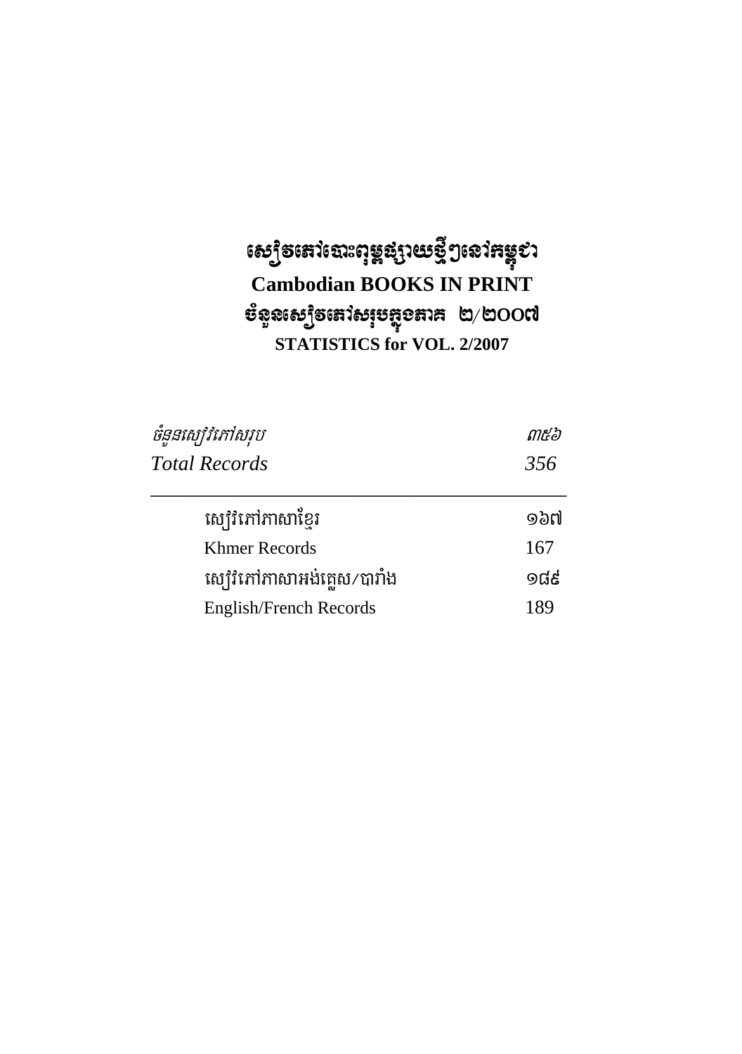# សៀវភៅបោះពុម្ពផ្សាយថ្មីៗនៅកម្ពុជា
# Cambodian BOOKS IN PRINT
## ចំនួនសៀវភៅសរុបក្នុងភាគ ២/២០០៧
## STATISTICS for VOL. 2/2007

| | |
|---|---|
| *ចំនួនសៀវភៅសរុប* | *៣៥៦* |
| *Total Records* | *356* |

---

| | |
|---|---|
| សៀវភៅភាសាខ្មែរ | ១៦៧ |
| Khmer Records | 167 |
| សៀវភៅភាសាអង់គ្លេស/បារាំង | ១៨៩ |
| English/French Records | 189 |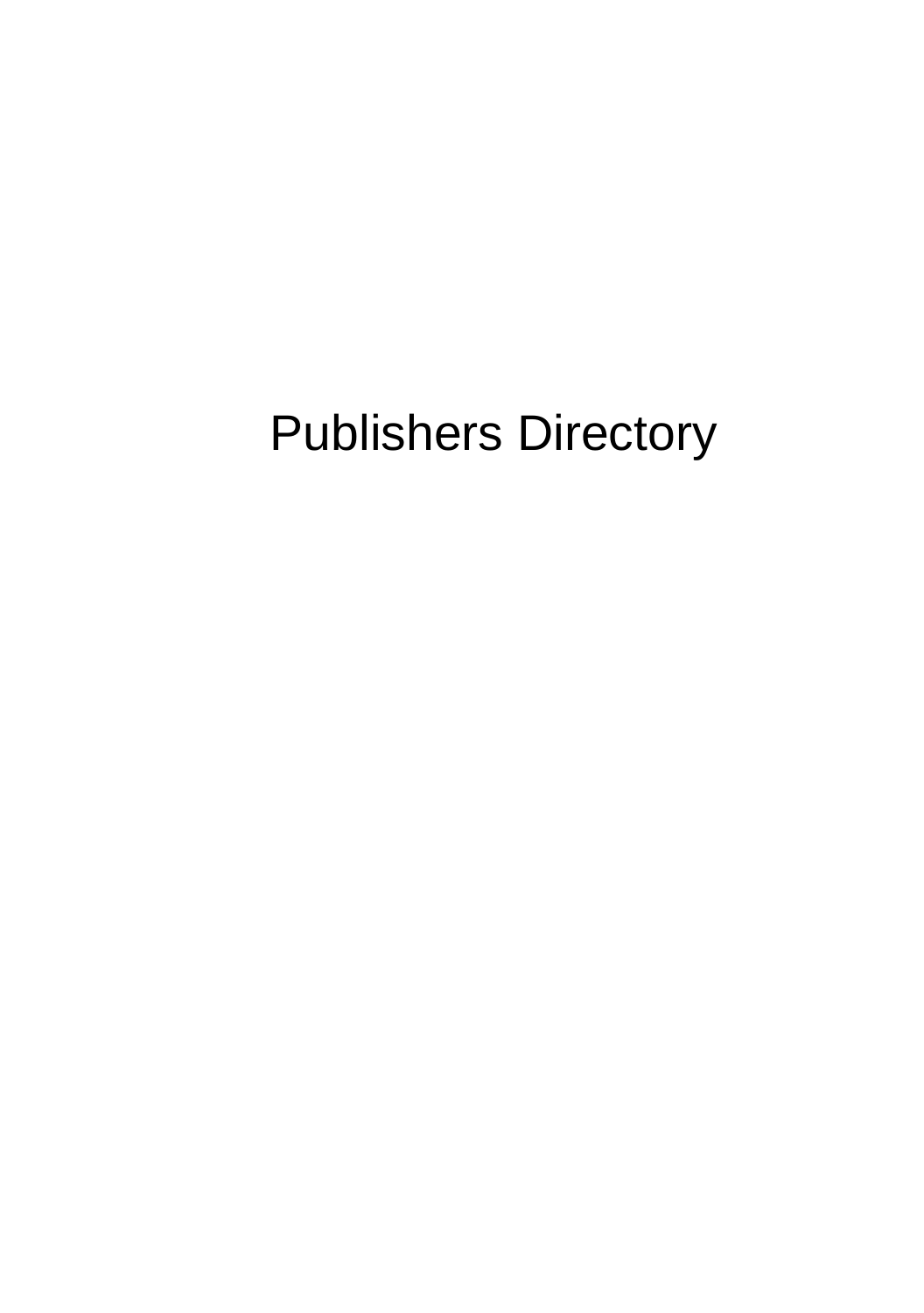# Publishers Directory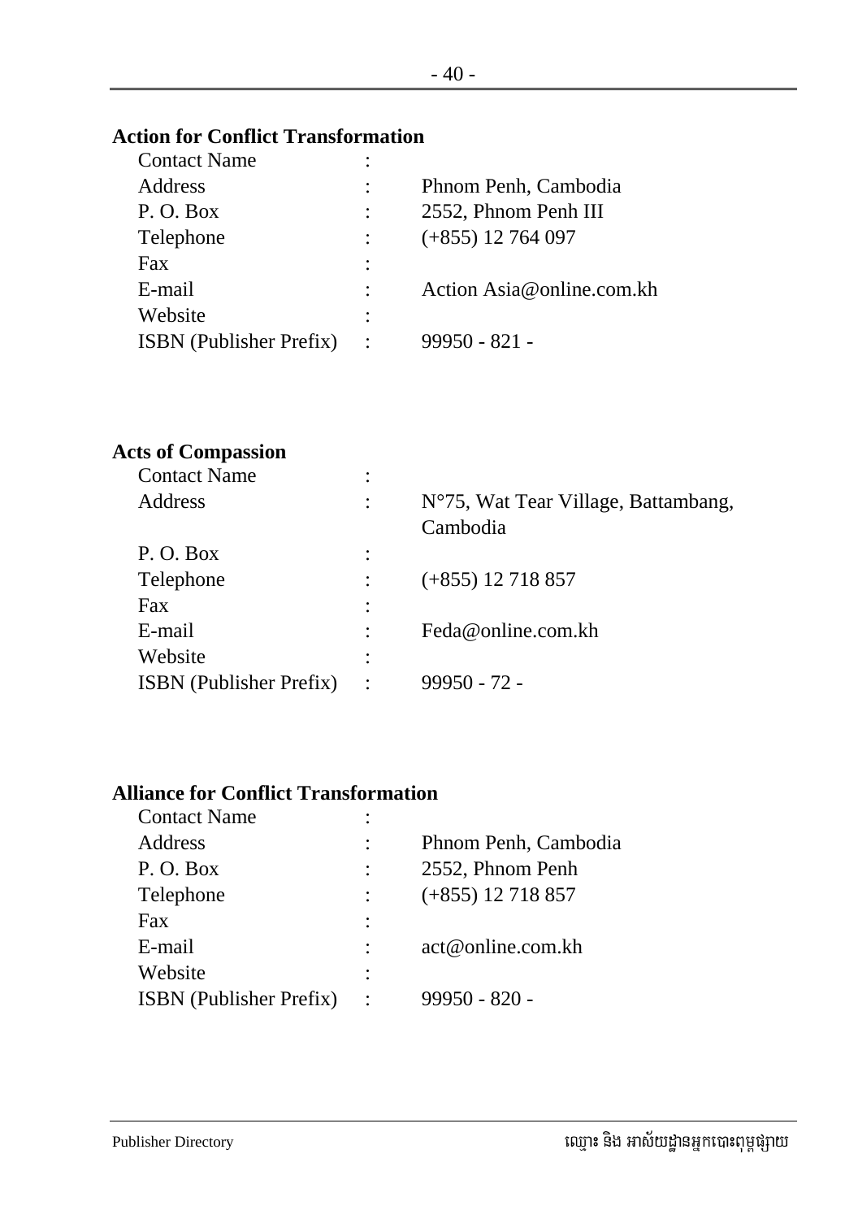**Action for Conflict Transformation**

| | | |
|---|---|---|
| Contact Name | : | |
| Address | : | Phnom Penh, Cambodia |
| P. O. Box | : | 2552, Phnom Penh III |
| Telephone | : | (+855) 12 764 097 |
| Fax | : | |
| E-mail | : | Action Asia@online.com.kh |
| Website | : | |
| ISBN (Publisher Prefix) | : | 99950 - 821 - |

**Acts of Compassion**

| | | |
|---|---|---|
| Contact Name | : | |
| Address | : | N°75, Wat Tear Village, Battambang, Cambodia |
| P. O. Box | : | |
| Telephone | : | (+855) 12 718 857 |
| Fax | : | |
| E-mail | : | Feda@online.com.kh |
| Website | : | |
| ISBN (Publisher Prefix) | : | 99950 - 72 - |

**Alliance for Conflict Transformation**

| | | |
|---|---|---|
| Contact Name | : | |
| Address | : | Phnom Penh, Cambodia |
| P. O. Box | : | 2552, Phnom Penh |
| Telephone | : | (+855) 12 718 857 |
| Fax | : | |
| E-mail | : | act@online.com.kh |
| Website | : | |
| ISBN (Publisher Prefix) | : | 99950 - 820 - |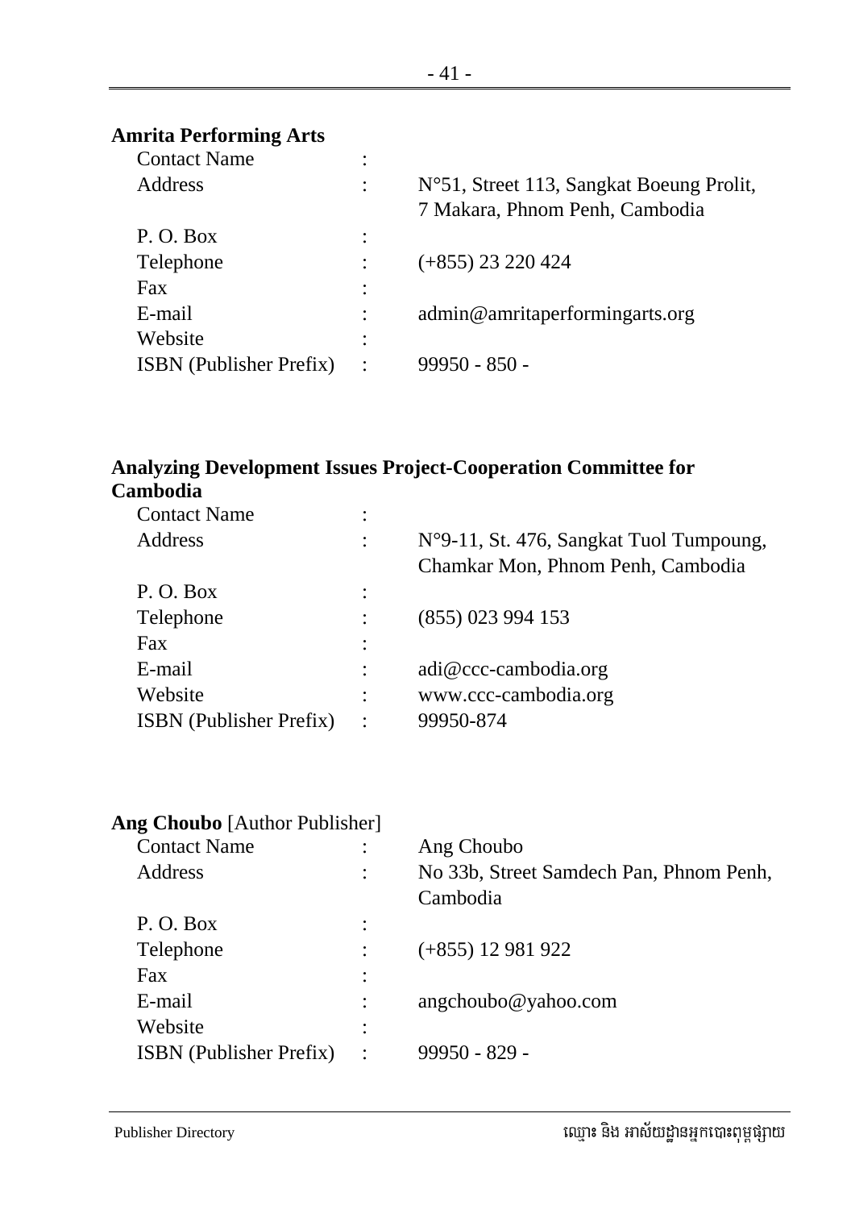**Amrita Performing Arts**

| | | |
|---|---|---|
| Contact Name | : | |
| Address | : | N°51, Street 113, Sangkat Boeung Prolit, 7 Makara, Phnom Penh, Cambodia |
| P. O. Box | : | |
| Telephone | : | (+855) 23 220 424 |
| Fax | : | |
| E-mail | : | admin@amritaperformingarts.org |
| Website | : | |
| ISBN (Publisher Prefix) | : | 99950 - 850 - |

**Analyzing Development Issues Project-Cooperation Committee for Cambodia**

| | | |
|---|---|---|
| Contact Name | : | |
| Address | : | N°9-11, St. 476, Sangkat Tuol Tumpoung, Chamkar Mon, Phnom Penh, Cambodia |
| P. O. Box | : | |
| Telephone | : | (855) 023 994 153 |
| Fax | : | |
| E-mail | : | adi@ccc-cambodia.org |
| Website | : | www.ccc-cambodia.org |
| ISBN (Publisher Prefix) | : | 99950-874 |

**Ang Choubo** [Author Publisher]

| | | |
|---|---|---|
| Contact Name | : | Ang Choubo |
| Address | : | No 33b, Street Samdech Pan, Phnom Penh, Cambodia |
| P. O. Box | : | |
| Telephone | : | (+855) 12 981 922 |
| Fax | : | |
| E-mail | : | angchoubo@yahoo.com |
| Website | : | |
| ISBN (Publisher Prefix) | : | 99950 - 829 - |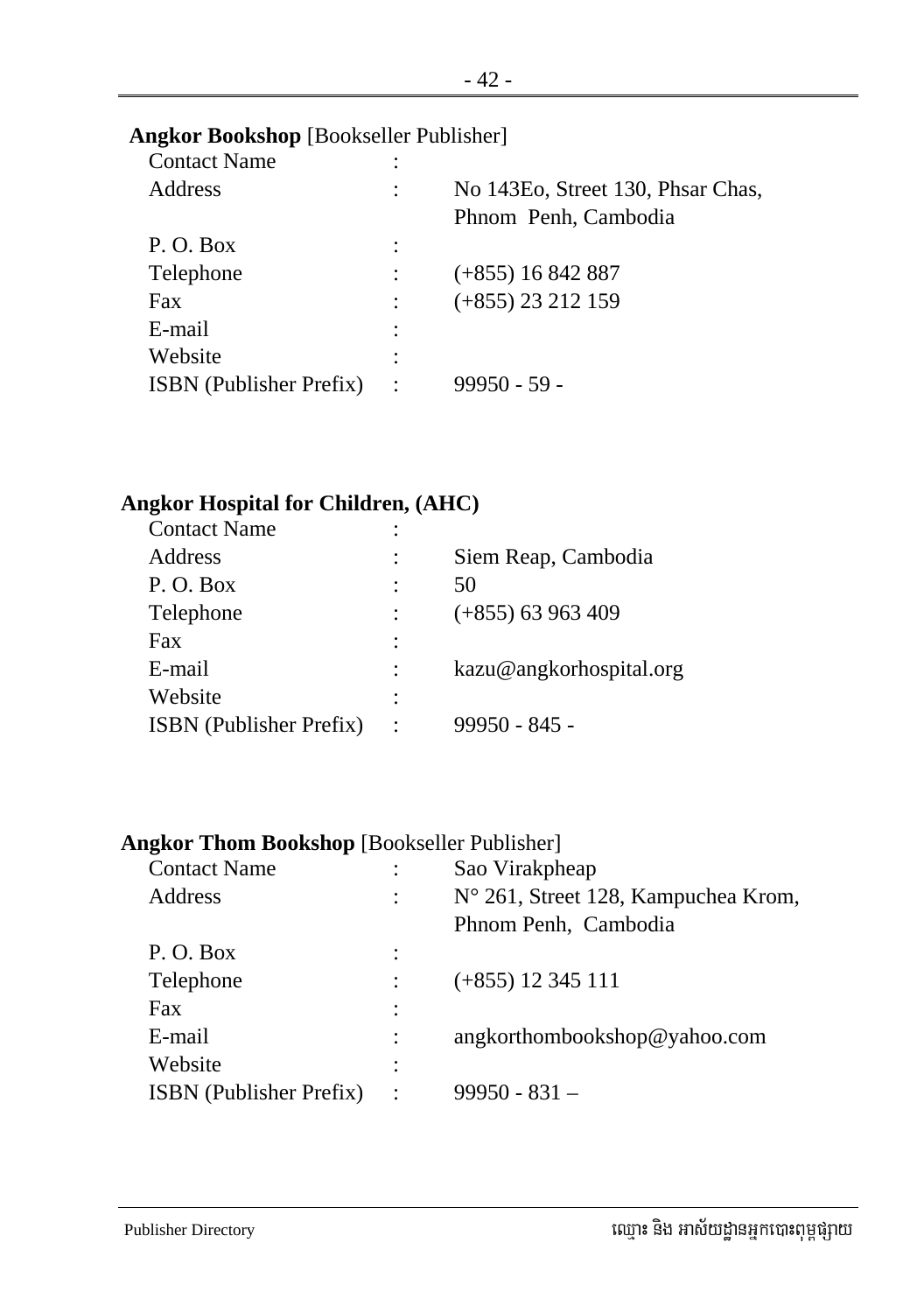**Angkor Bookshop** [Bookseller Publisher]

| | | |
|---|---|---|
| Contact Name | : | |
| Address | : | No 143Eo, Street 130, Phsar Chas, Phnom Penh, Cambodia |
| P. O. Box | : | |
| Telephone | : | (+855) 16 842 887 |
| Fax | : | (+855) 23 212 159 |
| E-mail | : | |
| Website | : | |
| ISBN (Publisher Prefix) | : | 99950 - 59 - |

**Angkor Hospital for Children, (AHC)**

| | | |
|---|---|---|
| Contact Name | : | |
| Address | : | Siem Reap, Cambodia |
| P. O. Box | : | 50 |
| Telephone | : | (+855) 63 963 409 |
| Fax | : | |
| E-mail | : | kazu@angkorhospital.org |
| Website | : | |
| ISBN (Publisher Prefix) | : | 99950 - 845 - |

**Angkor Thom Bookshop** [Bookseller Publisher]

| | | |
|---|---|---|
| Contact Name | : | Sao Virakpheap |
| Address | : | N° 261, Street 128, Kampuchea Krom, Phnom Penh, Cambodia |
| P. O. Box | : | |
| Telephone | : | (+855) 12 345 111 |
| Fax | : | |
| E-mail | : | angkorthombookshop@yahoo.com |
| Website | : | |
| ISBN (Publisher Prefix) | : | 99950 - 831 – |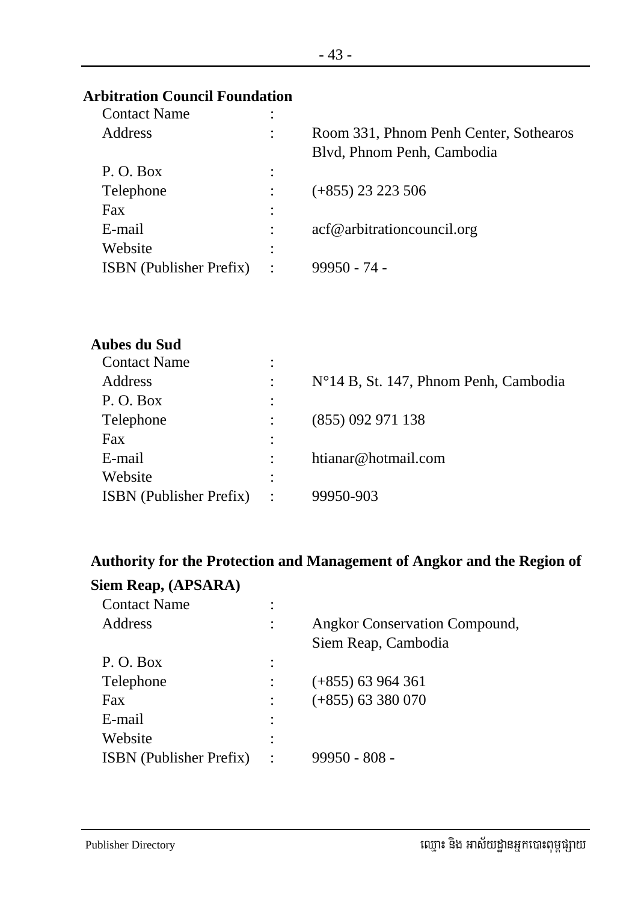**Arbitration Council Foundation**

| | | |
|---|---|---|
| Contact Name | : | |
| Address | : | Room 331, Phnom Penh Center, Sothearos Blvd, Phnom Penh, Cambodia |
| P. O. Box | : | |
| Telephone | : | (+855) 23 223 506 |
| Fax | : | |
| E-mail | : | acf@arbitrationcouncil.org |
| Website | : | |
| ISBN (Publisher Prefix) | : | 99950 - 74 - |

**Aubes du Sud**

| | | |
|---|---|---|
| Contact Name | : | |
| Address | : | N°14 B, St. 147, Phnom Penh, Cambodia |
| P. O. Box | : | |
| Telephone | : | (855) 092 971 138 |
| Fax | : | |
| E-mail | : | htianar@hotmail.com |
| Website | : | |
| ISBN (Publisher Prefix) | : | 99950-903 |

**Authority for the Protection and Management of Angkor and the Region of Siem Reap, (APSARA)**

| | | |
|---|---|---|
| Contact Name | : | |
| Address | : | Angkor Conservation Compound, Siem Reap, Cambodia |
| P. O. Box | : | |
| Telephone | : | (+855) 63 964 361 |
| Fax | : | (+855) 63 380 070 |
| E-mail | : | |
| Website | : | |
| ISBN (Publisher Prefix) | : | 99950 - 808 - |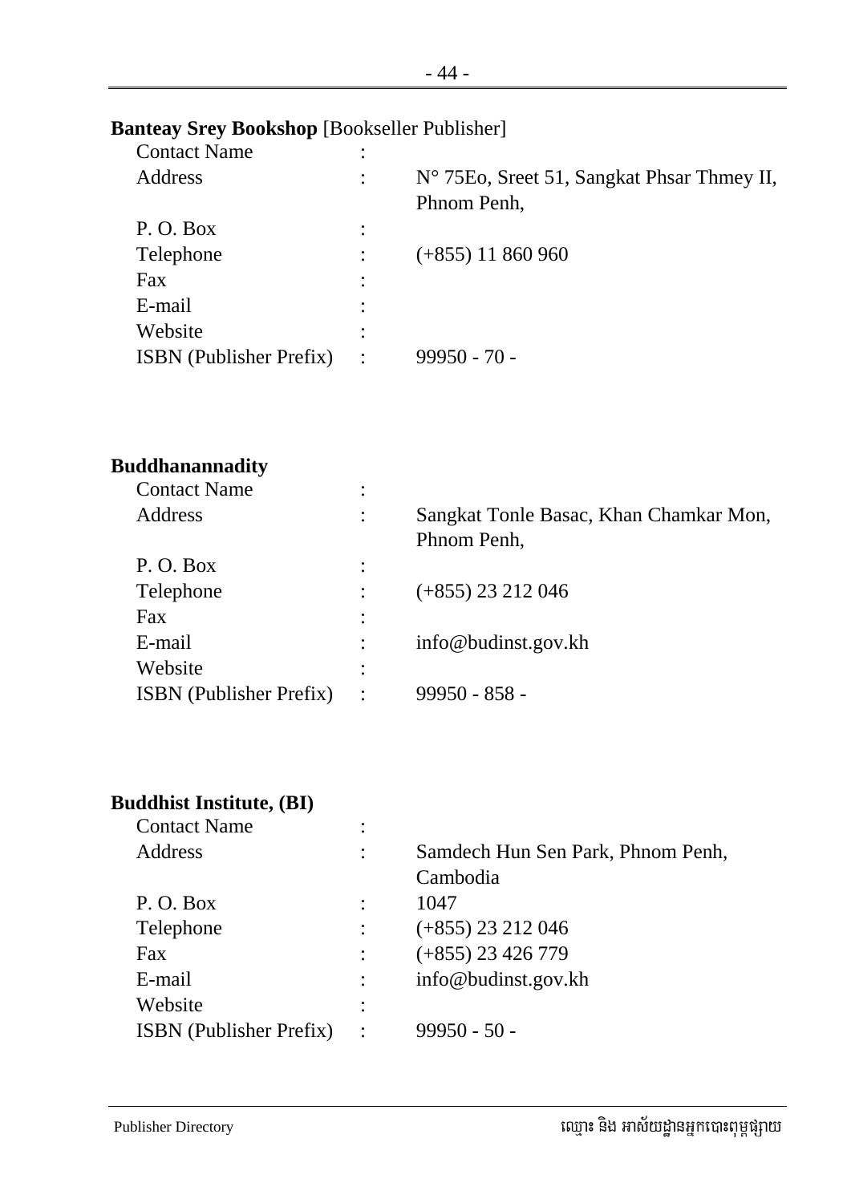**Banteay Srey Bookshop** [Bookseller Publisher]

| | | |
|---|---|---|
| Contact Name | : | |
| Address | : | N° 75Eo, Sreet 51, Sangkat Phsar Thmey II, Phnom Penh, |
| P. O. Box | : | |
| Telephone | : | (+855) 11 860 960 |
| Fax | : | |
| E-mail | : | |
| Website | : | |
| ISBN (Publisher Prefix) | : | 99950 - 70 - |

**Buddhanannadity**

| | | |
|---|---|---|
| Contact Name | : | |
| Address | : | Sangkat Tonle Basac, Khan Chamkar Mon, Phnom Penh, |
| P. O. Box | : | |
| Telephone | : | (+855) 23 212 046 |
| Fax | : | |
| E-mail | : | info@budinst.gov.kh |
| Website | : | |
| ISBN (Publisher Prefix) | : | 99950 - 858 - |

**Buddhist Institute, (BI)**

| | | |
|---|---|---|
| Contact Name | : | |
| Address | : | Samdech Hun Sen Park, Phnom Penh, Cambodia |
| P. O. Box | : | 1047 |
| Telephone | : | (+855) 23 212 046 |
| Fax | : | (+855) 23 426 779 |
| E-mail | : | info@budinst.gov.kh |
| Website | : | |
| ISBN (Publisher Prefix) | : | 99950 - 50 - |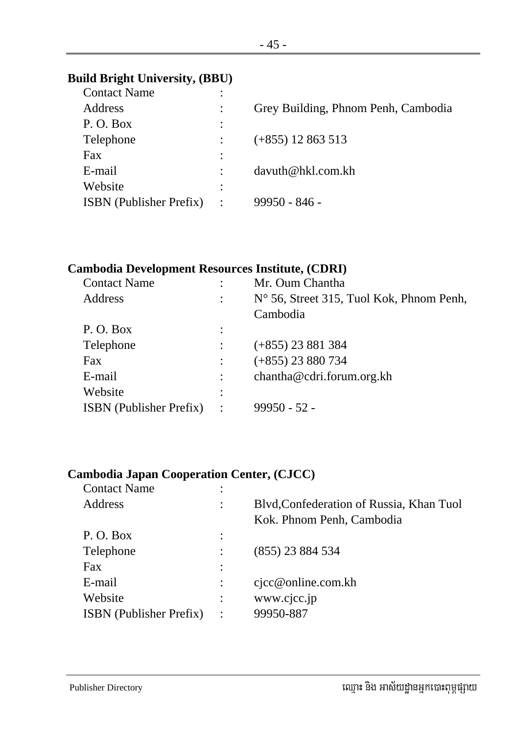**Build Bright University, (BBU)**

| | | |
|---|---|---|
| Contact Name | : | |
| Address | : | Grey Building, Phnom Penh, Cambodia |
| P. O. Box | : | |
| Telephone | : | (+855) 12 863 513 |
| Fax | : | |
| E-mail | : | davuth@hkl.com.kh |
| Website | : | |
| ISBN (Publisher Prefix) | : | 99950 - 846 - |

**Cambodia Development Resources Institute, (CDRI)**

| | | |
|---|---|---|
| Contact Name | : | Mr. Oum Chantha |
| Address | : | N° 56, Street 315, Tuol Kok, Phnom Penh, Cambodia |
| P. O. Box | : | |
| Telephone | : | (+855) 23 881 384 |
| Fax | : | (+855) 23 880 734 |
| E-mail | : | chantha@cdri.forum.org.kh |
| Website | : | |
| ISBN (Publisher Prefix) | : | 99950 - 52 - |

**Cambodia Japan Cooperation Center, (CJCC)**

| | | |
|---|---|---|
| Contact Name | : | |
| Address | : | Blvd,Confederation of Russia, Khan Tuol Kok. Phnom Penh, Cambodia |
| P. O. Box | : | |
| Telephone | : | (855) 23 884 534 |
| Fax | : | |
| E-mail | : | cjcc@online.com.kh |
| Website | : | www.cjcc.jp |
| ISBN (Publisher Prefix) | : | 99950-887 |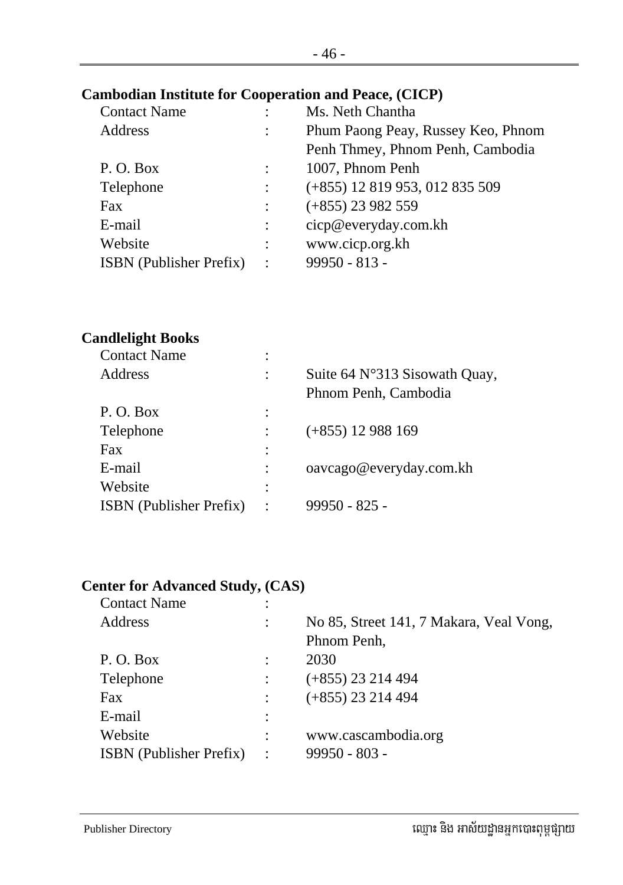**Cambodian Institute for Cooperation and Peace, (CICP)**

| | | |
|---|---|---|
| Contact Name | : | Ms. Neth Chantha |
| Address | : | Phum Paong Peay, Russey Keo, Phnom Penh Thmey, Phnom Penh, Cambodia |
| P. O. Box | : | 1007, Phnom Penh |
| Telephone | : | (+855) 12 819 953, 012 835 509 |
| Fax | : | (+855) 23 982 559 |
| E-mail | : | cicp@everyday.com.kh |
| Website | : | www.cicp.org.kh |
| ISBN (Publisher Prefix) | : | 99950 - 813 - |

**Candlelight Books**

| | | |
|---|---|---|
| Contact Name | : | |
| Address | : | Suite 64 N°313 Sisowath Quay, Phnom Penh, Cambodia |
| P. O. Box | : | |
| Telephone | : | (+855) 12 988 169 |
| Fax | : | |
| E-mail | : | oavcago@everyday.com.kh |
| Website | : | |
| ISBN (Publisher Prefix) | : | 99950 - 825 - |

**Center for Advanced Study, (CAS)**

| | | |
|---|---|---|
| Contact Name | : | |
| Address | : | No 85, Street 141, 7 Makara, Veal Vong, Phnom Penh, |
| P. O. Box | : | 2030 |
| Telephone | : | (+855) 23 214 494 |
| Fax | : | (+855) 23 214 494 |
| E-mail | : | |
| Website | : | www.cascambodia.org |
| ISBN (Publisher Prefix) | : | 99950 - 803 - |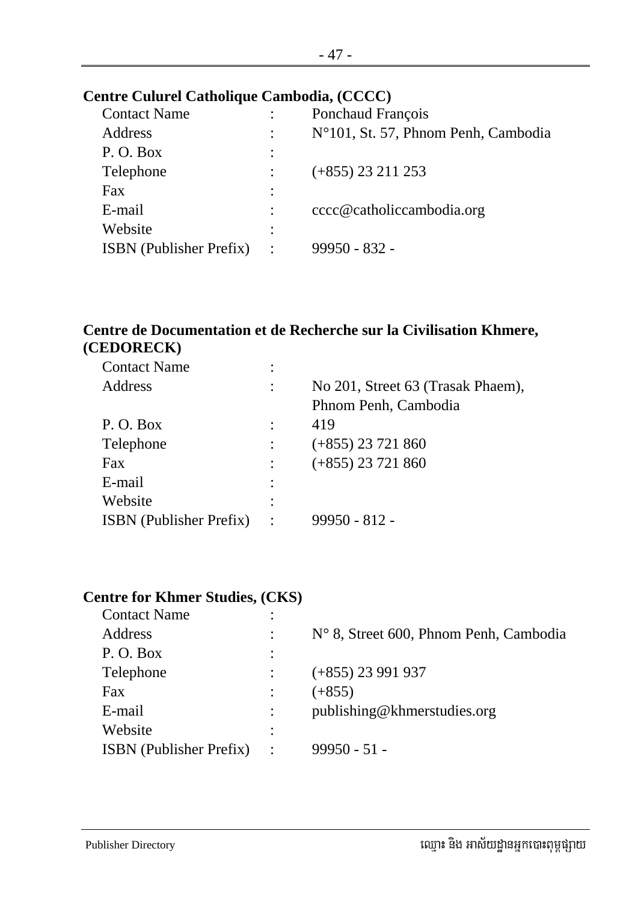**Centre Culurel Catholique Cambodia, (CCCC)**

| | | |
|---|---|---|
| Contact Name | : | Ponchaud François |
| Address | : | N°101, St. 57, Phnom Penh, Cambodia |
| P. O. Box | : | |
| Telephone | : | (+855) 23 211 253 |
| Fax | : | |
| E-mail | : | cccc@catholiccambodia.org |
| Website | : | |
| ISBN (Publisher Prefix) | : | 99950 - 832 - |

**Centre de Documentation et de Recherche sur la Civilisation Khmere, (CEDORECK)**

| | | |
|---|---|---|
| Contact Name | : | |
| Address | : | No 201, Street 63 (Trasak Phaem), Phnom Penh, Cambodia |
| P. O. Box | : | 419 |
| Telephone | : | (+855) 23 721 860 |
| Fax | : | (+855) 23 721 860 |
| E-mail | : | |
| Website | : | |
| ISBN (Publisher Prefix) | : | 99950 - 812 - |

**Centre for Khmer Studies, (CKS)**

| | | |
|---|---|---|
| Contact Name | : | |
| Address | : | N° 8, Street 600, Phnom Penh, Cambodia |
| P. O. Box | : | |
| Telephone | : | (+855) 23 991 937 |
| Fax | : | (+855) |
| E-mail | : | publishing@khmerstudies.org |
| Website | : | |
| ISBN (Publisher Prefix) | : | 99950 - 51 - |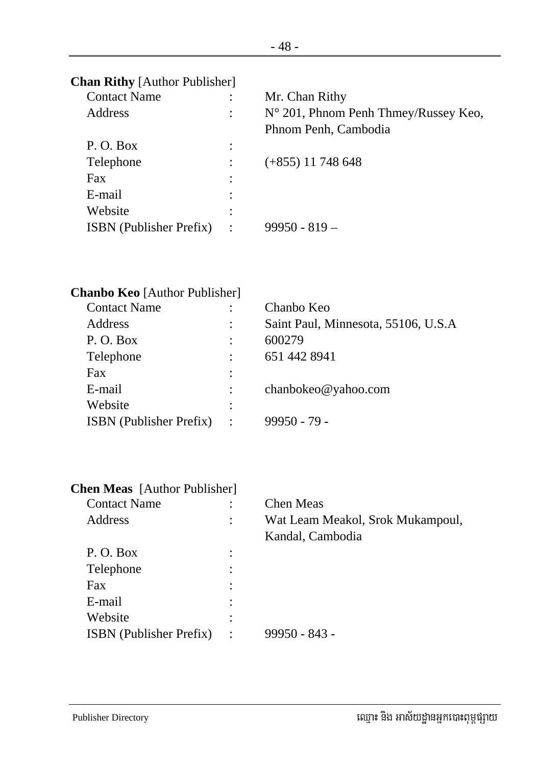**Chan Rithy** [Author Publisher]

| | | |
|---|---|---|
| Contact Name | : | Mr. Chan Rithy |
| Address | : | N° 201, Phnom Penh Thmey/Russey Keo, Phnom Penh, Cambodia |
| P. O. Box | : | |
| Telephone | : | (+855) 11 748 648 |
| Fax | : | |
| E-mail | : | |
| Website | : | |
| ISBN (Publisher Prefix) | : | 99950 - 819 – |

**Chanbo Keo** [Author Publisher]

| | | |
|---|---|---|
| Contact Name | : | Chanbo Keo |
| Address | : | Saint Paul, Minnesota, 55106, U.S.A |
| P. O. Box | : | 600279 |
| Telephone | : | 651 442 8941 |
| Fax | : | |
| E-mail | : | chanbokeo@yahoo.com |
| Website | : | |
| ISBN (Publisher Prefix) | : | 99950 - 79 - |

**Chen Meas** [Author Publisher]

| | | |
|---|---|---|
| Contact Name | : | Chen Meas |
| Address | : | Wat Leam Meakol, Srok Mukampoul, Kandal, Cambodia |
| P. O. Box | : | |
| Telephone | : | |
| Fax | : | |
| E-mail | : | |
| Website | : | |
| ISBN (Publisher Prefix) | : | 99950 - 843 - |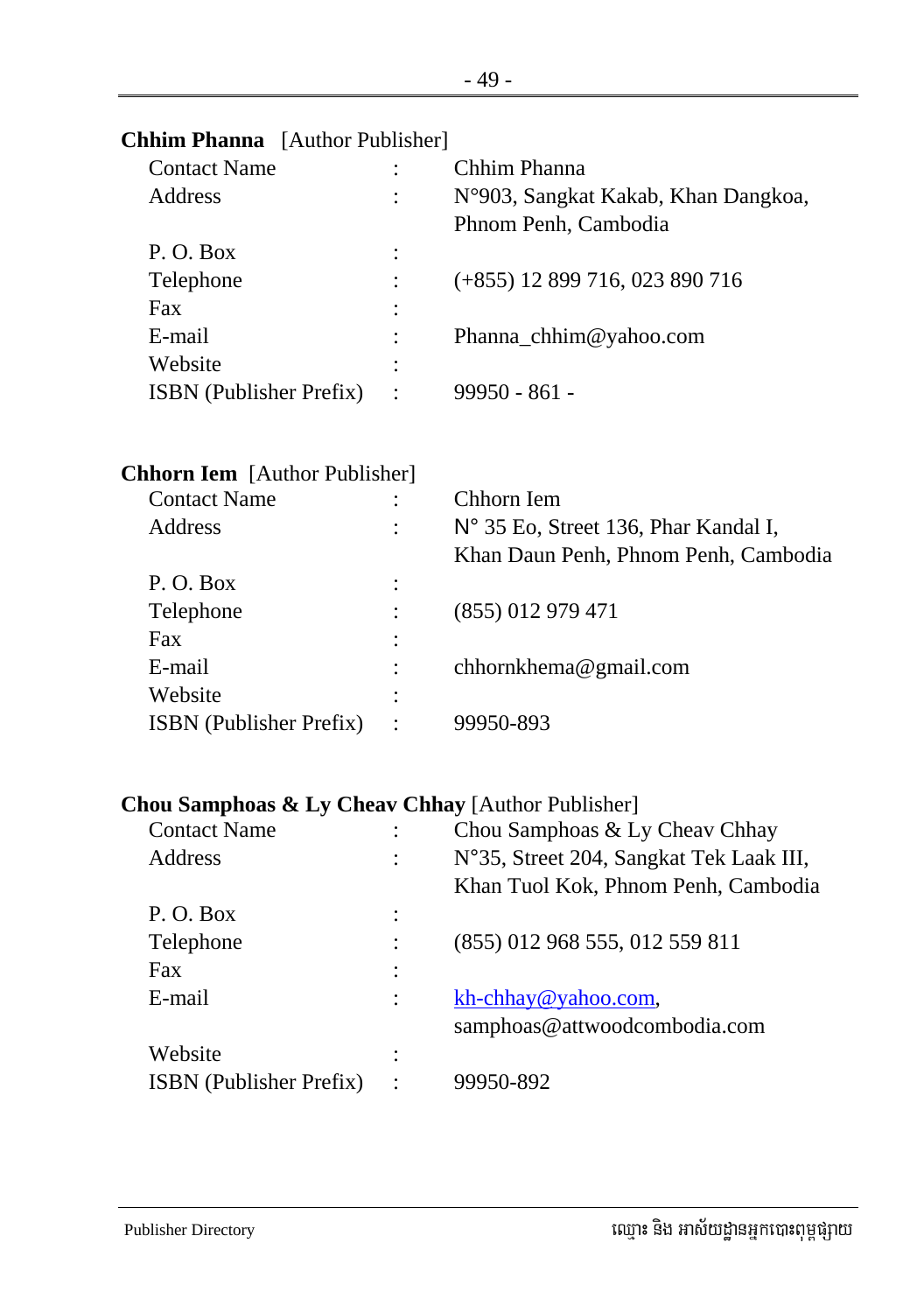**Chhim Phanna** [Author Publisher]

| | | |
|---|---|---|
| Contact Name | : | Chhim Phanna |
| Address | : | N°903, Sangkat Kakab, Khan Dangkoa, Phnom Penh, Cambodia |
| P. O. Box | : | |
| Telephone | : | (+855) 12 899 716, 023 890 716 |
| Fax | : | |
| E-mail | : | Phanna_chhim@yahoo.com |
| Website | : | |
| ISBN (Publisher Prefix) | : | 99950 - 861 - |

**Chhorn Iem** [Author Publisher]

| | | |
|---|---|---|
| Contact Name | : | Chhorn Iem |
| Address | : | N° 35 Eo, Street 136, Phar Kandal I, Khan Daun Penh, Phnom Penh, Cambodia |
| P. O. Box | : | |
| Telephone | : | (855) 012 979 471 |
| Fax | : | |
| E-mail | : | chhornkhema@gmail.com |
| Website | : | |
| ISBN (Publisher Prefix) | : | 99950-893 |

**Chou Samphoas & Ly Cheav Chhay** [Author Publisher]

| | | |
|---|---|---|
| Contact Name | : | Chou Samphoas & Ly Cheav Chhay |
| Address | : | N°35, Street 204, Sangkat Tek Laak III, Khan Tuol Kok, Phnom Penh, Cambodia |
| P. O. Box | : | |
| Telephone | : | (855) 012 968 555, 012 559 811 |
| Fax | : | |
| E-mail | : | kh-chhay@yahoo.com, samphoas@attwoodcombodia.com |
| Website | : | |
| ISBN (Publisher Prefix) | : | 99950-892 |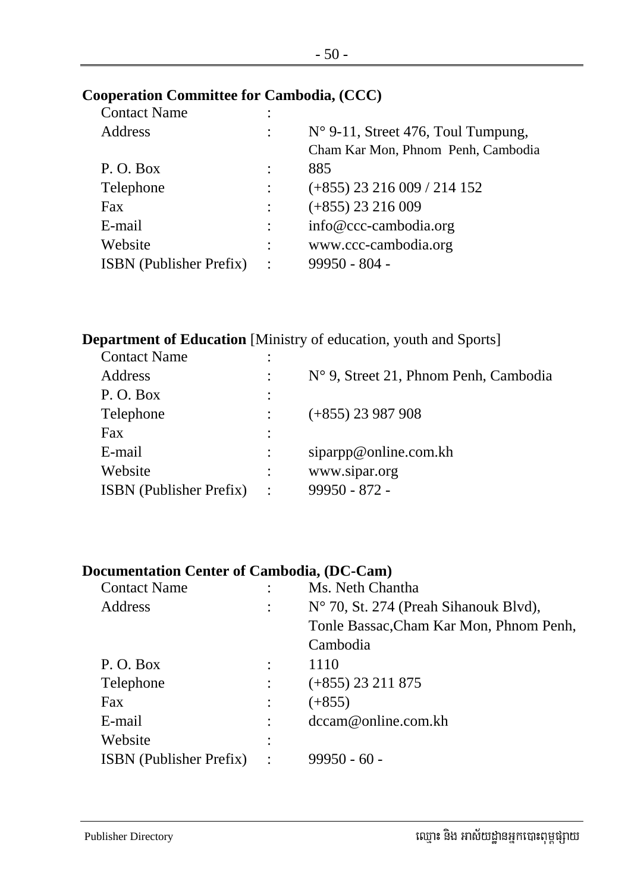**Cooperation Committee for Cambodia, (CCC)**

| | | |
|---|---|---|
| Contact Name | : | |
| Address | : | N° 9-11, Street 476, Toul Tumpung, Cham Kar Mon, Phnom Penh, Cambodia |
| P. O. Box | : | 885 |
| Telephone | : | (+855) 23 216 009 / 214 152 |
| Fax | : | (+855) 23 216 009 |
| E-mail | : | info@ccc-cambodia.org |
| Website | : | www.ccc-cambodia.org |
| ISBN (Publisher Prefix) | : | 99950 - 804 - |

**Department of Education** [Ministry of education, youth and Sports]

| | | |
|---|---|---|
| Contact Name | : | |
| Address | : | N° 9, Street 21, Phnom Penh, Cambodia |
| P. O. Box | : | |
| Telephone | : | (+855) 23 987 908 |
| Fax | : | |
| E-mail | : | siparpp@online.com.kh |
| Website | : | www.sipar.org |
| ISBN (Publisher Prefix) | : | 99950 - 872 - |

**Documentation Center of Cambodia, (DC-Cam)**

| | | |
|---|---|---|
| Contact Name | : | Ms. Neth Chantha |
| Address | : | N° 70, St. 274 (Preah Sihanouk Blvd), Tonle Bassac,Cham Kar Mon, Phnom Penh, Cambodia |
| P. O. Box | : | 1110 |
| Telephone | : | (+855) 23 211 875 |
| Fax | : | (+855) |
| E-mail | : | dccam@online.com.kh |
| Website | : | |
| ISBN (Publisher Prefix) | : | 99950 - 60 - |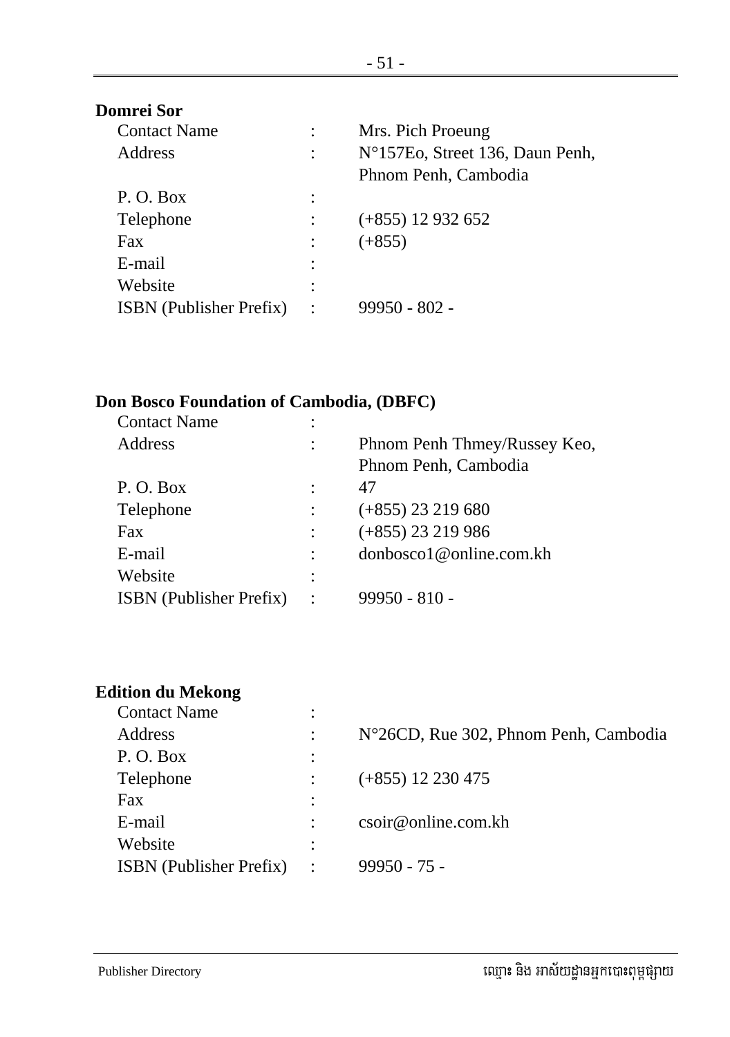**Domrei Sor**

| | | |
|---|---|---|
| Contact Name | : | Mrs. Pich Proeung |
| Address | : | N°157Eo, Street 136, Daun Penh, Phnom Penh, Cambodia |
| P. O. Box | : | |
| Telephone | : | (+855) 12 932 652 |
| Fax | : | (+855) |
| E-mail | : | |
| Website | : | |
| ISBN (Publisher Prefix) | : | 99950 - 802 - |

**Don Bosco Foundation of Cambodia, (DBFC)**

| | | |
|---|---|---|
| Contact Name | : | |
| Address | : | Phnom Penh Thmey/Russey Keo, Phnom Penh, Cambodia |
| P. O. Box | : | 47 |
| Telephone | : | (+855) 23 219 680 |
| Fax | : | (+855) 23 219 986 |
| E-mail | : | donbosco1@online.com.kh |
| Website | : | |
| ISBN (Publisher Prefix) | : | 99950 - 810 - |

**Edition du Mekong**

| | | |
|---|---|---|
| Contact Name | : | |
| Address | : | N°26CD, Rue 302, Phnom Penh, Cambodia |
| P. O. Box | : | |
| Telephone | : | (+855) 12 230 475 |
| Fax | : | |
| E-mail | : | csoir@online.com.kh |
| Website | : | |
| ISBN (Publisher Prefix) | : | 99950 - 75 - |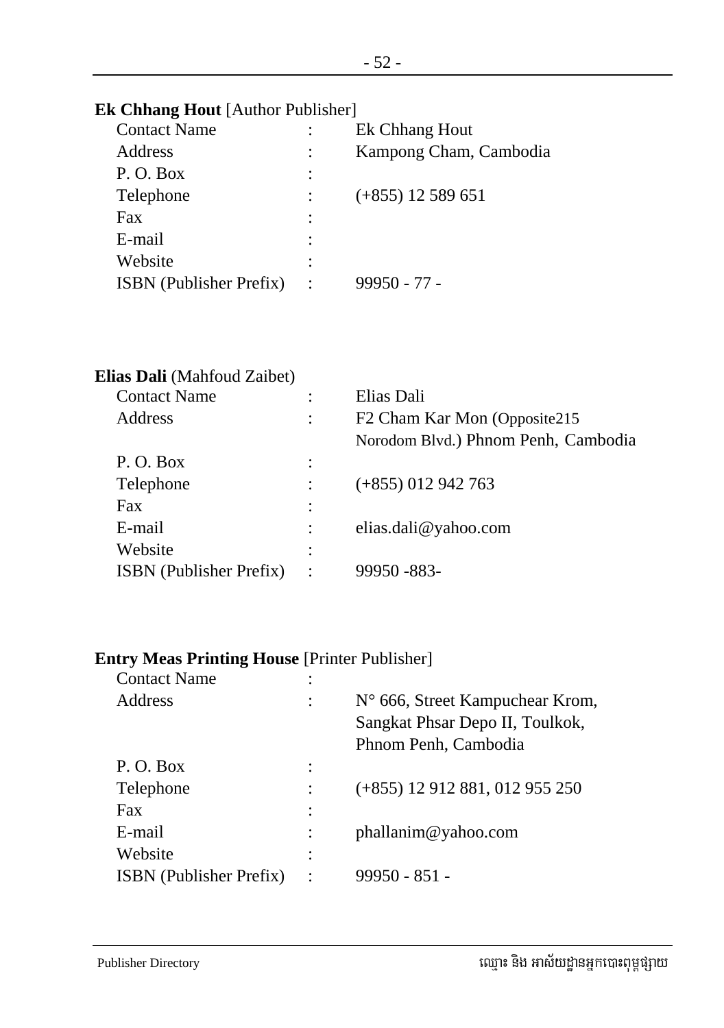**Ek Chhang Hout** [Author Publisher]

| | | |
|---|---|---|
| Contact Name | : | Ek Chhang Hout |
| Address | : | Kampong Cham, Cambodia |
| P. O. Box | : | |
| Telephone | : | (+855) 12 589 651 |
| Fax | : | |
| E-mail | : | |
| Website | : | |
| ISBN (Publisher Prefix) | : | 99950 - 77 - |

**Elias Dali** (Mahfoud Zaibet)

| | | |
|---|---|---|
| Contact Name | : | Elias Dali |
| Address | : | F2 Cham Kar Mon (Opposite215 Norodom Blvd.) Phnom Penh, Cambodia |
| P. O. Box | : | |
| Telephone | : | (+855) 012 942 763 |
| Fax | : | |
| E-mail | : | elias.dali@yahoo.com |
| Website | : | |
| ISBN (Publisher Prefix) | : | 99950 -883- |

**Entry Meas Printing House** [Printer Publisher]

| | | |
|---|---|---|
| Contact Name | : | |
| Address | : | N° 666, Street Kampuchear Krom, Sangkat Phsar Depo II, Toulkok, Phnom Penh, Cambodia |
| P. O. Box | : | |
| Telephone | : | (+855) 12 912 881, 012 955 250 |
| Fax | : | |
| E-mail | : | phallanim@yahoo.com |
| Website | : | |
| ISBN (Publisher Prefix) | : | 99950 - 851 - |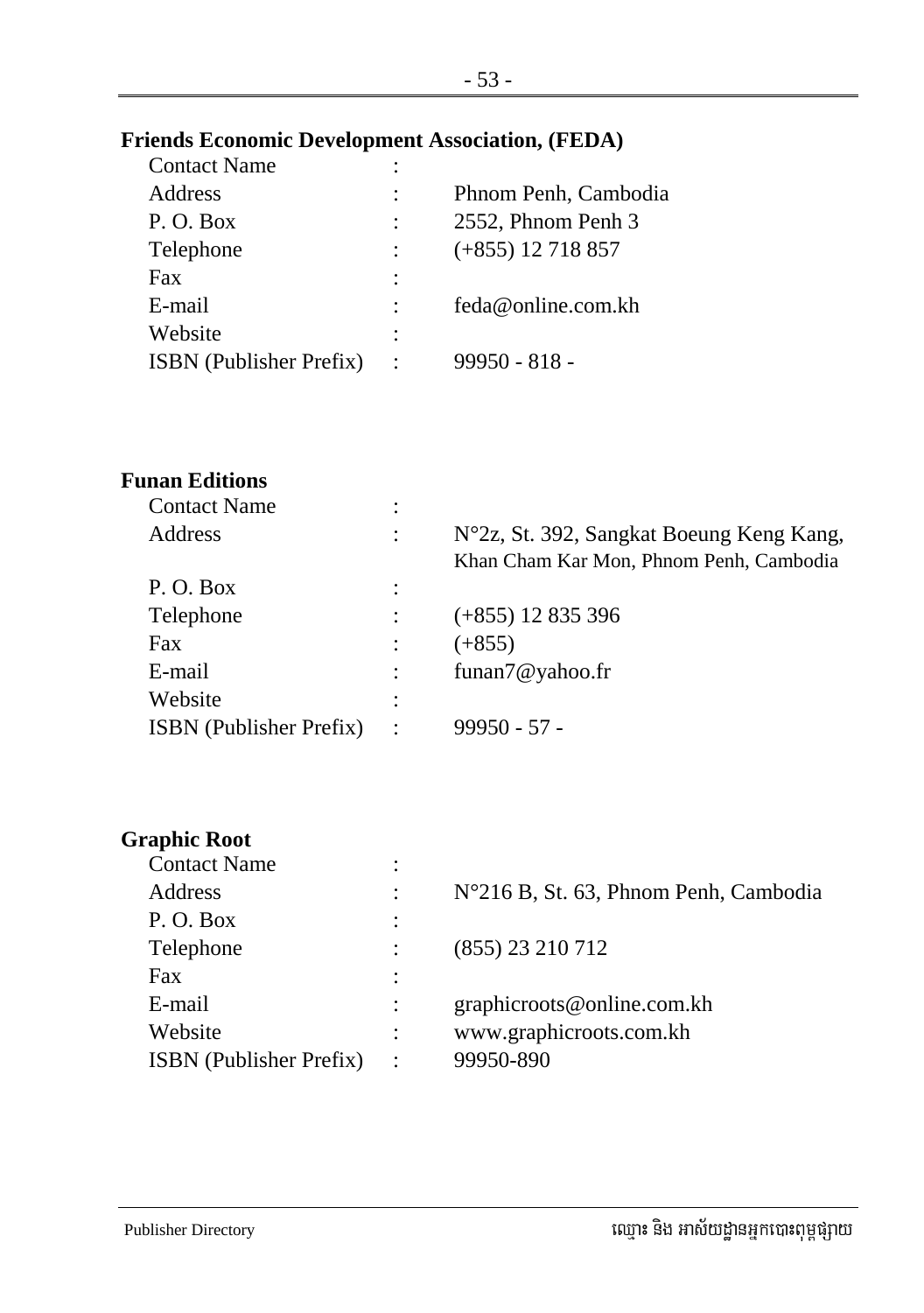**Friends Economic Development Association, (FEDA)**

| | | |
|---|---|---|
| Contact Name | : | |
| Address | : | Phnom Penh, Cambodia |
| P. O. Box | : | 2552, Phnom Penh 3 |
| Telephone | : | (+855) 12 718 857 |
| Fax | : | |
| E-mail | : | feda@online.com.kh |
| Website | : | |
| ISBN (Publisher Prefix) | : | 99950 - 818 - |

**Funan Editions**

| | | |
|---|---|---|
| Contact Name | : | |
| Address | : | N°2z, St. 392, Sangkat Boeung Keng Kang, Khan Cham Kar Mon, Phnom Penh, Cambodia |
| P. O. Box | : | |
| Telephone | : | (+855) 12 835 396 |
| Fax | : | (+855) |
| E-mail | : | funan7@yahoo.fr |
| Website | : | |
| ISBN (Publisher Prefix) | : | 99950 - 57 - |

**Graphic Root**

| | | |
|---|---|---|
| Contact Name | : | |
| Address | : | N°216 B, St. 63, Phnom Penh, Cambodia |
| P. O. Box | : | |
| Telephone | : | (855) 23 210 712 |
| Fax | : | |
| E-mail | : | graphicroots@online.com.kh |
| Website | : | www.graphicroots.com.kh |
| ISBN (Publisher Prefix) | : | 99950-890 |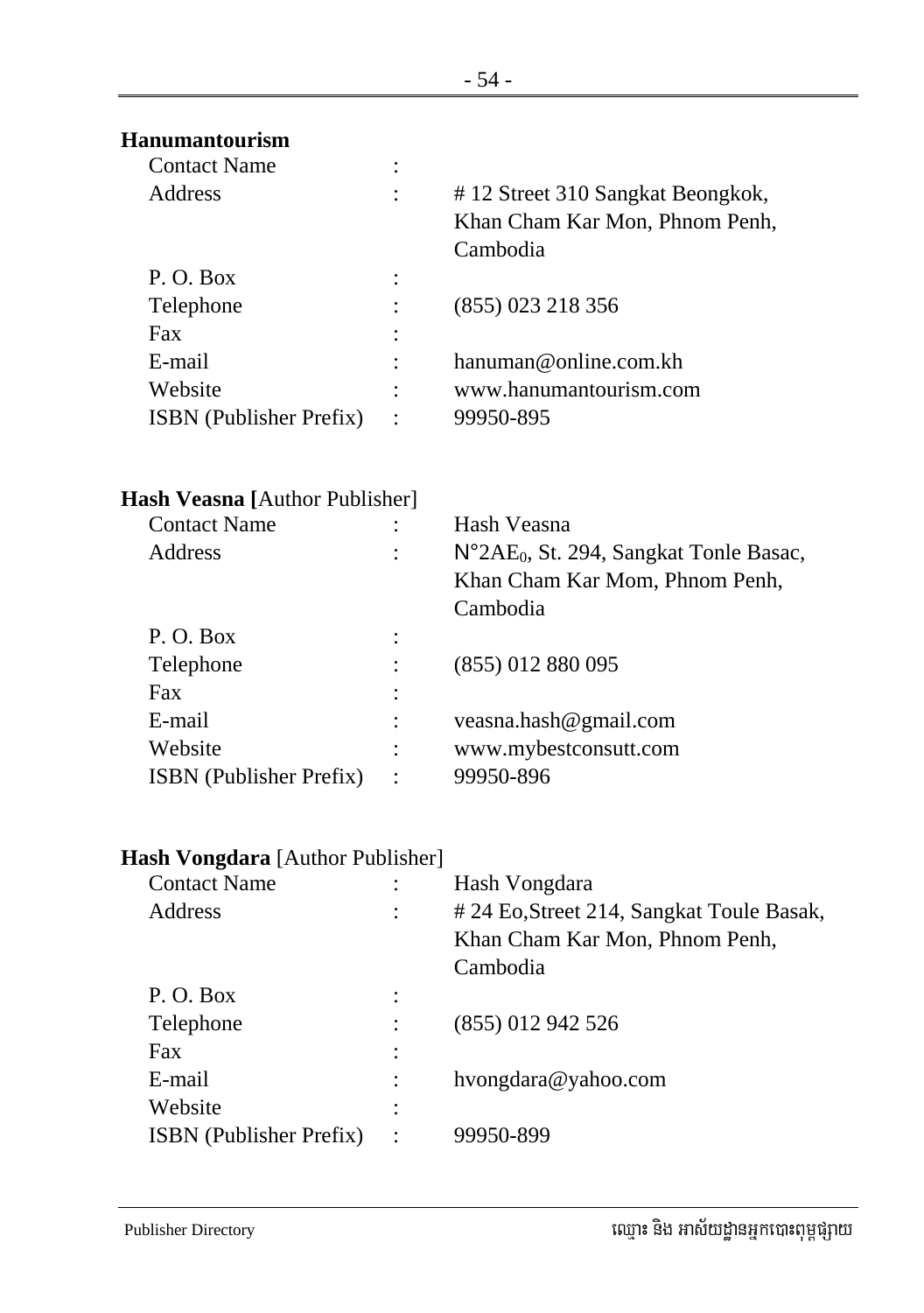**Hanumantourism**

| | | |
|---|---|---|
| Contact Name | : | |
| Address | : | # 12 Street 310 Sangkat Beongkok, Khan Cham Kar Mon, Phnom Penh, Cambodia |
| P. O. Box | : | |
| Telephone | : | (855) 023 218 356 |
| Fax | : | |
| E-mail | : | hanuman@online.com.kh |
| Website | : | www.hanumantourism.com |
| ISBN (Publisher Prefix) | : | 99950-895 |

**Hash Veasna [**Author Publisher]

| | | |
|---|---|---|
| Contact Name | : | Hash Veasna |
| Address | : | N°2AE$_0$, St. 294, Sangkat Tonle Basac, Khan Cham Kar Mom, Phnom Penh, Cambodia |
| P. O. Box | : | |
| Telephone | : | (855) 012 880 095 |
| Fax | : | |
| E-mail | : | veasna.hash@gmail.com |
| Website | : | www.mybestconsutt.com |
| ISBN (Publisher Prefix) | : | 99950-896 |

**Hash Vongdara** [Author Publisher]

| | | |
|---|---|---|
| Contact Name | : | Hash Vongdara |
| Address | : | # 24 Eo,Street 214, Sangkat Toule Basak, Khan Cham Kar Mon, Phnom Penh, Cambodia |
| P. O. Box | : | |
| Telephone | : | (855) 012 942 526 |
| Fax | : | |
| E-mail | : | hvongdara@yahoo.com |
| Website | : | |
| ISBN (Publisher Prefix) | : | 99950-899 |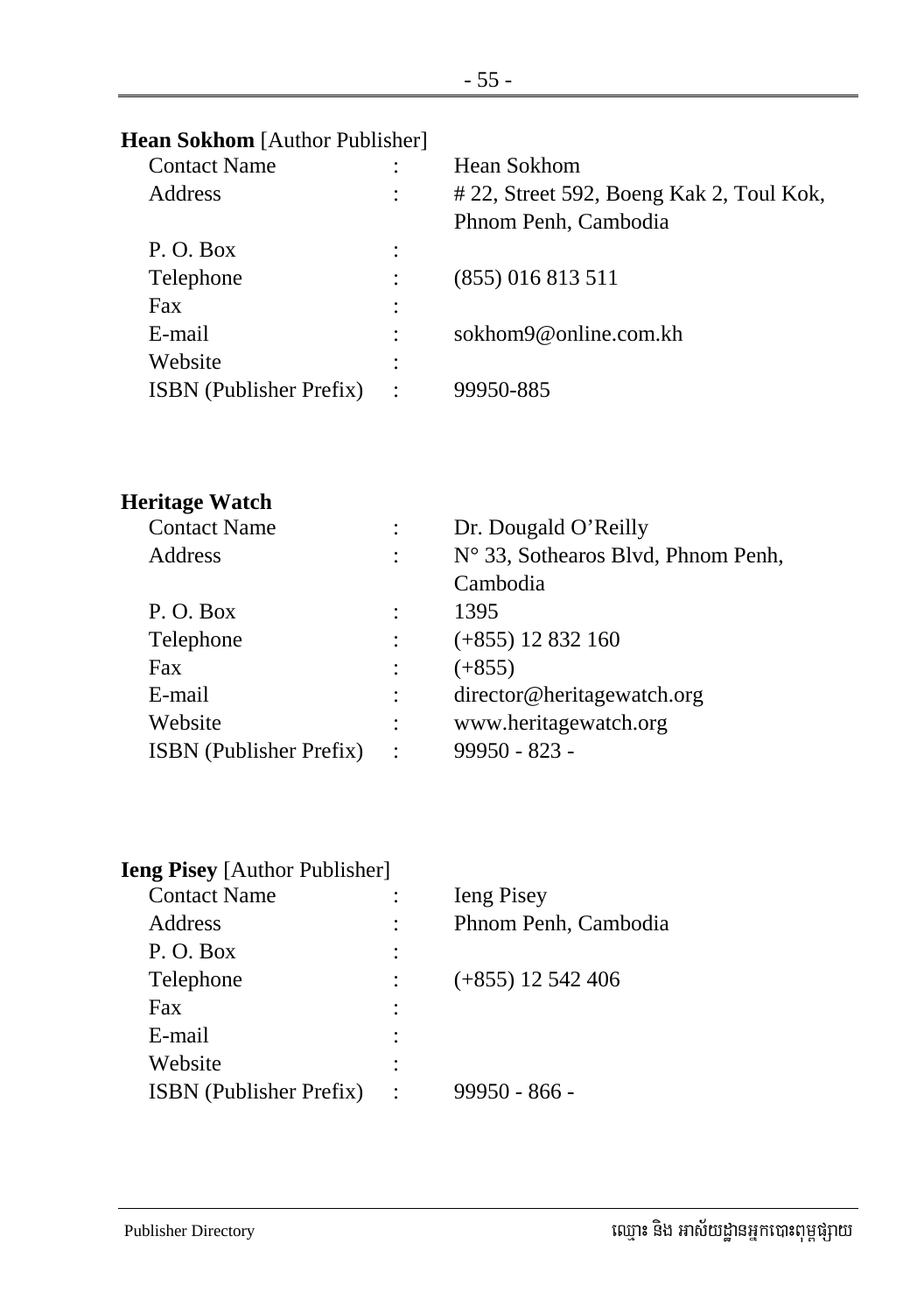**Hean Sokhom** [Author Publisher]

| | | |
|---|---|---|
| Contact Name | : | Hean Sokhom |
| Address | : | # 22, Street 592, Boeng Kak 2, Toul Kok, Phnom Penh, Cambodia |
| P. O. Box | : | |
| Telephone | : | (855) 016 813 511 |
| Fax | : | |
| E-mail | : | sokhom9@online.com.kh |
| Website | : | |
| ISBN (Publisher Prefix) | : | 99950-885 |

**Heritage Watch**

| | | |
|---|---|---|
| Contact Name | : | Dr. Dougald O'Reilly |
| Address | : | N° 33, Sothearos Blvd, Phnom Penh, Cambodia |
| P. O. Box | : | 1395 |
| Telephone | : | (+855) 12 832 160 |
| Fax | : | (+855) |
| E-mail | : | director@heritagewatch.org |
| Website | : | www.heritagewatch.org |
| ISBN (Publisher Prefix) | : | 99950 - 823 - |

**Ieng Pisey** [Author Publisher]

| | | |
|---|---|---|
| Contact Name | : | Ieng Pisey |
| Address | : | Phnom Penh, Cambodia |
| P. O. Box | : | |
| Telephone | : | (+855) 12 542 406 |
| Fax | : | |
| E-mail | : | |
| Website | : | |
| ISBN (Publisher Prefix) | : | 99950 - 866 - |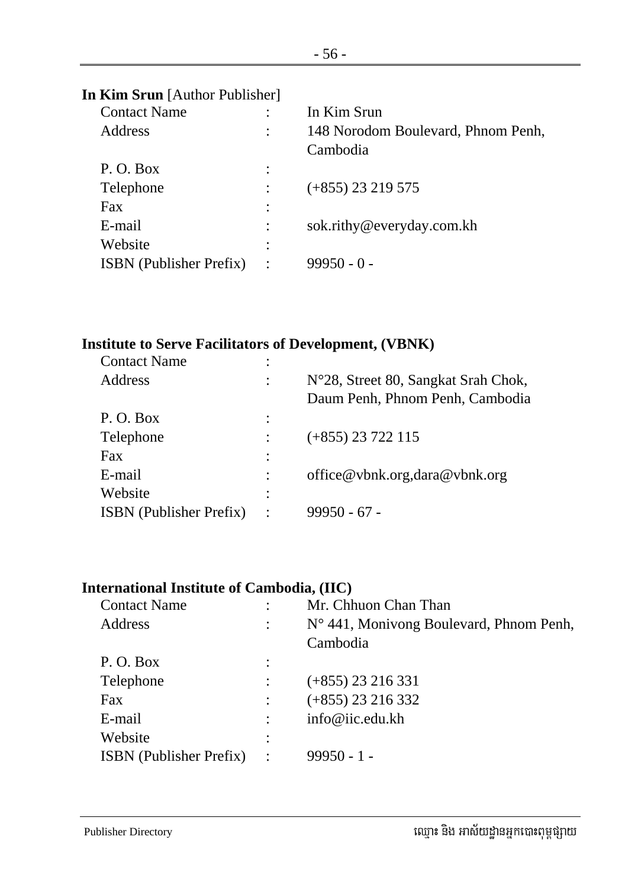**In Kim Srun** [Author Publisher]

| | | |
|---|---|---|
| Contact Name | : | In Kim Srun |
| Address | : | 148 Norodom Boulevard, Phnom Penh, Cambodia |
| P. O. Box | : | |
| Telephone | : | (+855) 23 219 575 |
| Fax | : | |
| E-mail | : | sok.rithy@everyday.com.kh |
| Website | : | |
| ISBN (Publisher Prefix) | : | 99950 - 0 - |

**Institute to Serve Facilitators of Development, (VBNK)**

| | | |
|---|---|---|
| Contact Name | : | |
| Address | : | N°28, Street 80, Sangkat Srah Chok, Daum Penh, Phnom Penh, Cambodia |
| P. O. Box | : | |
| Telephone | : | (+855) 23 722 115 |
| Fax | : | |
| E-mail | : | office@vbnk.org,dara@vbnk.org |
| Website | : | |
| ISBN (Publisher Prefix) | : | 99950 - 67 - |

**International Institute of Cambodia, (IIC)**

| | | |
|---|---|---|
| Contact Name | : | Mr. Chhuon Chan Than |
| Address | : | N° 441, Monivong Boulevard, Phnom Penh, Cambodia |
| P. O. Box | : | |
| Telephone | : | (+855) 23 216 331 |
| Fax | : | (+855) 23 216 332 |
| E-mail | : | info@iic.edu.kh |
| Website | : | |
| ISBN (Publisher Prefix) | : | 99950 - 1 - |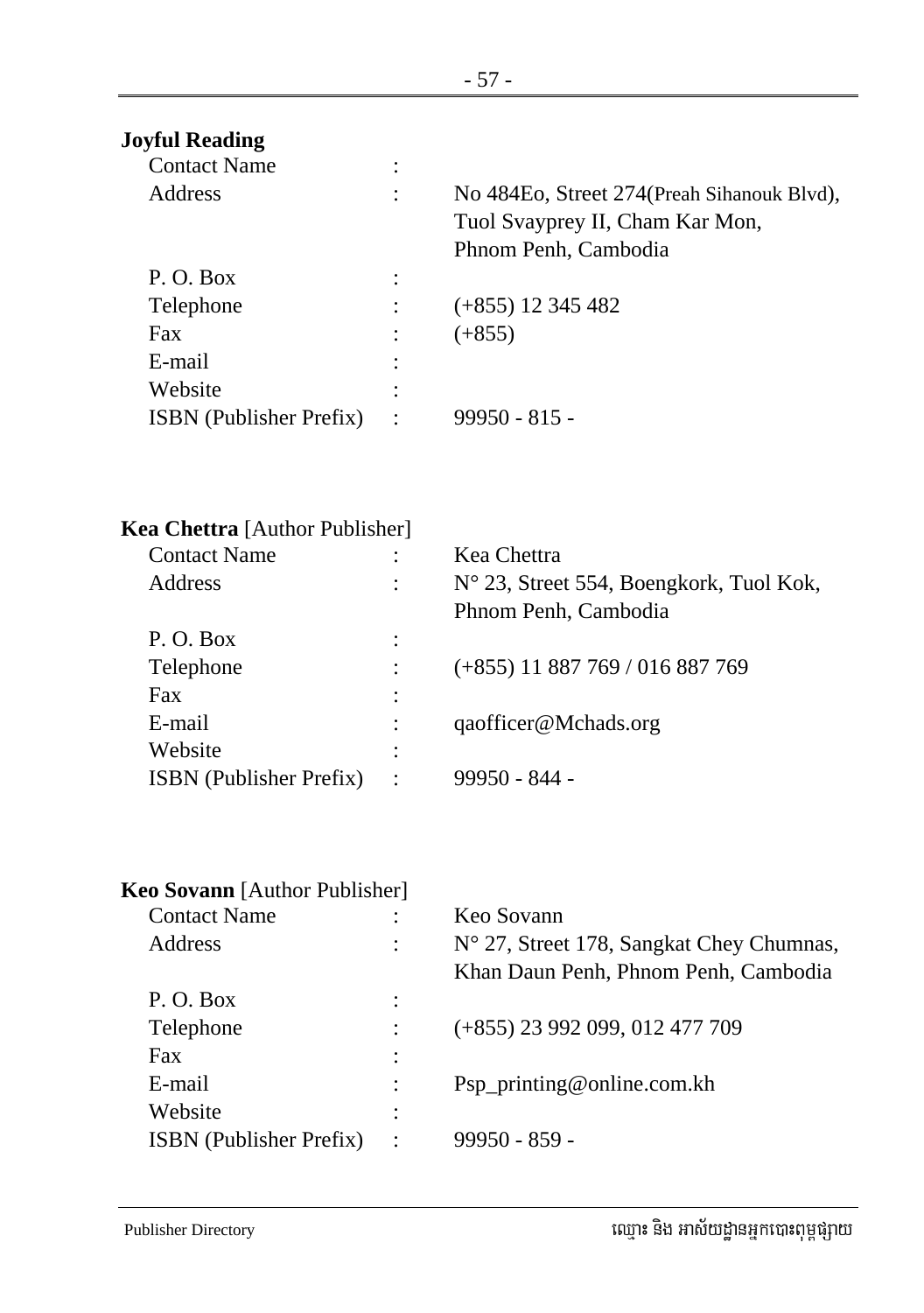**Joyful Reading**

| | | |
|---|---|---|
| Contact Name | : | |
| Address | : | No 484Eo, Street 274(Preah Sihanouk Blvd), Tuol Svayprey II, Cham Kar Mon, Phnom Penh, Cambodia |
| P. O. Box | : | |
| Telephone | : | (+855) 12 345 482 |
| Fax | : | (+855) |
| E-mail | : | |
| Website | : | |
| ISBN (Publisher Prefix) | : | 99950 - 815 - |

**Kea Chettra** [Author Publisher]

| | | |
|---|---|---|
| Contact Name | : | Kea Chettra |
| Address | : | N° 23, Street 554, Boengkork, Tuol Kok, Phnom Penh, Cambodia |
| P. O. Box | : | |
| Telephone | : | (+855) 11 887 769 / 016 887 769 |
| Fax | : | |
| E-mail | : | qaofficer@Mchads.org |
| Website | : | |
| ISBN (Publisher Prefix) | : | 99950 - 844 - |

**Keo Sovann** [Author Publisher]

| | | |
|---|---|---|
| Contact Name | : | Keo Sovann |
| Address | : | N° 27, Street 178, Sangkat Chey Chumnas, Khan Daun Penh, Phnom Penh, Cambodia |
| P. O. Box | : | |
| Telephone | : | (+855) 23 992 099, 012 477 709 |
| Fax | : | |
| E-mail | : | Psp_printing@online.com.kh |
| Website | : | |
| ISBN (Publisher Prefix) | : | 99950 - 859 - |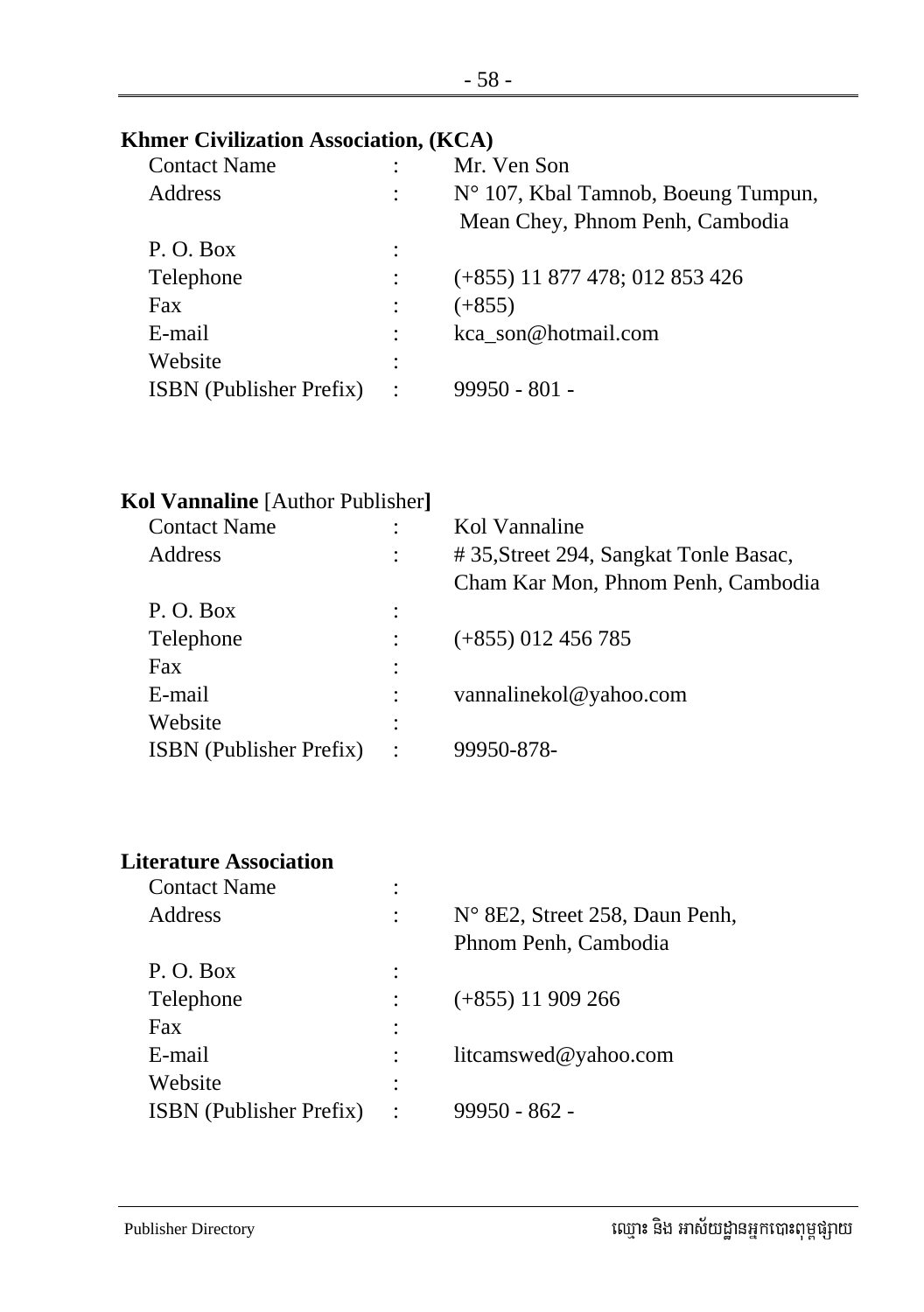**Khmer Civilization Association, (KCA)**

| | | |
|---|---|---|
| Contact Name | : | Mr. Ven Son |
| Address | : | N° 107, Kbal Tamnob, Boeung Tumpun, Mean Chey, Phnom Penh, Cambodia |
| P. O. Box | : | |
| Telephone | : | (+855) 11 877 478; 012 853 426 |
| Fax | : | (+855) |
| E-mail | : | kca_son@hotmail.com |
| Website | : | |
| ISBN (Publisher Prefix) | : | 99950 - 801 - |

**Kol Vannaline** [Author Publisher**]**

| | | |
|---|---|---|
| Contact Name | : | Kol Vannaline |
| Address | : | # 35,Street 294, Sangkat Tonle Basac, Cham Kar Mon, Phnom Penh, Cambodia |
| P. O. Box | : | |
| Telephone | : | (+855) 012 456 785 |
| Fax | : | |
| E-mail | : | vannalinekol@yahoo.com |
| Website | : | |
| ISBN (Publisher Prefix) | : | 99950-878- |

**Literature Association**

| | | |
|---|---|---|
| Contact Name | : | |
| Address | : | N° 8E2, Street 258, Daun Penh, Phnom Penh, Cambodia |
| P. O. Box | : | |
| Telephone | : | (+855) 11 909 266 |
| Fax | : | |
| E-mail | : | litcamswed@yahoo.com |
| Website | : | |
| ISBN (Publisher Prefix) | : | 99950 - 862 - |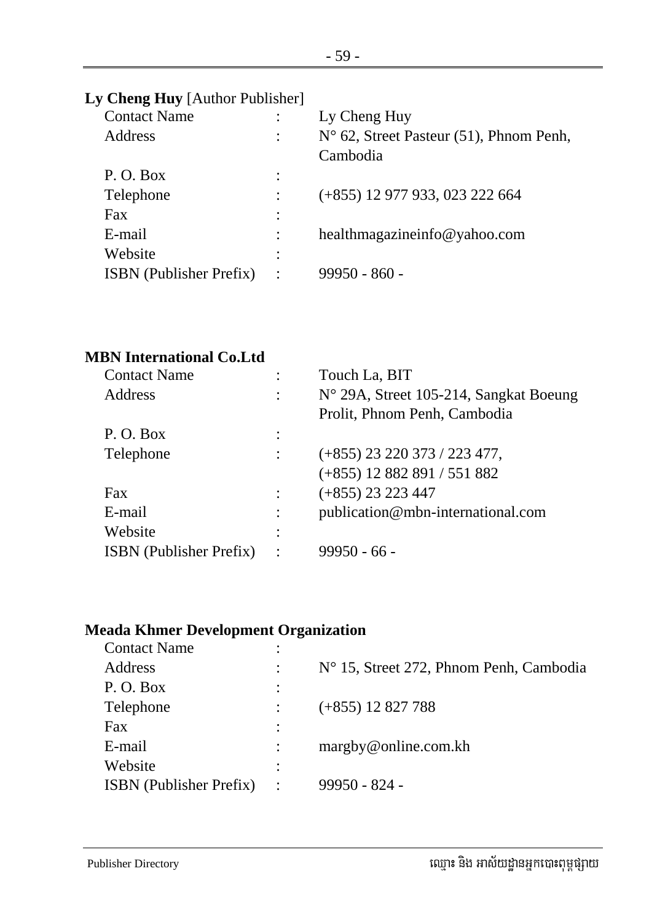**Ly Cheng Huy** [Author Publisher]

| | | |
|---|---|---|
| Contact Name | : | Ly Cheng Huy |
| Address | : | N° 62, Street Pasteur (51), Phnom Penh, Cambodia |
| P. O. Box | : | |
| Telephone | : | (+855) 12 977 933, 023 222 664 |
| Fax | : | |
| E-mail | : | healthmagazineinfo@yahoo.com |
| Website | : | |
| ISBN (Publisher Prefix) | : | 99950 - 860 - |

**MBN International Co.Ltd**

| | | |
|---|---|---|
| Contact Name | : | Touch La, BIT |
| Address | : | N° 29A, Street 105-214, Sangkat Boeung Prolit, Phnom Penh, Cambodia |
| P. O. Box | : | |
| Telephone | : | (+855) 23 220 373 / 223 477, (+855) 12 882 891 / 551 882 |
| Fax | : | (+855) 23 223 447 |
| E-mail | : | publication@mbn-international.com |
| Website | : | |
| ISBN (Publisher Prefix) | : | 99950 - 66 - |

**Meada Khmer Development Organization**

| | | |
|---|---|---|
| Contact Name | : | |
| Address | : | N° 15, Street 272, Phnom Penh, Cambodia |
| P. O. Box | : | |
| Telephone | : | (+855) 12 827 788 |
| Fax | : | |
| E-mail | : | margby@online.com.kh |
| Website | : | |
| ISBN (Publisher Prefix) | : | 99950 - 824 - |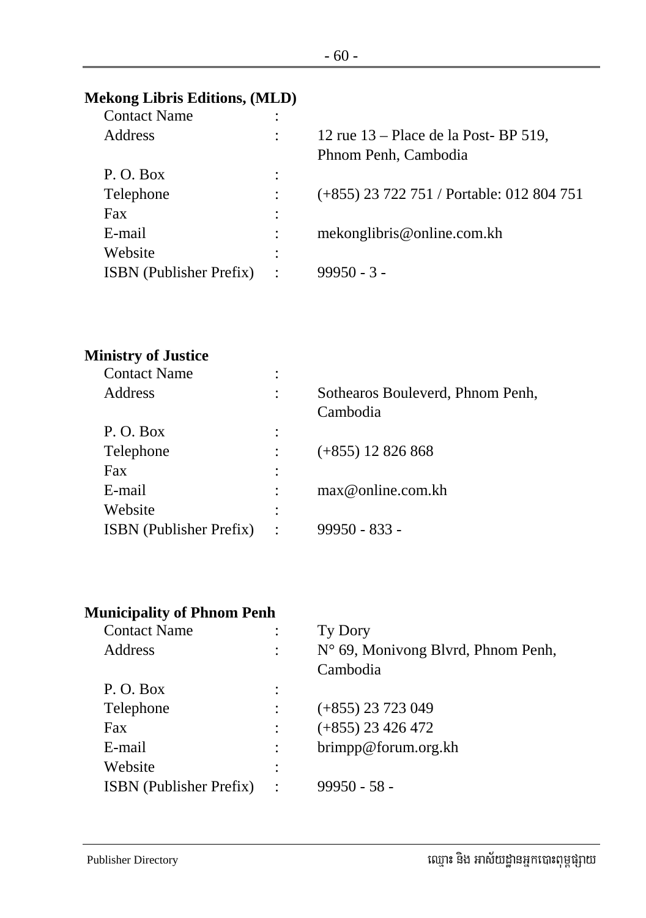**Mekong Libris Editions, (MLD)**

| | | |
|---|---|---|
| Contact Name | : | |
| Address | : | 12 rue 13 – Place de la Post- BP 519, Phnom Penh, Cambodia |
| P. O. Box | : | |
| Telephone | : | (+855) 23 722 751 / Portable: 012 804 751 |
| Fax | : | |
| E-mail | : | mekonglibris@online.com.kh |
| Website | : | |
| ISBN (Publisher Prefix) | : | 99950 - 3 - |

**Ministry of Justice**

| | | |
|---|---|---|
| Contact Name | : | |
| Address | : | Sothearos Bouleverd, Phnom Penh, Cambodia |
| P. O. Box | : | |
| Telephone | : | (+855) 12 826 868 |
| Fax | : | |
| E-mail | : | max@online.com.kh |
| Website | : | |
| ISBN (Publisher Prefix) | : | 99950 - 833 - |

**Municipality of Phnom Penh**

| | | |
|---|---|---|
| Contact Name | : | Ty Dory |
| Address | : | N° 69, Monivong Blvrd, Phnom Penh, Cambodia |
| P. O. Box | : | |
| Telephone | : | (+855) 23 723 049 |
| Fax | : | (+855) 23 426 472 |
| E-mail | : | brimpp@forum.org.kh |
| Website | : | |
| ISBN (Publisher Prefix) | : | 99950 - 58 - |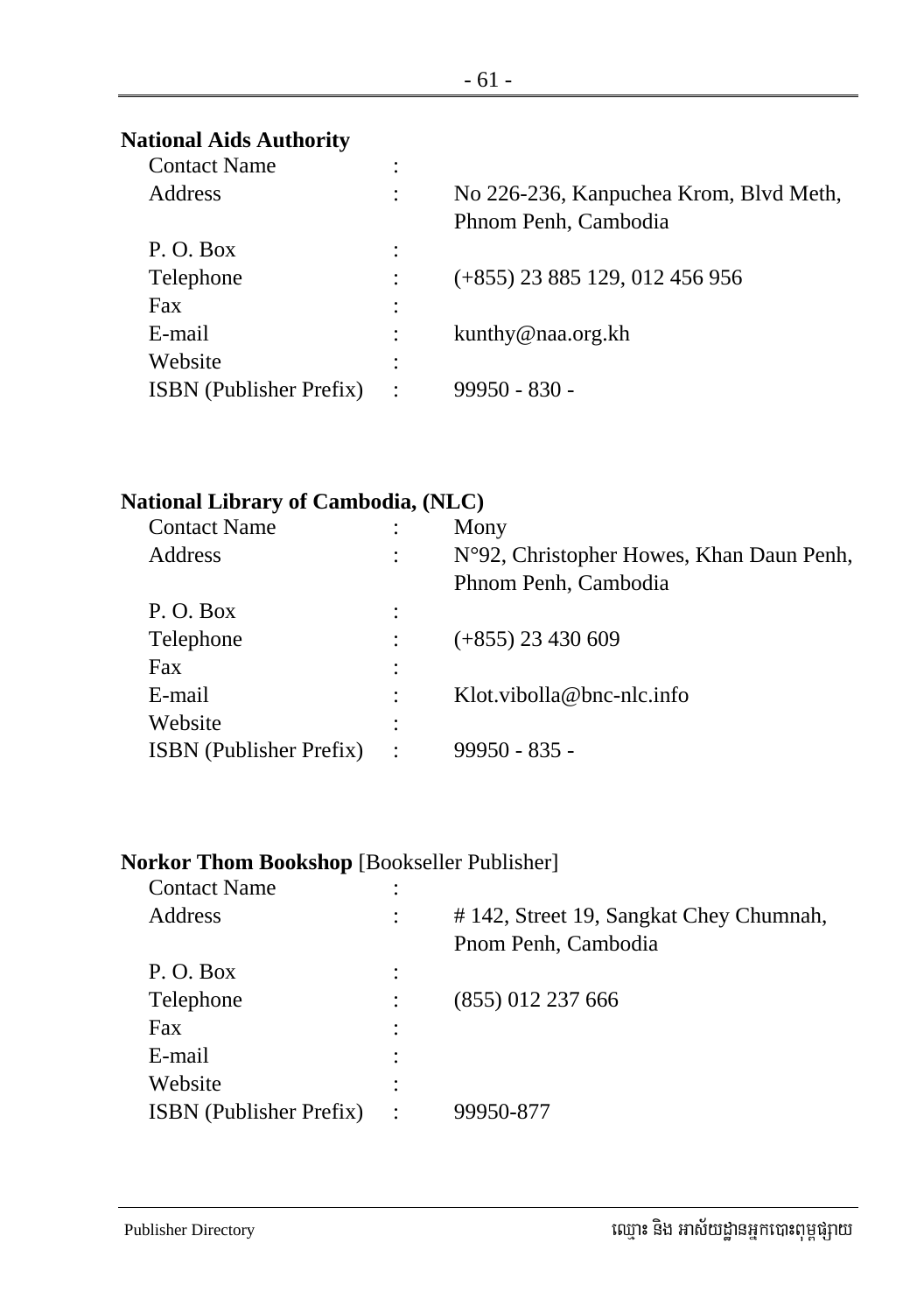**National Aids Authority**

| | | |
|---|---|---|
| Contact Name | : | |
| Address | : | No 226-236, Kanpuchea Krom, Blvd Meth, Phnom Penh, Cambodia |
| P. O. Box | : | |
| Telephone | : | (+855) 23 885 129, 012 456 956 |
| Fax | : | |
| E-mail | : | kunthy@naa.org.kh |
| Website | : | |
| ISBN (Publisher Prefix) | : | 99950 - 830 - |

**National Library of Cambodia, (NLC)**

| | | |
|---|---|---|
| Contact Name | : | Mony |
| Address | : | N°92, Christopher Howes, Khan Daun Penh, Phnom Penh, Cambodia |
| P. O. Box | : | |
| Telephone | : | (+855) 23 430 609 |
| Fax | : | |
| E-mail | : | Klot.vibolla@bnc-nlc.info |
| Website | : | |
| ISBN (Publisher Prefix) | : | 99950 - 835 - |

**Norkor Thom Bookshop** [Bookseller Publisher]

| | | |
|---|---|---|
| Contact Name | : | |
| Address | : | # 142, Street 19, Sangkat Chey Chumnah, Pnom Penh, Cambodia |
| P. O. Box | : | |
| Telephone | : | (855) 012 237 666 |
| Fax | : | |
| E-mail | : | |
| Website | : | |
| ISBN (Publisher Prefix) | : | 99950-877 |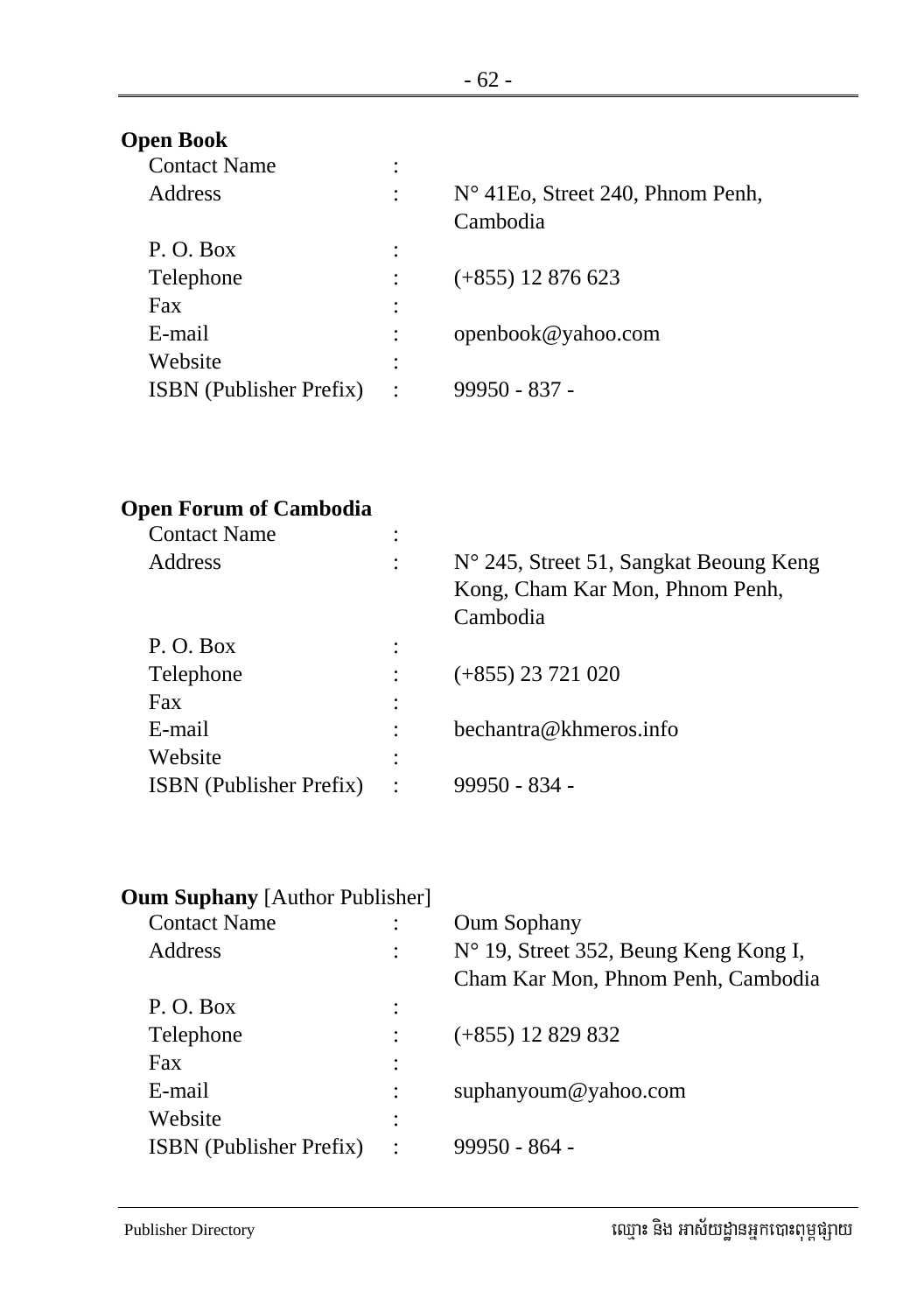**Open Book**

| | | |
|---|---|---|
| Contact Name | : | |
| Address | : | N° 41Eo, Street 240, Phnom Penh, Cambodia |
| P. O. Box | : | |
| Telephone | : | (+855) 12 876 623 |
| Fax | : | |
| E-mail | : | openbook@yahoo.com |
| Website | : | |
| ISBN (Publisher Prefix) | : | 99950 - 837 - |

**Open Forum of Cambodia**

| | | |
|---|---|---|
| Contact Name | : | |
| Address | : | N° 245, Street 51, Sangkat Beoung Keng Kong, Cham Kar Mon, Phnom Penh, Cambodia |
| P. O. Box | : | |
| Telephone | : | (+855) 23 721 020 |
| Fax | : | |
| E-mail | : | bechantra@khmeros.info |
| Website | : | |
| ISBN (Publisher Prefix) | : | 99950 - 834 - |

**Oum Suphany** [Author Publisher]

| | | |
|---|---|---|
| Contact Name | : | Oum Sophany |
| Address | : | N° 19, Street 352, Beung Keng Kong I, Cham Kar Mon, Phnom Penh, Cambodia |
| P. O. Box | : | |
| Telephone | : | (+855) 12 829 832 |
| Fax | : | |
| E-mail | : | suphanyoum@yahoo.com |
| Website | : | |
| ISBN (Publisher Prefix) | : | 99950 - 864 - |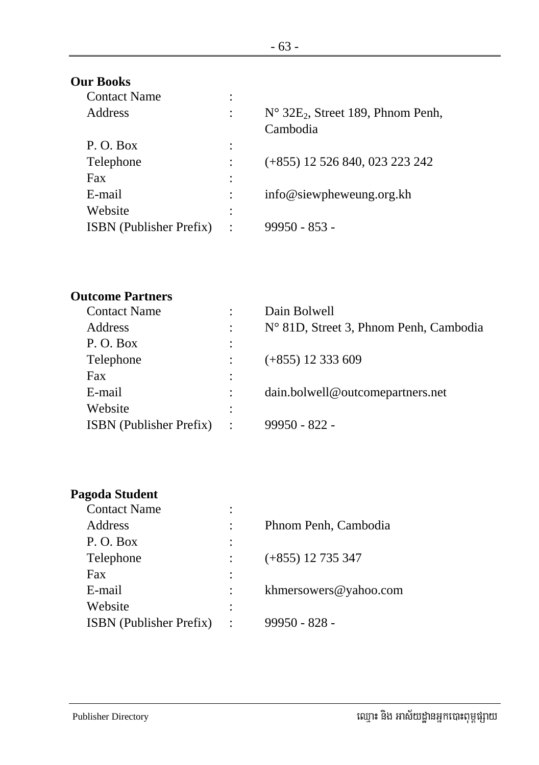**Our Books**

| | | |
|---|---|---|
| Contact Name | : | |
| Address | : | N° $32E_2$, Street 189, Phnom Penh, Cambodia |
| P. O. Box | : | |
| Telephone | : | (+855) 12 526 840, 023 223 242 |
| Fax | : | |
| E-mail | : | info@siewpheweung.org.kh |
| Website | : | |
| ISBN (Publisher Prefix) | : | 99950 - 853 - |

**Outcome Partners**

| | | |
|---|---|---|
| Contact Name | : | Dain Bolwell |
| Address | : | N° 81D, Street 3, Phnom Penh, Cambodia |
| P. O. Box | : | |
| Telephone | : | (+855) 12 333 609 |
| Fax | : | |
| E-mail | : | dain.bolwell@outcomepartners.net |
| Website | : | |
| ISBN (Publisher Prefix) | : | 99950 - 822 - |

**Pagoda Student**

| | | |
|---|---|---|
| Contact Name | : | |
| Address | : | Phnom Penh, Cambodia |
| P. O. Box | : | |
| Telephone | : | (+855) 12 735 347 |
| Fax | : | |
| E-mail | : | khmersowers@yahoo.com |
| Website | : | |
| ISBN (Publisher Prefix) | : | 99950 - 828 - |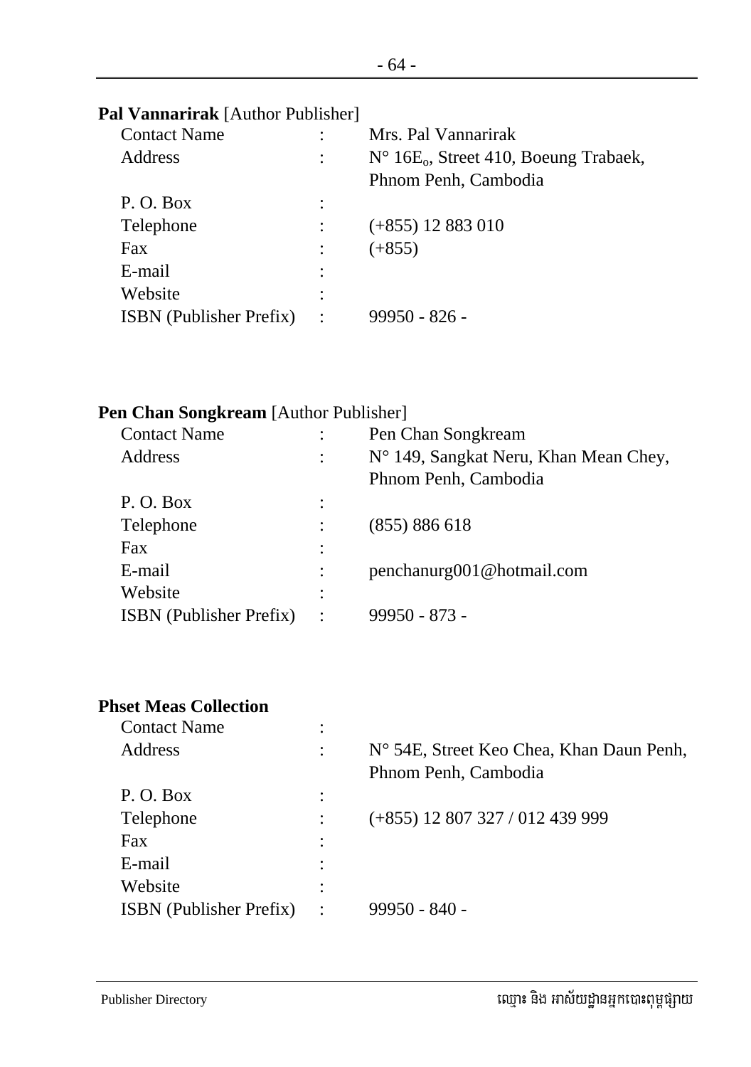**Pal Vannarirak** [Author Publisher]

| | | |
|---|---|---|
| Contact Name | : | Mrs. Pal Vannarirak |
| Address | : | N° 16E$_o$, Street 410, Boeung Trabaek, Phnom Penh, Cambodia |
| P. O. Box | : | |
| Telephone | : | (+855) 12 883 010 |
| Fax | : | (+855) |
| E-mail | : | |
| Website | : | |
| ISBN (Publisher Prefix) | : | 99950 - 826 - |

**Pen Chan Songkream** [Author Publisher]

| | | |
|---|---|---|
| Contact Name | : | Pen Chan Songkream |
| Address | : | N° 149, Sangkat Neru, Khan Mean Chey, Phnom Penh, Cambodia |
| P. O. Box | : | |
| Telephone | : | (855) 886 618 |
| Fax | : | |
| E-mail | : | penchanurg001@hotmail.com |
| Website | : | |
| ISBN (Publisher Prefix) | : | 99950 - 873 - |

**Phset Meas Collection**

| | | |
|---|---|---|
| Contact Name | : | |
| Address | : | N° 54E, Street Keo Chea, Khan Daun Penh, Phnom Penh, Cambodia |
| P. O. Box | : | |
| Telephone | : | (+855) 12 807 327 / 012 439 999 |
| Fax | : | |
| E-mail | : | |
| Website | : | |
| ISBN (Publisher Prefix) | : | 99950 - 840 - |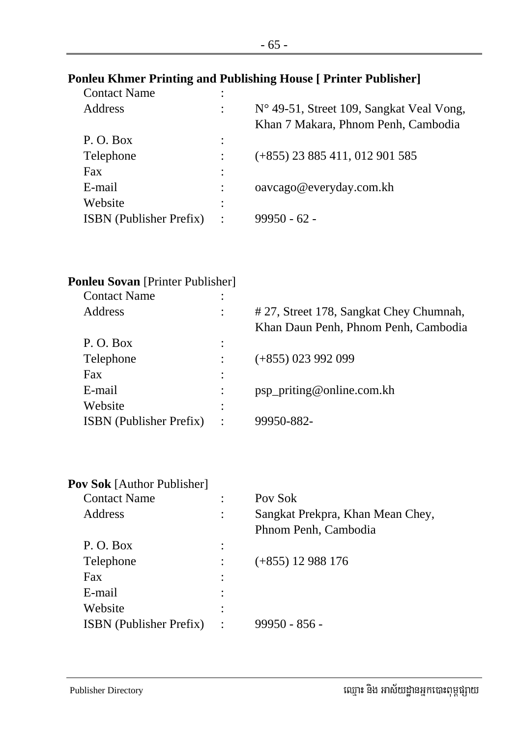**Ponleu Khmer Printing and Publishing House [ Printer Publisher]**

| | | |
|---|---|---|
| Contact Name | : | |
| Address | : | N° 49-51, Street 109, Sangkat Veal Vong, Khan 7 Makara, Phnom Penh, Cambodia |
| P. O. Box | : | |
| Telephone | : | (+855) 23 885 411, 012 901 585 |
| Fax | : | |
| E-mail | : | oavcago@everyday.com.kh |
| Website | : | |
| ISBN (Publisher Prefix) | : | 99950 - 62 - |

**Ponleu Sovan** [Printer Publisher]

| | | |
|---|---|---|
| Contact Name | : | |
| Address | : | # 27, Street 178, Sangkat Chey Chumnah, Khan Daun Penh, Phnom Penh, Cambodia |
| P. O. Box | : | |
| Telephone | : | (+855) 023 992 099 |
| Fax | : | |
| E-mail | : | psp_priting@online.com.kh |
| Website | : | |
| ISBN (Publisher Prefix) | : | 99950-882- |

**Pov Sok** [Author Publisher]

| | | |
|---|---|---|
| Contact Name | : | Pov Sok |
| Address | : | Sangkat Prekpra, Khan Mean Chey, Phnom Penh, Cambodia |
| P. O. Box | : | |
| Telephone | : | (+855) 12 988 176 |
| Fax | : | |
| E-mail | : | |
| Website | : | |
| ISBN (Publisher Prefix) | : | 99950 - 856 - |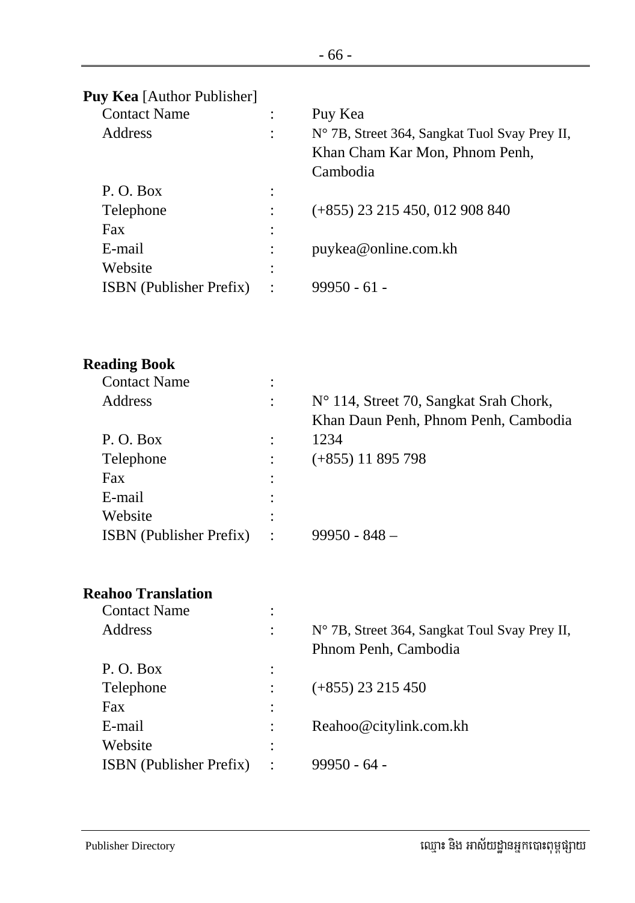**Puy Kea** [Author Publisher]

| | | |
|---|---|---|
| Contact Name | : | Puy Kea |
| Address | : | N° 7B, Street 364, Sangkat Tuol Svay Prey II, Khan Cham Kar Mon, Phnom Penh, Cambodia |
| P. O. Box | : | |
| Telephone | : | (+855) 23 215 450, 012 908 840 |
| Fax | : | |
| E-mail | : | puykea@online.com.kh |
| Website | : | |
| ISBN (Publisher Prefix) | : | 99950 - 61 - |

**Reading Book**

| | | |
|---|---|---|
| Contact Name | : | |
| Address | : | N° 114, Street 70, Sangkat Srah Chork, Khan Daun Penh, Phnom Penh, Cambodia |
| P. O. Box | : | 1234 |
| Telephone | : | (+855) 11 895 798 |
| Fax | : | |
| E-mail | : | |
| Website | : | |
| ISBN (Publisher Prefix) | : | 99950 - 848 – |

**Reahoo Translation**

| | | |
|---|---|---|
| Contact Name | : | |
| Address | : | N° 7B, Street 364, Sangkat Toul Svay Prey II, Phnom Penh, Cambodia |
| P. O. Box | : | |
| Telephone | : | (+855) 23 215 450 |
| Fax | : | |
| E-mail | : | Reahoo@citylink.com.kh |
| Website | : | |
| ISBN (Publisher Prefix) | : | 99950 - 64 - |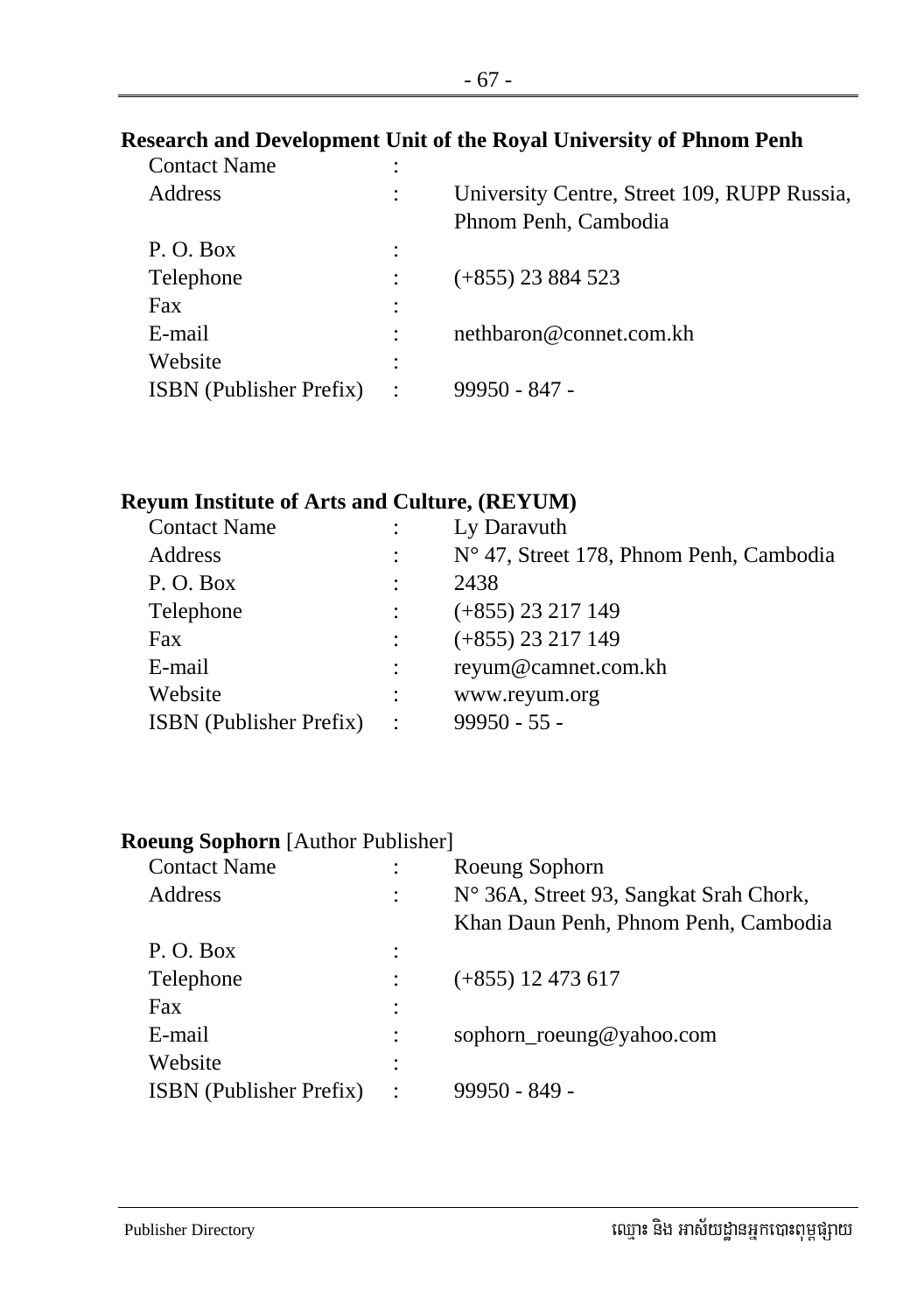**Research and Development Unit of the Royal University of Phnom Penh**

| | | |
|---|---|---|
| Contact Name | : | |
| Address | : | University Centre, Street 109, RUPP Russia, Phnom Penh, Cambodia |
| P. O. Box | : | |
| Telephone | : | (+855) 23 884 523 |
| Fax | : | |
| E-mail | : | nethbaron@connet.com.kh |
| Website | : | |
| ISBN (Publisher Prefix) | : | 99950 - 847 - |

**Reyum Institute of Arts and Culture, (REYUM)**

| | | |
|---|---|---|
| Contact Name | : | Ly Daravuth |
| Address | : | N° 47, Street 178, Phnom Penh, Cambodia |
| P. O. Box | : | 2438 |
| Telephone | : | (+855) 23 217 149 |
| Fax | : | (+855) 23 217 149 |
| E-mail | : | reyum@camnet.com.kh |
| Website | : | www.reyum.org |
| ISBN (Publisher Prefix) | : | 99950 - 55 - |

**Roeung Sophorn** [Author Publisher]

| | | |
|---|---|---|
| Contact Name | : | Roeung Sophorn |
| Address | : | N° 36A, Street 93, Sangkat Srah Chork, Khan Daun Penh, Phnom Penh, Cambodia |
| P. O. Box | : | |
| Telephone | : | (+855) 12 473 617 |
| Fax | : | |
| E-mail | : | sophorn_roeung@yahoo.com |
| Website | : | |
| ISBN (Publisher Prefix) | : | 99950 - 849 - |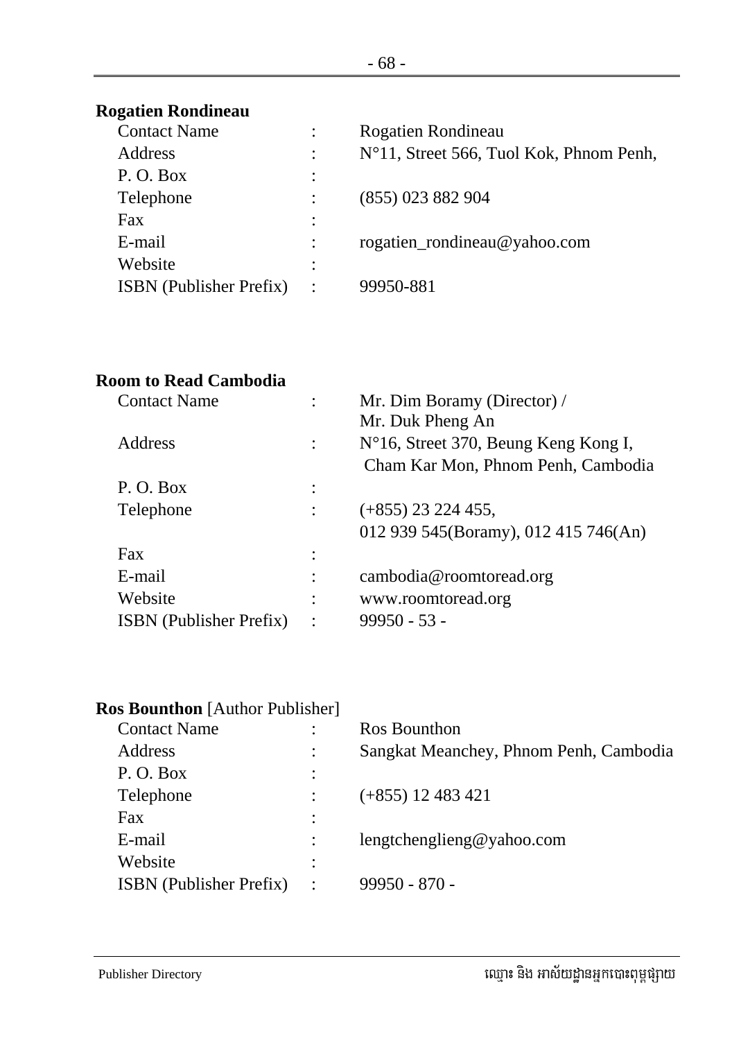**Rogatien Rondineau**

| | | |
|---|---|---|
| Contact Name | : | Rogatien Rondineau |
| Address | : | N°11, Street 566, Tuol Kok, Phnom Penh, |
| P. O. Box | : | |
| Telephone | : | (855) 023 882 904 |
| Fax | : | |
| E-mail | : | rogatien_rondineau@yahoo.com |
| Website | : | |
| ISBN (Publisher Prefix) | : | 99950-881 |

**Room to Read Cambodia**

| | | |
|---|---|---|
| Contact Name | : | Mr. Dim Boramy (Director) / Mr. Duk Pheng An |
| Address | : | N°16, Street 370, Beung Keng Kong I, Cham Kar Mon, Phnom Penh, Cambodia |
| P. O. Box | : | |
| Telephone | : | (+855) 23 224 455, 012 939 545(Boramy), 012 415 746(An) |
| Fax | : | |
| E-mail | : | cambodia@roomtoread.org |
| Website | : | www.roomtoread.org |
| ISBN (Publisher Prefix) | : | 99950 - 53 - |

**Ros Bounthon** [Author Publisher]

| | | |
|---|---|---|
| Contact Name | : | Ros Bounthon |
| Address | : | Sangkat Meanchey, Phnom Penh, Cambodia |
| P. O. Box | : | |
| Telephone | : | (+855) 12 483 421 |
| Fax | : | |
| E-mail | : | lengtchenglieng@yahoo.com |
| Website | : | |
| ISBN (Publisher Prefix) | : | 99950 - 870 - |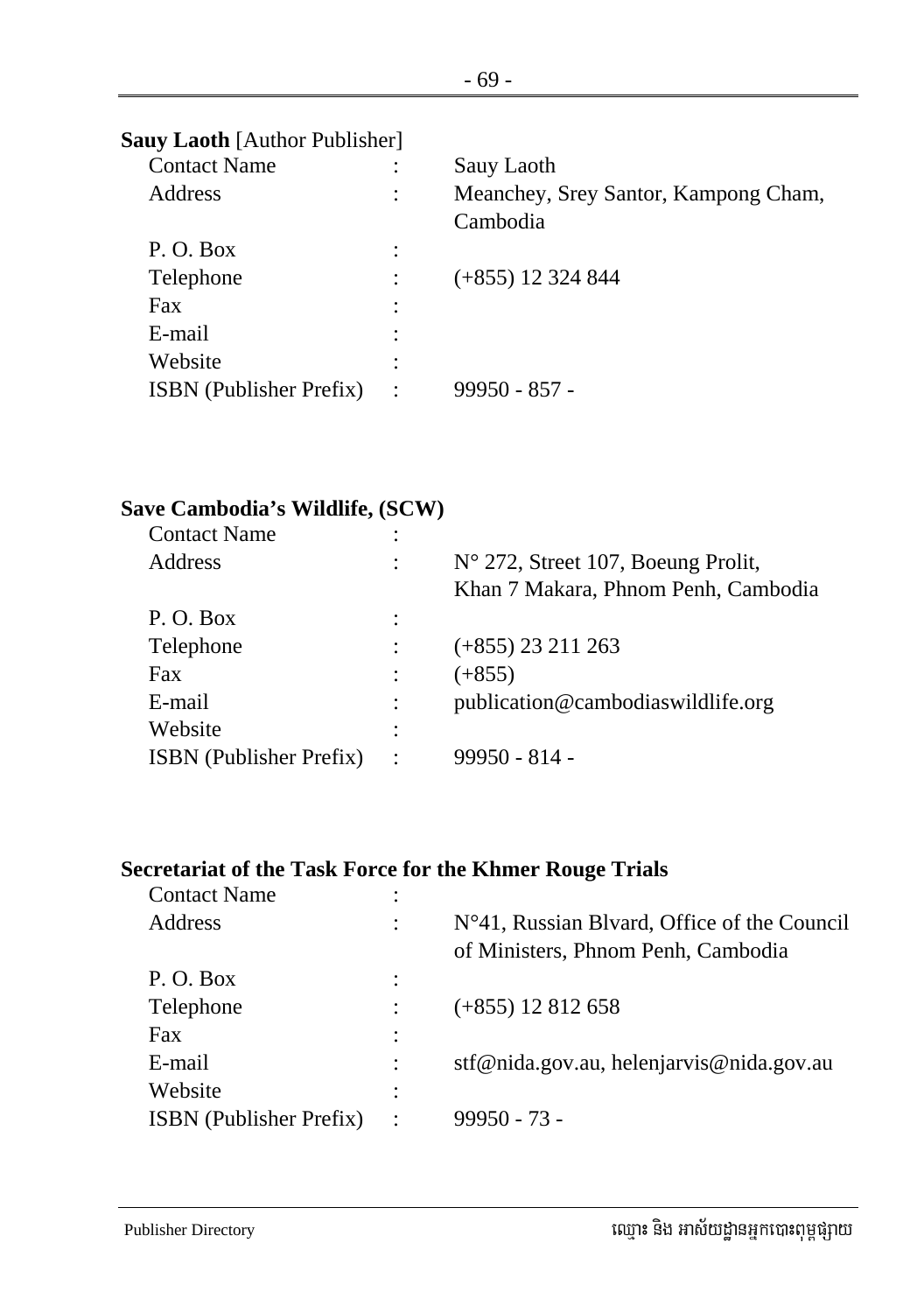**Sauy Laoth** [Author Publisher]

| | | |
|---|---|---|
| Contact Name | : | Sauy Laoth |
| Address | : | Meanchey, Srey Santor, Kampong Cham, Cambodia |
| P. O. Box | : | |
| Telephone | : | (+855) 12 324 844 |
| Fax | : | |
| E-mail | : | |
| Website | : | |
| ISBN (Publisher Prefix) | : | 99950 - 857 - |

**Save Cambodia's Wildlife, (SCW)**

| | | |
|---|---|---|
| Contact Name | : | |
| Address | : | N° 272, Street 107, Boeung Prolit, Khan 7 Makara, Phnom Penh, Cambodia |
| P. O. Box | : | |
| Telephone | : | (+855) 23 211 263 |
| Fax | : | (+855) |
| E-mail | : | publication@cambodiaswildlife.org |
| Website | : | |
| ISBN (Publisher Prefix) | : | 99950 - 814 - |

**Secretariat of the Task Force for the Khmer Rouge Trials**

| | | |
|---|---|---|
| Contact Name | : | |
| Address | : | N°41, Russian Blvard, Office of the Council of Ministers, Phnom Penh, Cambodia |
| P. O. Box | : | |
| Telephone | : | (+855) 12 812 658 |
| Fax | : | |
| E-mail | : | stf@nida.gov.au, helenjarvis@nida.gov.au |
| Website | : | |
| ISBN (Publisher Prefix) | : | 99950 - 73 - |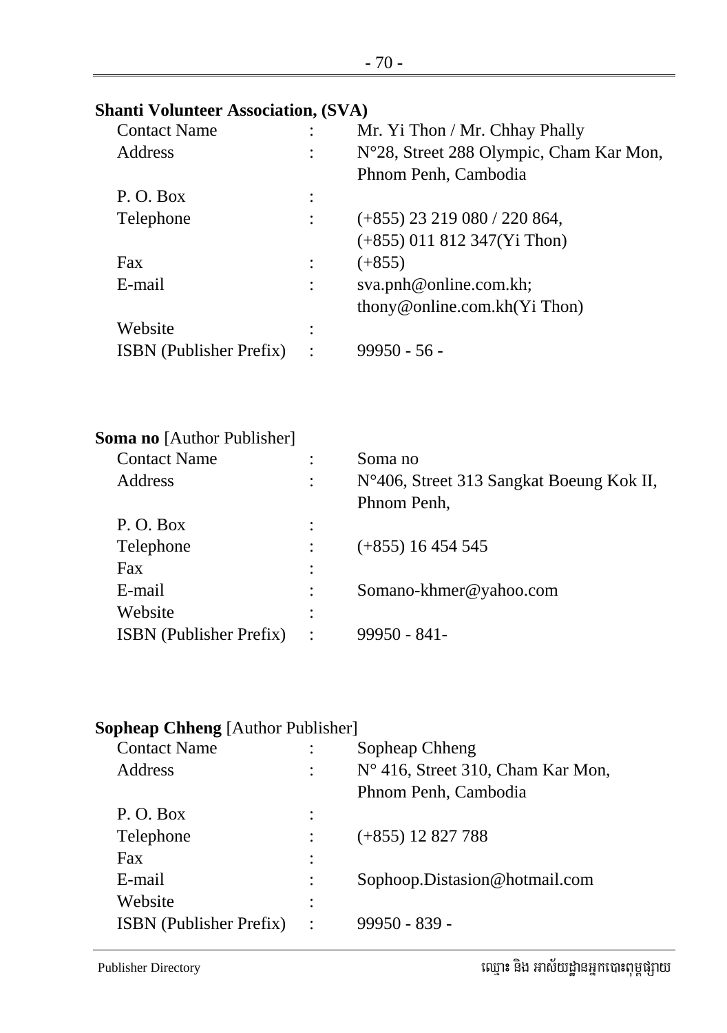**Shanti Volunteer Association, (SVA)**

| | | |
|---|---|---|
| Contact Name | : | Mr. Yi Thon / Mr. Chhay Phally |
| Address | : | N°28, Street 288 Olympic, Cham Kar Mon, Phnom Penh, Cambodia |
| P. O. Box | : | |
| Telephone | : | (+855) 23 219 080 / 220 864, (+855) 011 812 347(Yi Thon) |
| Fax | : | (+855) |
| E-mail | : | sva.pnh@online.com.kh; thony@online.com.kh(Yi Thon) |
| Website | : | |
| ISBN (Publisher Prefix) | : | 99950 - 56 - |

**Soma no** [Author Publisher]

| | | |
|---|---|---|
| Contact Name | : | Soma no |
| Address | : | N°406, Street 313 Sangkat Boeung Kok II, Phnom Penh, |
| P. O. Box | : | |
| Telephone | : | (+855) 16 454 545 |
| Fax | : | |
| E-mail | : | Somano-khmer@yahoo.com |
| Website | : | |
| ISBN (Publisher Prefix) | : | 99950 - 841- |

**Sopheap Chheng** [Author Publisher]

| | | |
|---|---|---|
| Contact Name | : | Sopheap Chheng |
| Address | : | N° 416, Street 310, Cham Kar Mon, Phnom Penh, Cambodia |
| P. O. Box | : | |
| Telephone | : | (+855) 12 827 788 |
| Fax | : | |
| E-mail | : | Sophoop.Distasion@hotmail.com |
| Website | : | |
| ISBN (Publisher Prefix) | : | 99950 - 839 - |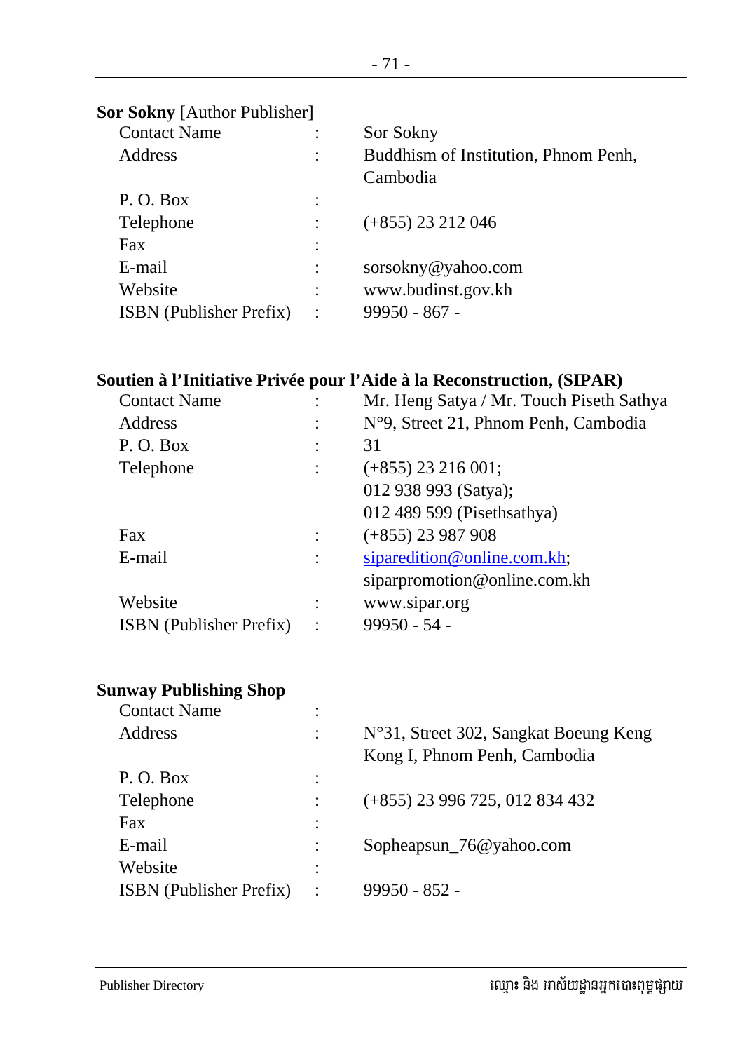**Sor Sokny** [Author Publisher]

| | | |
|---|---|---|
| Contact Name | : | Sor Sokny |
| Address | : | Buddhism of Institution, Phnom Penh, Cambodia |
| P. O. Box | : | |
| Telephone | : | (+855) 23 212 046 |
| Fax | : | |
| E-mail | : | sorsokny@yahoo.com |
| Website | : | www.budinst.gov.kh |
| ISBN (Publisher Prefix) | : | 99950 - 867 - |

**Soutien à l'Initiative Privée pour l'Aide à la Reconstruction, (SIPAR)**

| | | |
|---|---|---|
| Contact Name | : | Mr. Heng Satya / Mr. Touch Piseth Sathya |
| Address | : | N°9, Street 21, Phnom Penh, Cambodia |
| P. O. Box | : | 31 |
| Telephone | : | (+855) 23 216 001; 012 938 993 (Satya); 012 489 599 (Pisethsathya) |
| Fax | : | (+855) 23 987 908 |
| E-mail | : | siparedition@online.com.kh; siparpromotion@online.com.kh |
| Website | : | www.sipar.org |
| ISBN (Publisher Prefix) | : | 99950 - 54 - |

**Sunway Publishing Shop**

| | | |
|---|---|---|
| Contact Name | : | |
| Address | : | N°31, Street 302, Sangkat Boeung Keng Kong I, Phnom Penh, Cambodia |
| P. O. Box | : | |
| Telephone | : | (+855) 23 996 725, 012 834 432 |
| Fax | : | |
| E-mail | : | Sopheapsun_76@yahoo.com |
| Website | : | |
| ISBN (Publisher Prefix) | : | 99950 - 852 - |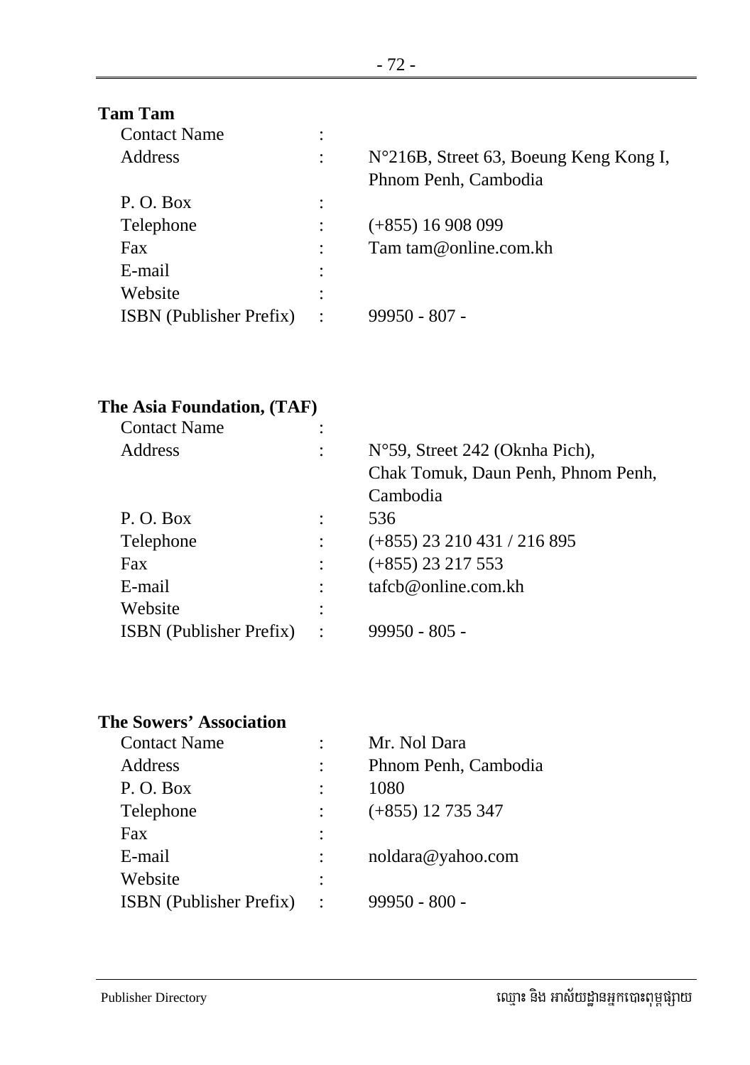**Tam Tam**

| | | |
|---|---|---|
| Contact Name | : | |
| Address | : | N°216B, Street 63, Boeung Keng Kong I, Phnom Penh, Cambodia |
| P. O. Box | : | |
| Telephone | : | (+855) 16 908 099 |
| Fax | : | Tam tam@online.com.kh |
| E-mail | : | |
| Website | : | |
| ISBN (Publisher Prefix) | : | 99950 - 807 - |

**The Asia Foundation, (TAF)**

| | | |
|---|---|---|
| Contact Name | : | |
| Address | : | N°59, Street 242 (Oknha Pich), Chak Tomuk, Daun Penh, Phnom Penh, Cambodia |
| P. O. Box | : | 536 |
| Telephone | : | (+855) 23 210 431 / 216 895 |
| Fax | : | (+855) 23 217 553 |
| E-mail | : | tafcb@online.com.kh |
| Website | : | |
| ISBN (Publisher Prefix) | : | 99950 - 805 - |

**The Sowers' Association**

| | | |
|---|---|---|
| Contact Name | : | Mr. Nol Dara |
| Address | : | Phnom Penh, Cambodia |
| P. O. Box | : | 1080 |
| Telephone | : | (+855) 12 735 347 |
| Fax | : | |
| E-mail | : | noldara@yahoo.com |
| Website | : | |
| ISBN (Publisher Prefix) | : | 99950 - 800 - |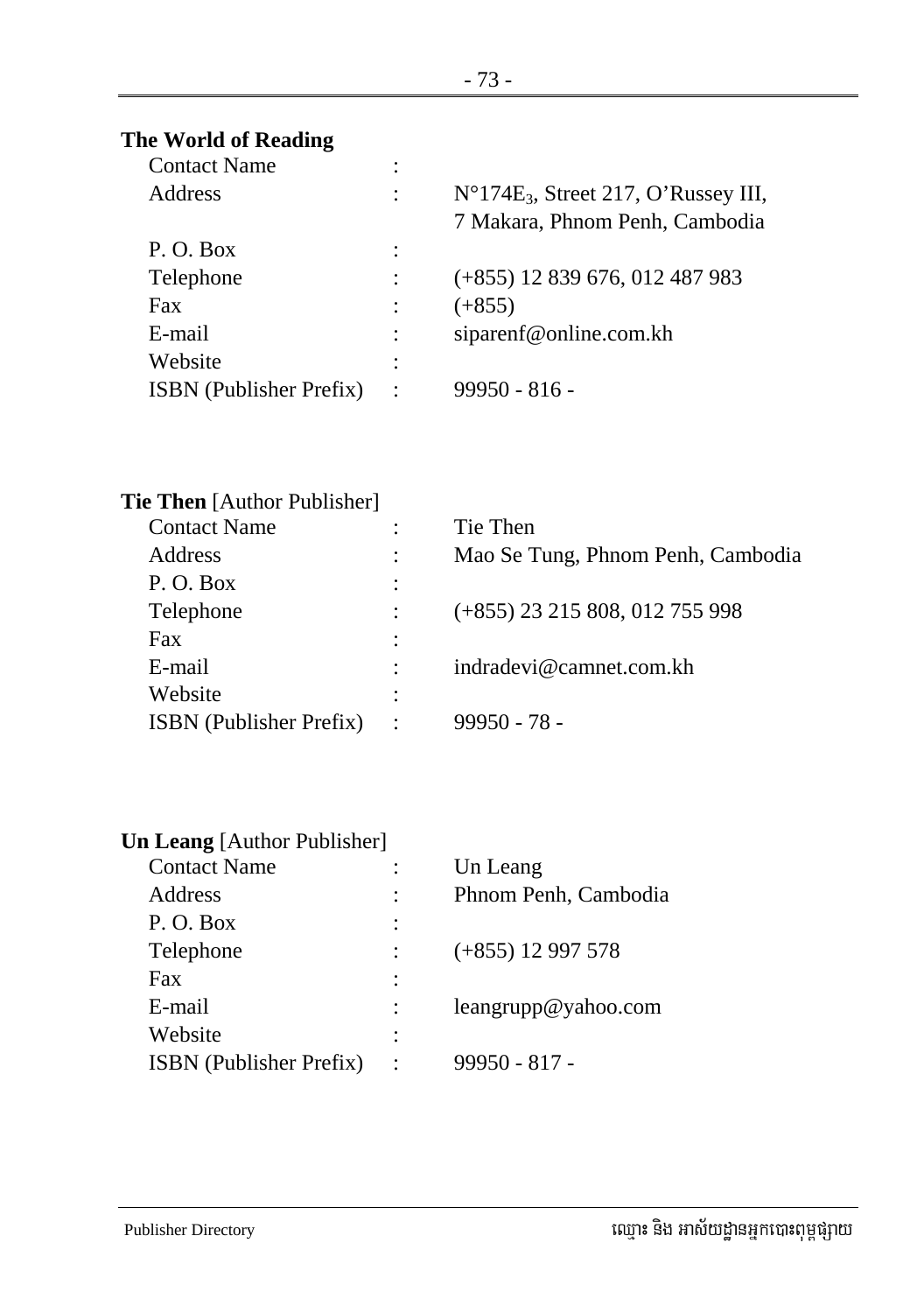**The World of Reading**

| | | |
|---|---|---|
| Contact Name | : | |
| Address | : | N°174$E_3$, Street 217, O'Russey III, 7 Makara, Phnom Penh, Cambodia |
| P. O. Box | : | |
| Telephone | : | (+855) 12 839 676, 012 487 983 |
| Fax | : | (+855) |
| E-mail | : | siparenf@online.com.kh |
| Website | : | |
| ISBN (Publisher Prefix) | : | 99950 - 816 - |

**Tie Then** [Author Publisher]

| | | |
|---|---|---|
| Contact Name | : | Tie Then |
| Address | : | Mao Se Tung, Phnom Penh, Cambodia |
| P. O. Box | : | |
| Telephone | : | (+855) 23 215 808, 012 755 998 |
| Fax | : | |
| E-mail | : | indradevi@camnet.com.kh |
| Website | : | |
| ISBN (Publisher Prefix) | : | 99950 - 78 - |

**Un Leang** [Author Publisher]

| | | |
|---|---|---|
| Contact Name | : | Un Leang |
| Address | : | Phnom Penh, Cambodia |
| P. O. Box | : | |
| Telephone | : | (+855) 12 997 578 |
| Fax | : | |
| E-mail | : | leangrupp@yahoo.com |
| Website | : | |
| ISBN (Publisher Prefix) | : | 99950 - 817 - |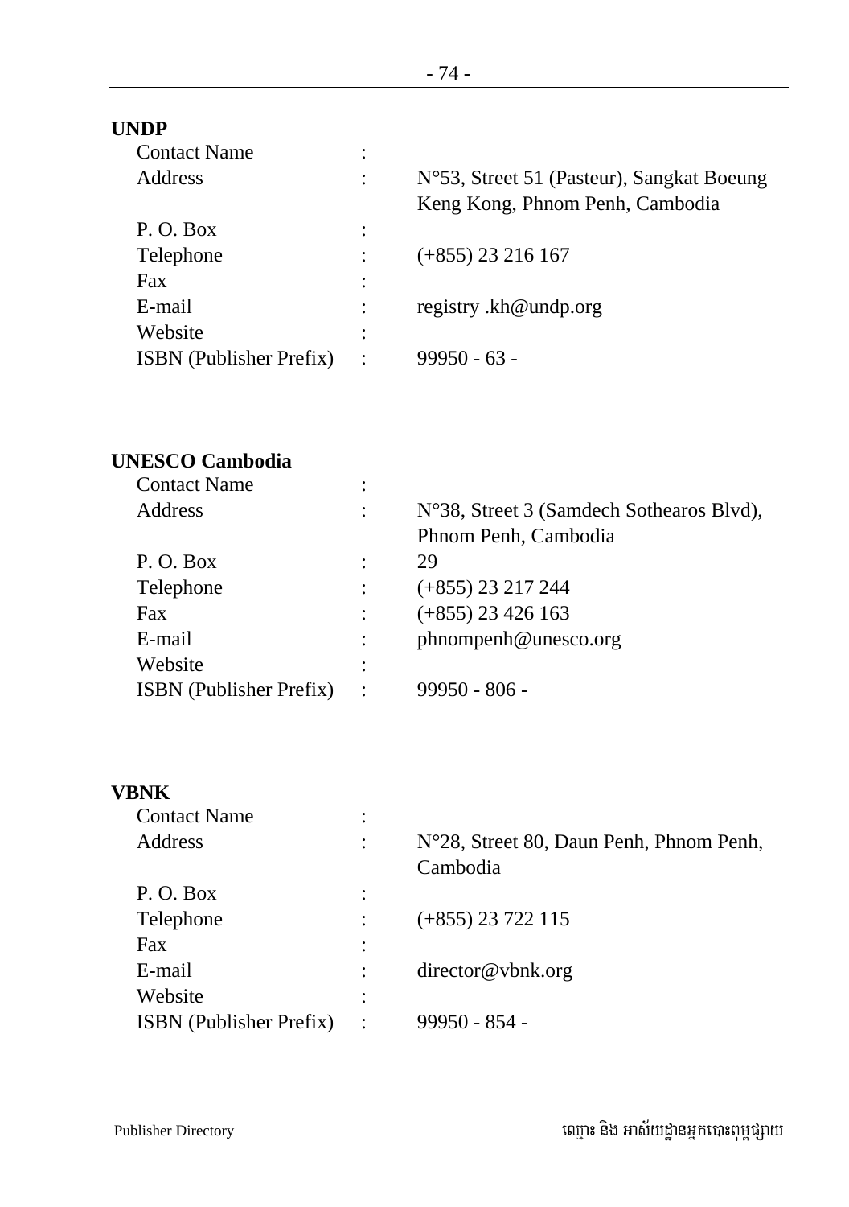**UNDP**

| | | |
|---|---|---|
| Contact Name | : | |
| Address | : | N°53, Street 51 (Pasteur), Sangkat Boeung Keng Kong, Phnom Penh, Cambodia |
| P. O. Box | : | |
| Telephone | : | (+855) 23 216 167 |
| Fax | : | |
| E-mail | : | registry .kh@undp.org |
| Website | : | |
| ISBN (Publisher Prefix) | : | 99950 - 63 - |

**UNESCO Cambodia**

| | | |
|---|---|---|
| Contact Name | : | |
| Address | : | N°38, Street 3 (Samdech Sothearos Blvd), Phnom Penh, Cambodia |
| P. O. Box | : | 29 |
| Telephone | : | (+855) 23 217 244 |
| Fax | : | (+855) 23 426 163 |
| E-mail | : | phnompenh@unesco.org |
| Website | : | |
| ISBN (Publisher Prefix) | : | 99950 - 806 - |

**VBNK**

| | | |
|---|---|---|
| Contact Name | : | |
| Address | : | N°28, Street 80, Daun Penh, Phnom Penh, Cambodia |
| P. O. Box | : | |
| Telephone | : | (+855) 23 722 115 |
| Fax | : | |
| E-mail | : | director@vbnk.org |
| Website | : | |
| ISBN (Publisher Prefix) | : | 99950 - 854 - |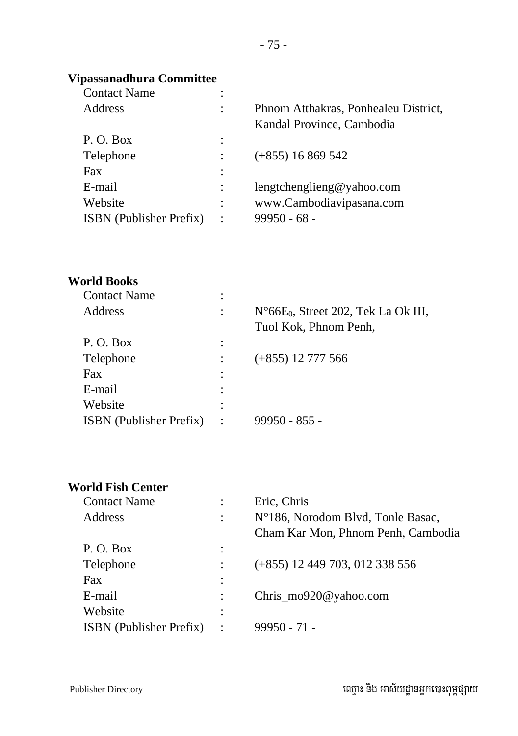**Vipassanadhura Committee**

| | | |
|---|---|---|
| Contact Name | : | |
| Address | : | Phnom Atthakras, Ponhealeu District, Kandal Province, Cambodia |
| P. O. Box | : | |
| Telephone | : | (+855) 16 869 542 |
| Fax | : | |
| E-mail | : | lengtchenglieng@yahoo.com |
| Website | : | www.Cambodiavipasana.com |
| ISBN (Publisher Prefix) | : | 99950 - 68 - |

**World Books**

| | | |
|---|---|---|
| Contact Name | : | |
| Address | : | N°66E$_0$, Street 202, Tek La Ok III, Tuol Kok, Phnom Penh, |
| P. O. Box | : | |
| Telephone | : | (+855) 12 777 566 |
| Fax | : | |
| E-mail | : | |
| Website | : | |
| ISBN (Publisher Prefix) | : | 99950 - 855 - |

**World Fish Center**

| | | |
|---|---|---|
| Contact Name | : | Eric, Chris |
| Address | : | N°186, Norodom Blvd, Tonle Basac, Cham Kar Mon, Phnom Penh, Cambodia |
| P. O. Box | : | |
| Telephone | : | (+855) 12 449 703, 012 338 556 |
| Fax | : | |
| E-mail | : | Chris_mo920@yahoo.com |
| Website | : | |
| ISBN (Publisher Prefix) | : | 99950 - 71 - |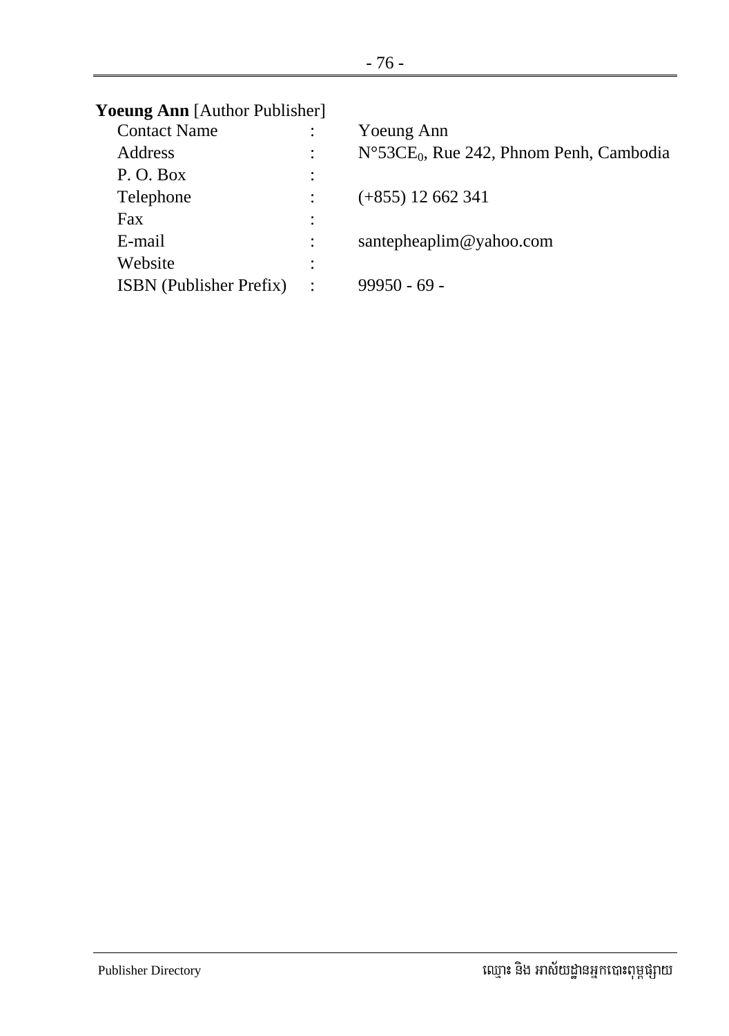**Yoeung Ann** [Author Publisher]

| | | |
|---|---|---|
| Contact Name | : | Yoeung Ann |
| Address | : | N°53$CE_0$, Rue 242, Phnom Penh, Cambodia |
| P. O. Box | : | |
| Telephone | : | (+855) 12 662 341 |
| Fax | : | |
| E-mail | : | santepheaplim@yahoo.com |
| Website | : | |
| ISBN (Publisher Prefix) | : | 99950 - 69 - |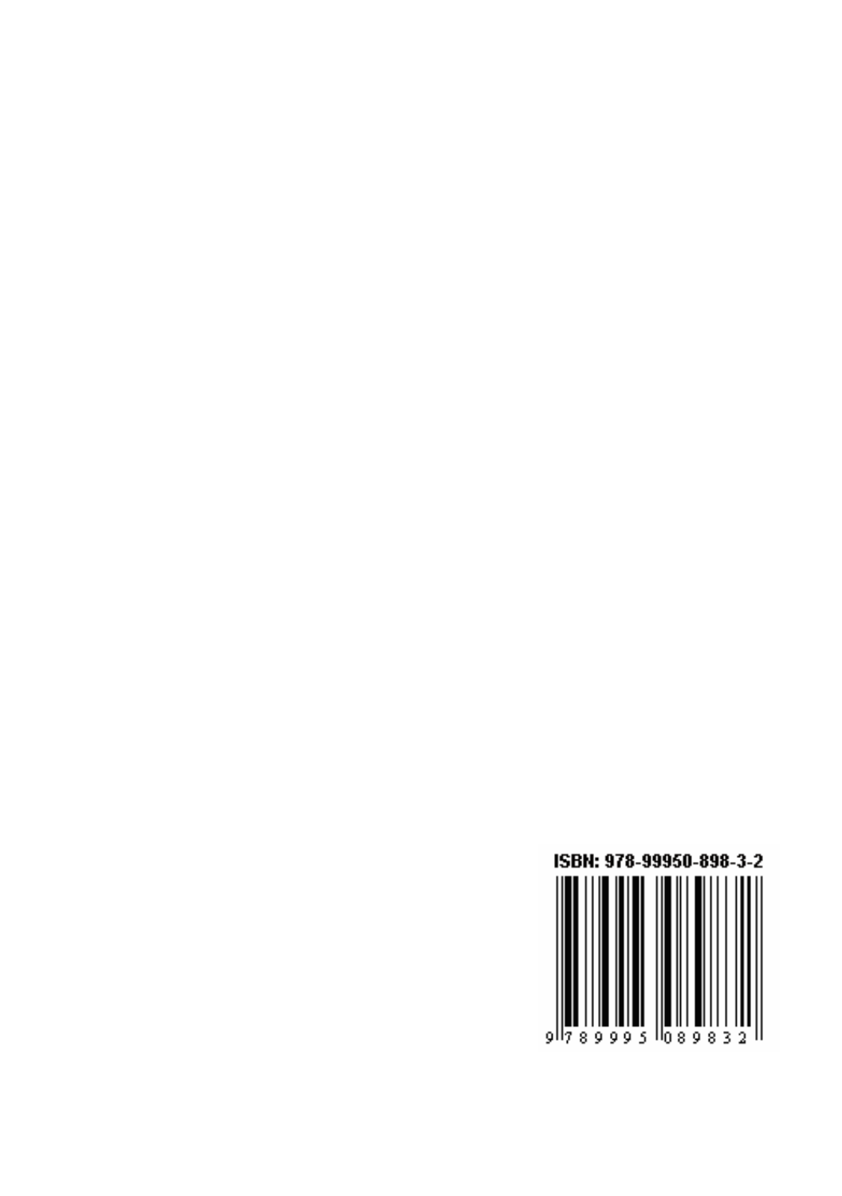ISBN: 978-99950-898-3-2

9 789995 089832